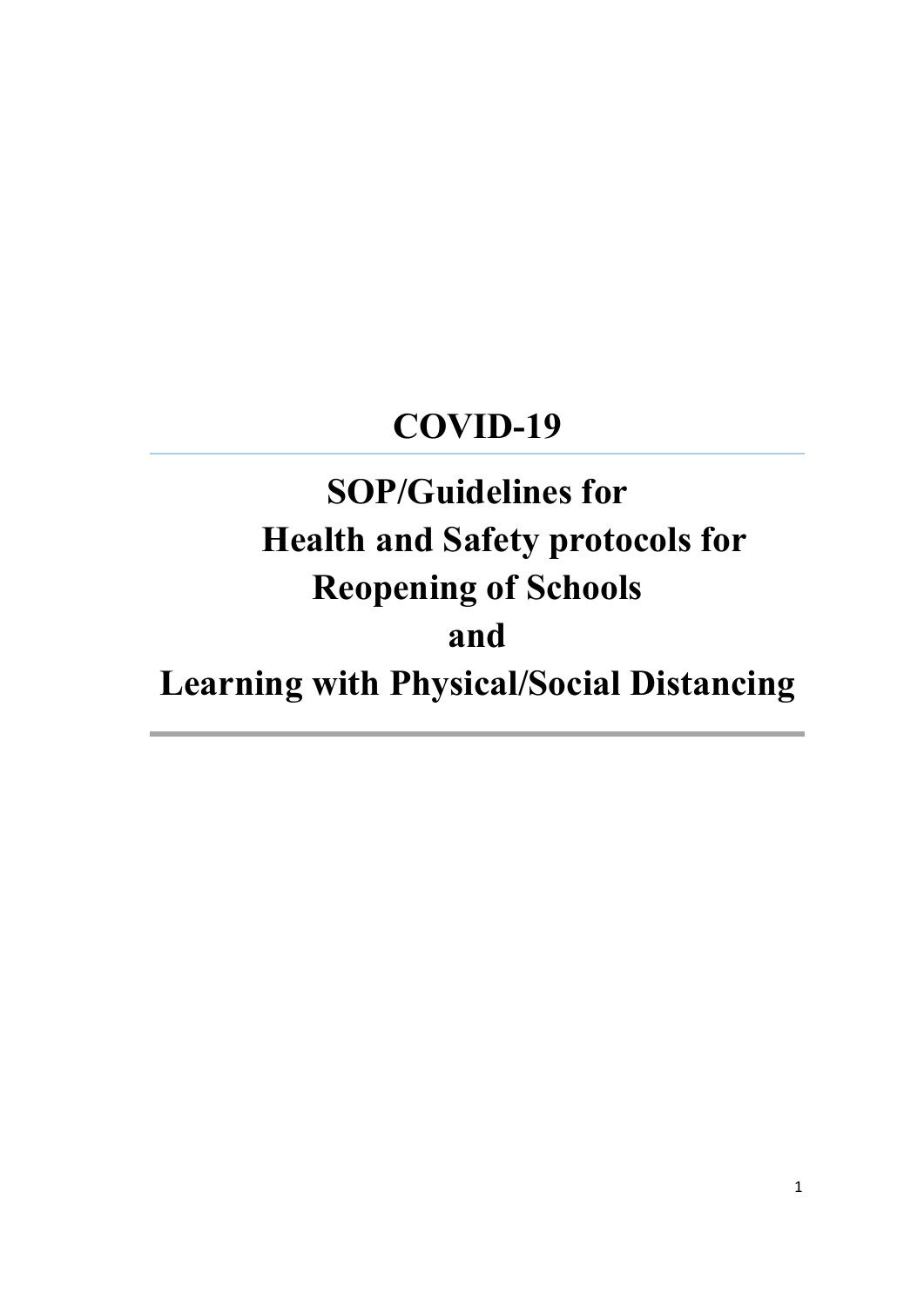# COVID-19

## SOP/Guidelines for Health and Safety protocols for Reopening of Schools and Learning with Physical/Social Distancing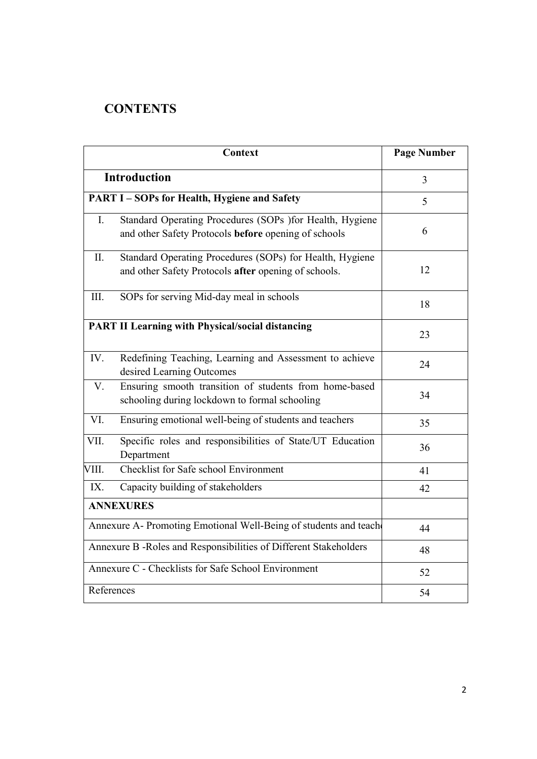# CONTENTS

| Context | Page Number |
|---|---|
| **Introduction** | 3 |
| **PART I – SOPs for Health, Hygiene and Safety** | 5 |
| I. Standard Operating Procedures (SOPs )for Health, Hygiene and other Safety Protocols **before** opening of schools | 6 |
| II. Standard Operating Procedures (SOPs) for Health, Hygiene and other Safety Protocols **after** opening of schools. | 12 |
| III. SOPs for serving Mid-day meal in schools | 18 |
| **PART II Learning with Physical/social distancing** | 23 |
| IV. Redefining Teaching, Learning and Assessment to achieve desired Learning Outcomes | 24 |
| V. Ensuring smooth transition of students from home-based schooling during lockdown to formal schooling | 34 |
| VI. Ensuring emotional well-being of students and teachers | 35 |
| VII. Specific roles and responsibilities of State/UT Education Department | 36 |
| VIII. Checklist for Safe school Environment | 41 |
| IX. Capacity building of stakeholders | 42 |
| **ANNEXURES** | |
| Annexure A- Promoting Emotional Well-Being of students and teach | 44 |
| Annexure B -Roles and Responsibilities of Different Stakeholders | 48 |
| Annexure C - Checklists for Safe School Environment | 52 |
| References | 54 |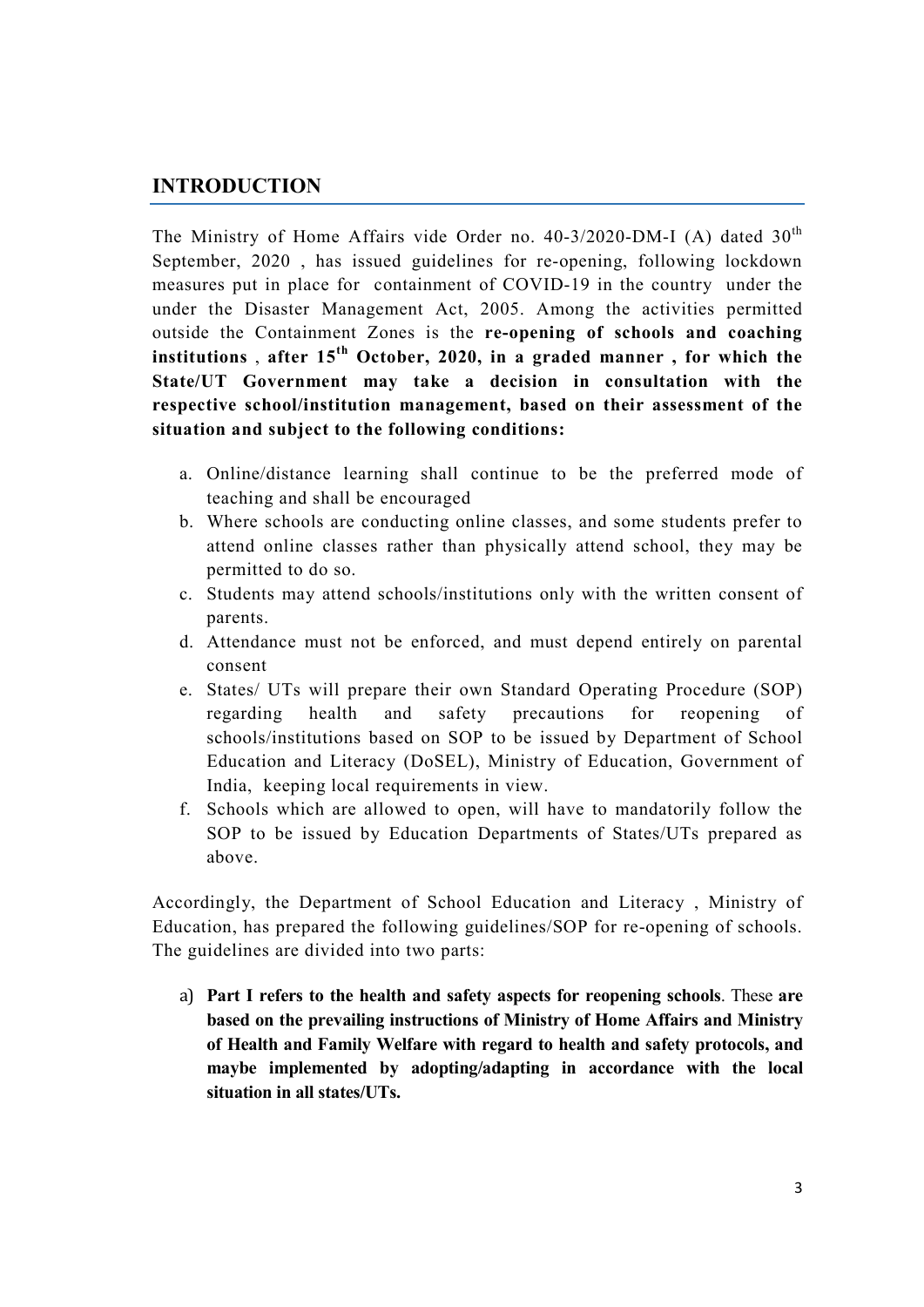## INTRODUCTION

The Ministry of Home Affairs vide Order no. 40-3/2020-DM-I (A) dated 30th September, 2020 , has issued guidelines for re-opening, following lockdown measures put in place for containment of COVID-19 in the country under the under the Disaster Management Act, 2005. Among the activities permitted outside the Containment Zones is the **re-opening of schools and coaching institutions , after 15th October, 2020, in a graded manner , for which the State/UT Government may take a decision in consultation with the respective school/institution management, based on their assessment of the situation and subject to the following conditions:**

a. Online/distance learning shall continue to be the preferred mode of teaching and shall be encouraged
b. Where schools are conducting online classes, and some students prefer to attend online classes rather than physically attend school, they may be permitted to do so.
c. Students may attend schools/institutions only with the written consent of parents.
d. Attendance must not be enforced, and must depend entirely on parental consent
e. States/ UTs will prepare their own Standard Operating Procedure (SOP) regarding health and safety precautions for reopening of schools/institutions based on SOP to be issued by Department of School Education and Literacy (DoSEL), Ministry of Education, Government of India, keeping local requirements in view.
f. Schools which are allowed to open, will have to mandatorily follow the SOP to be issued by Education Departments of States/UTs prepared as above.

Accordingly, the Department of School Education and Literacy , Ministry of Education, has prepared the following guidelines/SOP for re-opening of schools. The guidelines are divided into two parts:

a) **Part I refers to the health and safety aspects for reopening schools**. These **are based on the prevailing instructions of Ministry of Home Affairs and Ministry of Health and Family Welfare with regard to health and safety protocols, and maybe implemented by adopting/adapting in accordance with the local situation in all states/UTs.**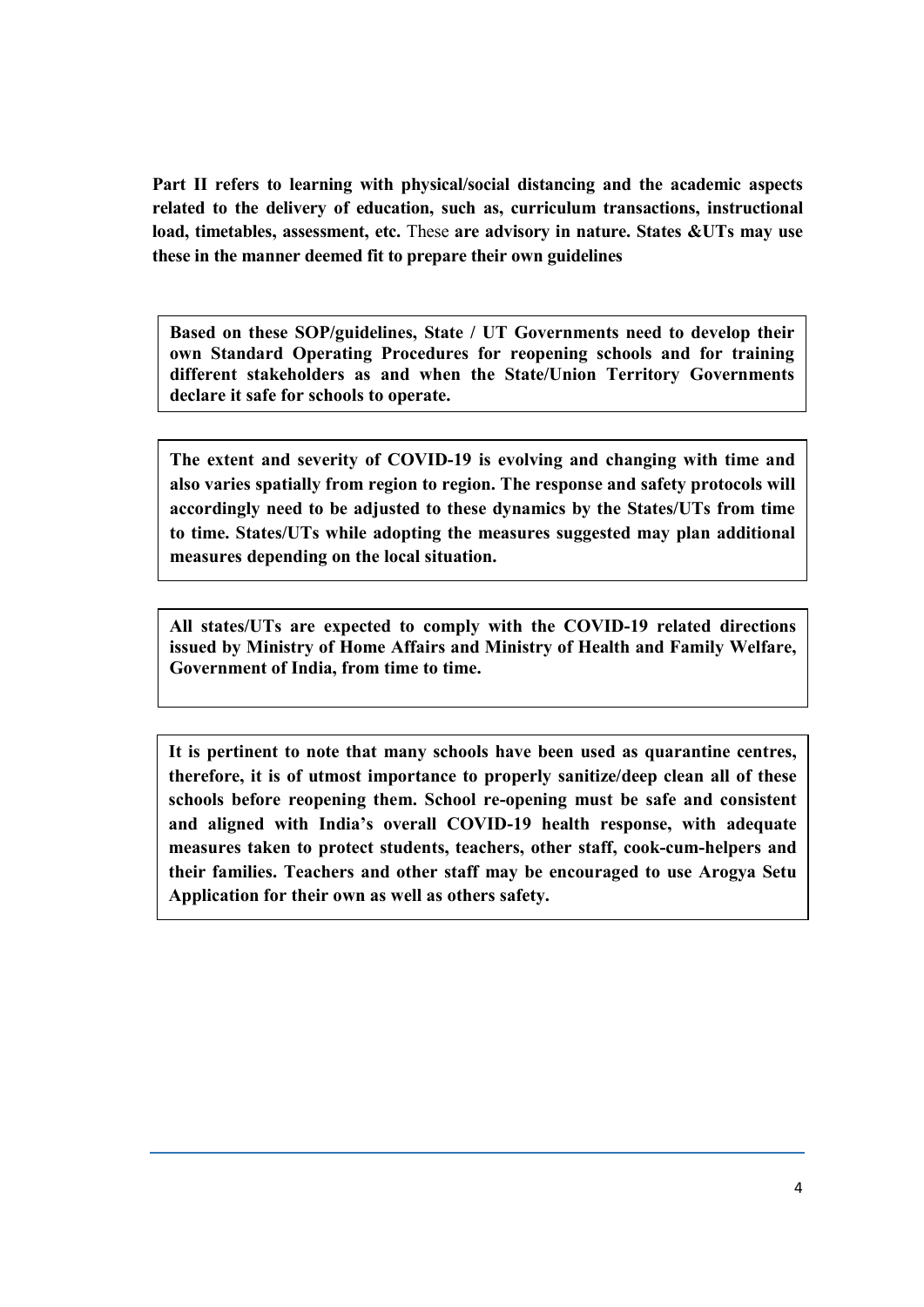**Part II refers to learning with physical/social distancing and the academic aspects related to the delivery of education, such as, curriculum transactions, instructional load, timetables, assessment, etc.** These **are advisory in nature. States &UTs may use these in the manner deemed fit to prepare their own guidelines**

**Based on these SOP/guidelines, State / UT Governments need to develop their own Standard Operating Procedures for reopening schools and for training different stakeholders as and when the State/Union Territory Governments declare it safe for schools to operate.**

**The extent and severity of COVID-19 is evolving and changing with time and also varies spatially from region to region. The response and safety protocols will accordingly need to be adjusted to these dynamics by the States/UTs from time to time. States/UTs while adopting the measures suggested may plan additional measures depending on the local situation.**

**All states/UTs are expected to comply with the COVID-19 related directions issued by Ministry of Home Affairs and Ministry of Health and Family Welfare, Government of India, from time to time.**

**It is pertinent to note that many schools have been used as quarantine centres, therefore, it is of utmost importance to properly sanitize/deep clean all of these schools before reopening them. School re-opening must be safe and consistent and aligned with India's overall COVID-19 health response, with adequate measures taken to protect students, teachers, other staff, cook-cum-helpers and their families. Teachers and other staff may be encouraged to use Arogya Setu Application for their own as well as others safety.**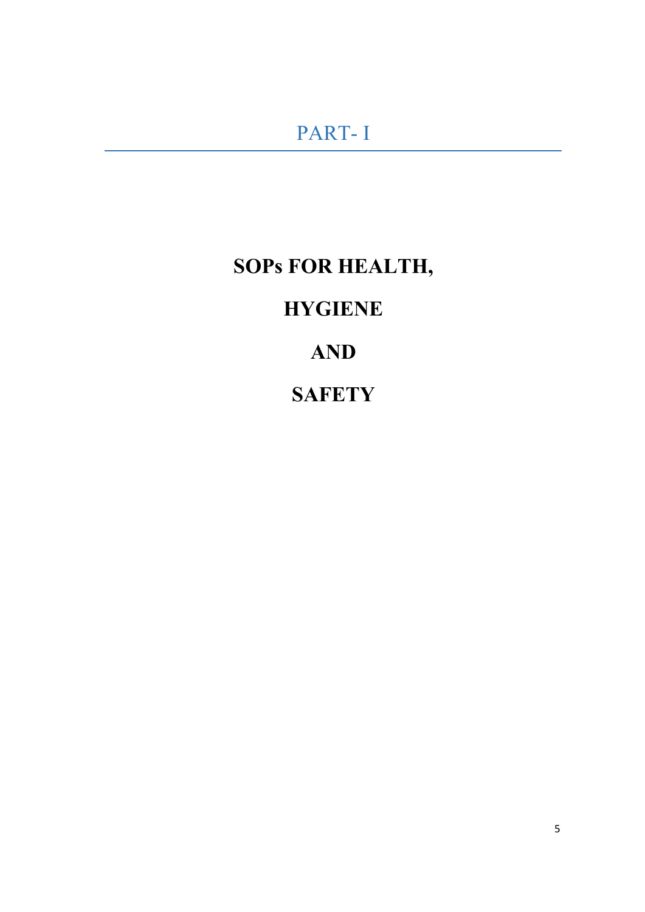# PART- I

## SOPs FOR HEALTH, HYGIENE AND SAFETY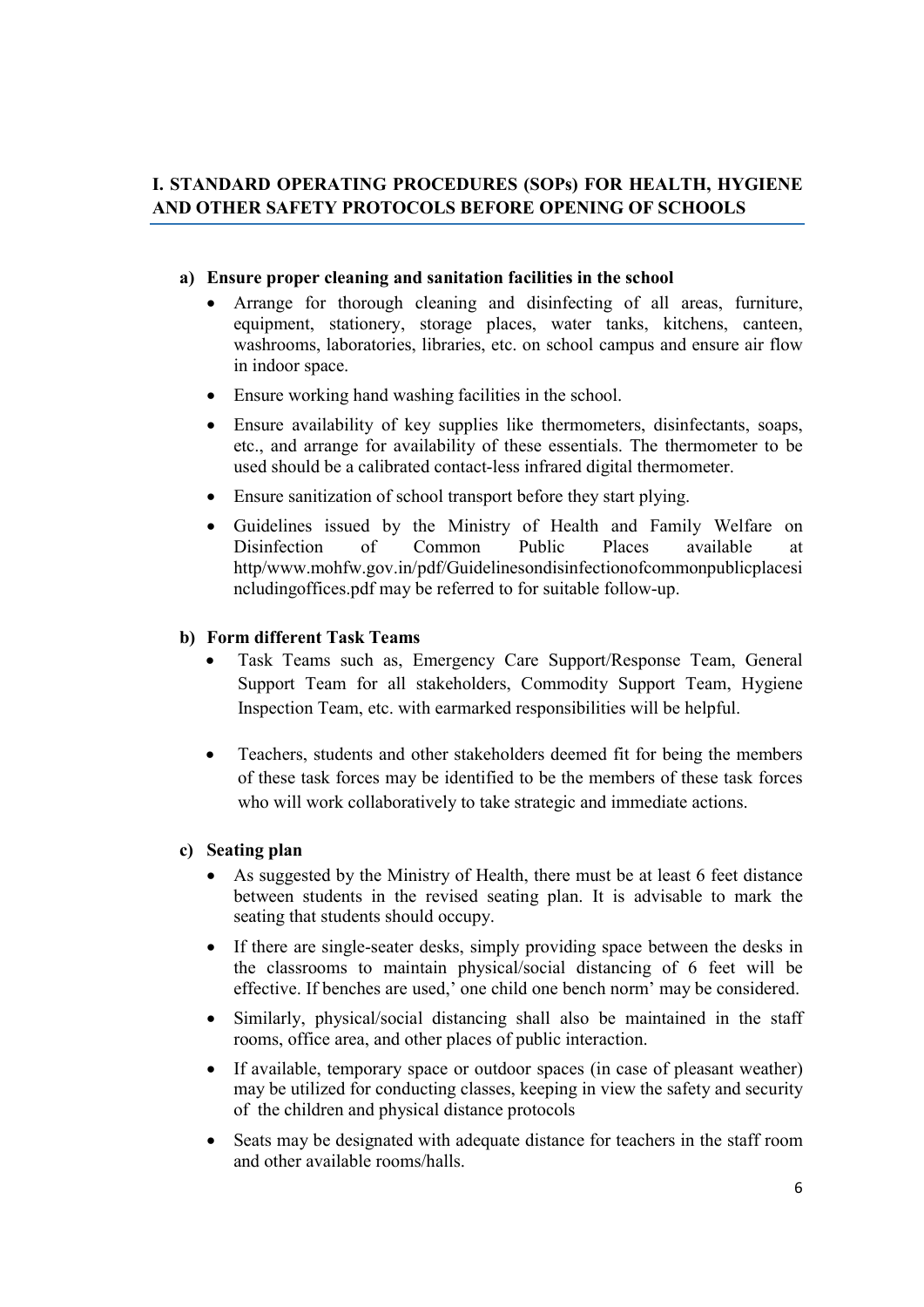## I. STANDARD OPERATING PROCEDURES (SOPs) FOR HEALTH, HYGIENE AND OTHER SAFETY PROTOCOLS BEFORE OPENING OF SCHOOLS

**a) Ensure proper cleaning and sanitation facilities in the school**

- Arrange for thorough cleaning and disinfecting of all areas, furniture, equipment, stationery, storage places, water tanks, kitchens, canteen, washrooms, laboratories, libraries, etc. on school campus and ensure air flow in indoor space.
- Ensure working hand washing facilities in the school.
- Ensure availability of key supplies like thermometers, disinfectants, soaps, etc., and arrange for availability of these essentials. The thermometer to be used should be a calibrated contact-less infrared digital thermometer.
- Ensure sanitization of school transport before they start plying.
- Guidelines issued by the Ministry of Health and Family Welfare on Disinfection of Common Public Places available at http/www.mohfw.gov.in/pdf/Guidelinesondisinfectionofcommonpublicplacesincludingoffices.pdf may be referred to for suitable follow-up.

**b) Form different Task Teams**

- Task Teams such as, Emergency Care Support/Response Team, General Support Team for all stakeholders, Commodity Support Team, Hygiene Inspection Team, etc. with earmarked responsibilities will be helpful.
- Teachers, students and other stakeholders deemed fit for being the members of these task forces may be identified to be the members of these task forces who will work collaboratively to take strategic and immediate actions.

**c) Seating plan**

- As suggested by the Ministry of Health, there must be at least 6 feet distance between students in the revised seating plan. It is advisable to mark the seating that students should occupy.
- If there are single-seater desks, simply providing space between the desks in the classrooms to maintain physical/social distancing of 6 feet will be effective. If benches are used,' one child one bench norm' may be considered.
- Similarly, physical/social distancing shall also be maintained in the staff rooms, office area, and other places of public interaction.
- If available, temporary space or outdoor spaces (in case of pleasant weather) may be utilized for conducting classes, keeping in view the safety and security of the children and physical distance protocols
- Seats may be designated with adequate distance for teachers in the staff room and other available rooms/halls.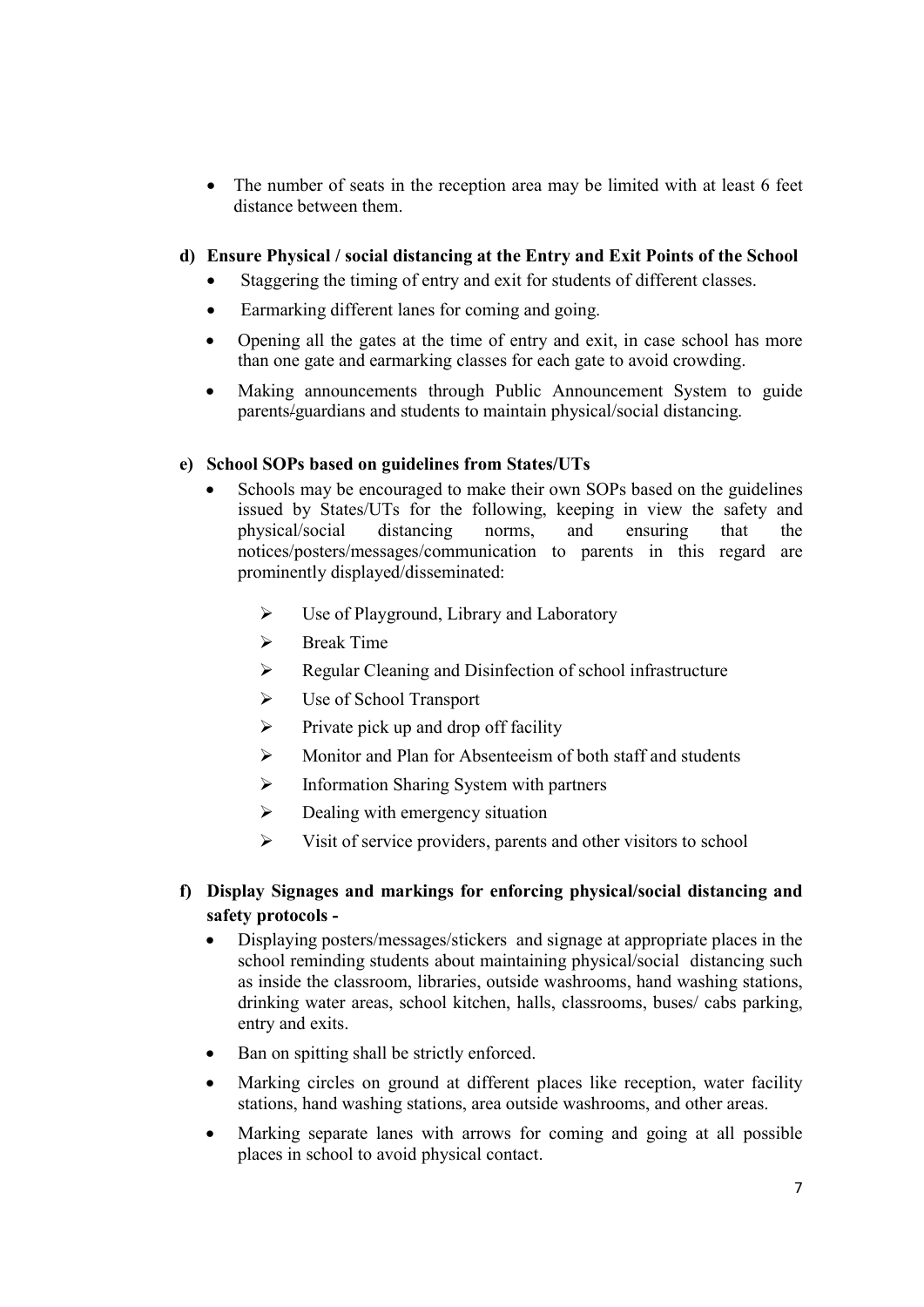- The number of seats in the reception area may be limited with at least 6 feet distance between them.

**d) Ensure Physical / social distancing at the Entry and Exit Points of the School**

- Staggering the timing of entry and exit for students of different classes.
- Earmarking different lanes for coming and going.
- Opening all the gates at the time of entry and exit, in case school has more than one gate and earmarking classes for each gate to avoid crowding.
- Making announcements through Public Announcement System to guide parents/guardians and students to maintain physical/social distancing.

**e) School SOPs based on guidelines from States/UTs**

- Schools may be encouraged to make their own SOPs based on the guidelines issued by States/UTs for the following, keeping in view the safety and physical/social distancing norms, and ensuring that the notices/posters/messages/communication to parents in this regard are prominently displayed/disseminated:
  - Use of Playground, Library and Laboratory
  - Break Time
  - Regular Cleaning and Disinfection of school infrastructure
  - Use of School Transport
  - Private pick up and drop off facility
  - Monitor and Plan for Absenteeism of both staff and students
  - Information Sharing System with partners
  - Dealing with emergency situation
  - Visit of service providers, parents and other visitors to school

**f) Display Signages and markings for enforcing physical/social distancing and safety protocols -**

- Displaying posters/messages/stickers and signage at appropriate places in the school reminding students about maintaining physical/social distancing such as inside the classroom, libraries, outside washrooms, hand washing stations, drinking water areas, school kitchen, halls, classrooms, buses/ cabs parking, entry and exits.
- Ban on spitting shall be strictly enforced.
- Marking circles on ground at different places like reception, water facility stations, hand washing stations, area outside washrooms, and other areas.
- Marking separate lanes with arrows for coming and going at all possible places in school to avoid physical contact.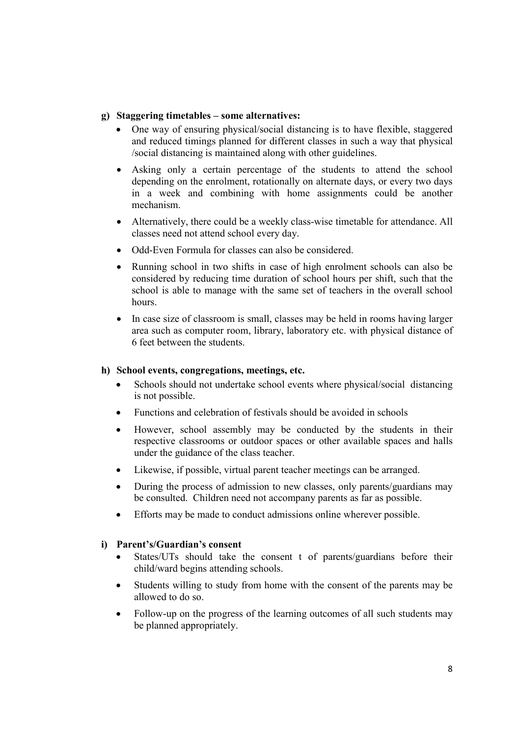**g) Staggering timetables – some alternatives:**

- One way of ensuring physical/social distancing is to have flexible, staggered and reduced timings planned for different classes in such a way that physical /social distancing is maintained along with other guidelines.
- Asking only a certain percentage of the students to attend the school depending on the enrolment, rotationally on alternate days, or every two days in a week and combining with home assignments could be another mechanism.
- Alternatively, there could be a weekly class-wise timetable for attendance. All classes need not attend school every day.
- Odd-Even Formula for classes can also be considered.
- Running school in two shifts in case of high enrolment schools can also be considered by reducing time duration of school hours per shift, such that the school is able to manage with the same set of teachers in the overall school hours.
- In case size of classroom is small, classes may be held in rooms having larger area such as computer room, library, laboratory etc. with physical distance of 6 feet between the students.

**h) School events, congregations, meetings, etc.**

- Schools should not undertake school events where physical/social distancing is not possible.
- Functions and celebration of festivals should be avoided in schools
- However, school assembly may be conducted by the students in their respective classrooms or outdoor spaces or other available spaces and halls under the guidance of the class teacher.
- Likewise, if possible, virtual parent teacher meetings can be arranged.
- During the process of admission to new classes, only parents/guardians may be consulted. Children need not accompany parents as far as possible.
- Efforts may be made to conduct admissions online wherever possible.

**i) Parent's/Guardian's consent**

- States/UTs should take the consent t of parents/guardians before their child/ward begins attending schools.
- Students willing to study from home with the consent of the parents may be allowed to do so.
- Follow-up on the progress of the learning outcomes of all such students may be planned appropriately.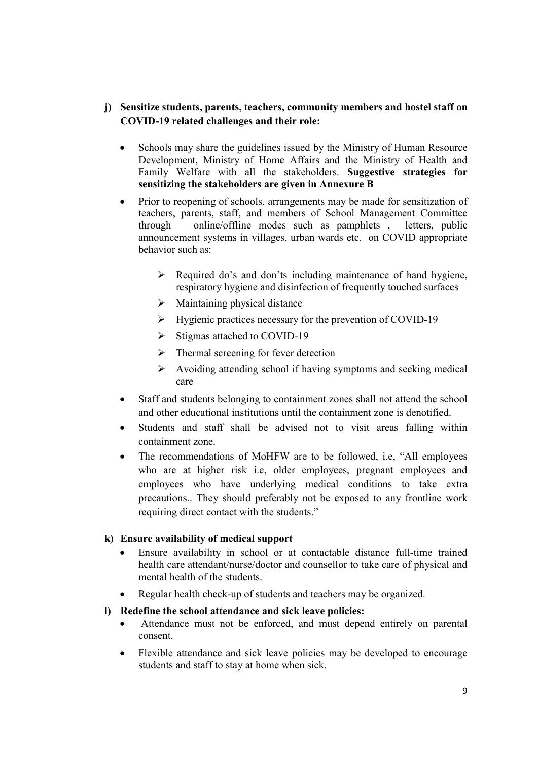**j) Sensitize students, parents, teachers, community members and hostel staff on COVID-19 related challenges and their role:**

- Schools may share the guidelines issued by the Ministry of Human Resource Development, Ministry of Home Affairs and the Ministry of Health and Family Welfare with all the stakeholders. **Suggestive strategies for sensitizing the stakeholders are given in Annexure B**
- Prior to reopening of schools, arrangements may be made for sensitization of teachers, parents, staff, and members of School Management Committee through online/offline modes such as pamphlets , letters, public announcement systems in villages, urban wards etc. on COVID appropriate behavior such as:
  - Required do's and don'ts including maintenance of hand hygiene, respiratory hygiene and disinfection of frequently touched surfaces
  - Maintaining physical distance
  - Hygienic practices necessary for the prevention of COVID-19
  - Stigmas attached to COVID-19
  - Thermal screening for fever detection
  - Avoiding attending school if having symptoms and seeking medical care
- Staff and students belonging to containment zones shall not attend the school and other educational institutions until the containment zone is denotified.
- Students and staff shall be advised not to visit areas falling within containment zone.
- The recommendations of MoHFW are to be followed, i.e, "All employees who are at higher risk i.e, older employees, pregnant employees and employees who have underlying medical conditions to take extra precautions.. They should preferably not be exposed to any frontline work requiring direct contact with the students."

**k) Ensure availability of medical support**

- Ensure availability in school or at contactable distance full-time trained health care attendant/nurse/doctor and counsellor to take care of physical and mental health of the students.
- Regular health check-up of students and teachers may be organized.

**l) Redefine the school attendance and sick leave policies:**

- Attendance must not be enforced, and must depend entirely on parental consent.
- Flexible attendance and sick leave policies may be developed to encourage students and staff to stay at home when sick.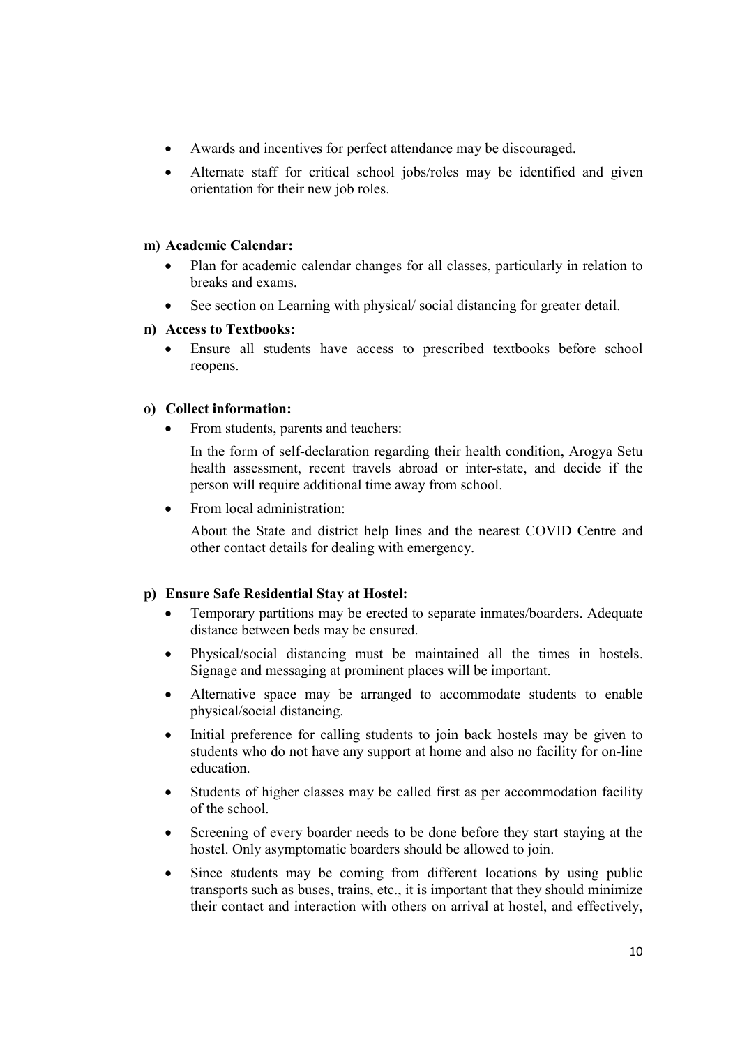- Awards and incentives for perfect attendance may be discouraged.
- Alternate staff for critical school jobs/roles may be identified and given orientation for their new job roles.

**m) Academic Calendar:**

- Plan for academic calendar changes for all classes, particularly in relation to breaks and exams.
- See section on Learning with physical/ social distancing for greater detail.

**n) Access to Textbooks:**

- Ensure all students have access to prescribed textbooks before school reopens.

**o) Collect information:**

- From students, parents and teachers:

  In the form of self-declaration regarding their health condition, Arogya Setu health assessment, recent travels abroad or inter-state, and decide if the person will require additional time away from school.

- From local administration:

  About the State and district help lines and the nearest COVID Centre and other contact details for dealing with emergency.

**p) Ensure Safe Residential Stay at Hostel:**

- Temporary partitions may be erected to separate inmates/boarders. Adequate distance between beds may be ensured.
- Physical/social distancing must be maintained all the times in hostels. Signage and messaging at prominent places will be important.
- Alternative space may be arranged to accommodate students to enable physical/social distancing.
- Initial preference for calling students to join back hostels may be given to students who do not have any support at home and also no facility for on-line education.
- Students of higher classes may be called first as per accommodation facility of the school.
- Screening of every boarder needs to be done before they start staying at the hostel. Only asymptomatic boarders should be allowed to join.
- Since students may be coming from different locations by using public transports such as buses, trains, etc., it is important that they should minimize their contact and interaction with others on arrival at hostel, and effectively,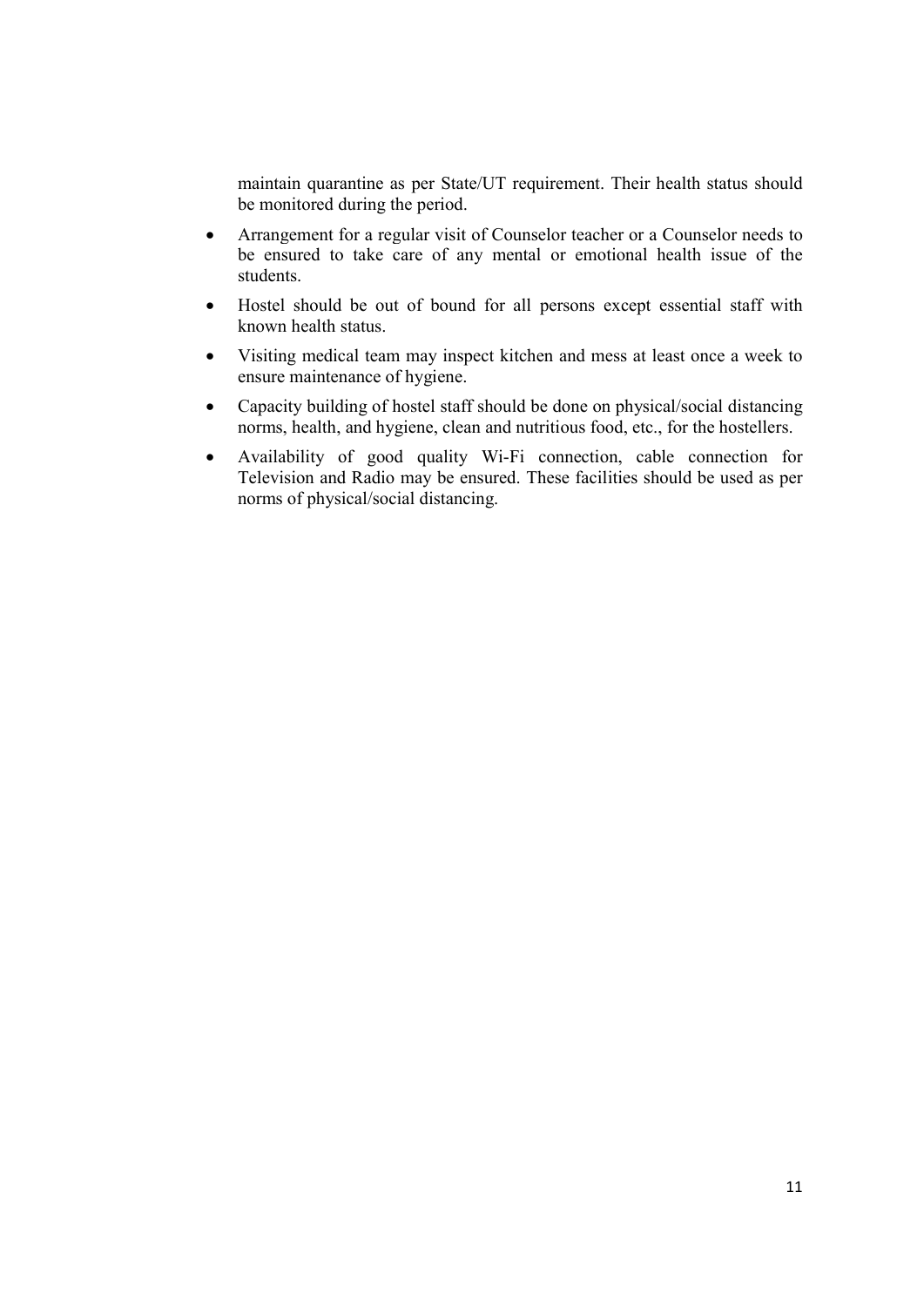maintain quarantine as per State/UT requirement. Their health status should be monitored during the period.

- Arrangement for a regular visit of Counselor teacher or a Counselor needs to be ensured to take care of any mental or emotional health issue of the students.
- Hostel should be out of bound for all persons except essential staff with known health status.
- Visiting medical team may inspect kitchen and mess at least once a week to ensure maintenance of hygiene.
- Capacity building of hostel staff should be done on physical/social distancing norms, health, and hygiene, clean and nutritious food, etc., for the hostellers.
- Availability of good quality Wi-Fi connection, cable connection for Television and Radio may be ensured. These facilities should be used as per norms of physical/social distancing.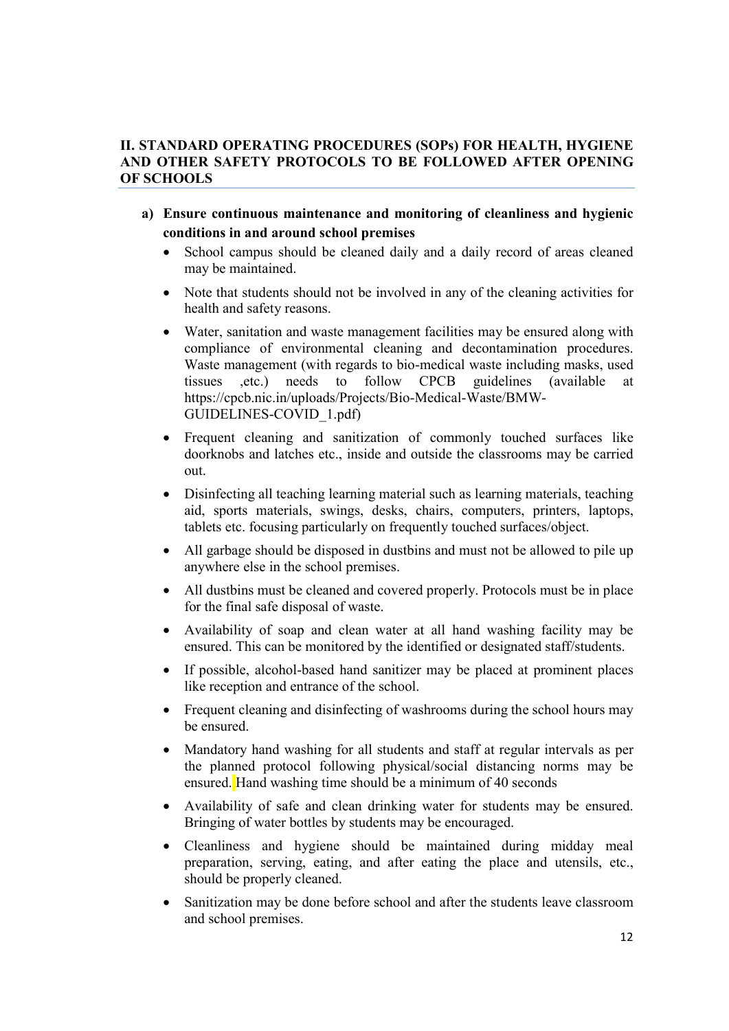## II. STANDARD OPERATING PROCEDURES (SOPs) FOR HEALTH, HYGIENE AND OTHER SAFETY PROTOCOLS TO BE FOLLOWED AFTER OPENING OF SCHOOLS

### a) Ensure continuous maintenance and monitoring of cleanliness and hygienic conditions in and around school premises

- School campus should be cleaned daily and a daily record of areas cleaned may be maintained.
- Note that students should not be involved in any of the cleaning activities for health and safety reasons.
- Water, sanitation and waste management facilities may be ensured along with compliance of environmental cleaning and decontamination procedures. Waste management (with regards to bio-medical waste including masks, used tissues ,etc.) needs to follow CPCB guidelines (available at https://cpcb.nic.in/uploads/Projects/Bio-Medical-Waste/BMW-GUIDELINES-COVID_1.pdf)
- Frequent cleaning and sanitization of commonly touched surfaces like doorknobs and latches etc., inside and outside the classrooms may be carried out.
- Disinfecting all teaching learning material such as learning materials, teaching aid, sports materials, swings, desks, chairs, computers, printers, laptops, tablets etc. focusing particularly on frequently touched surfaces/object.
- All garbage should be disposed in dustbins and must not be allowed to pile up anywhere else in the school premises.
- All dustbins must be cleaned and covered properly. Protocols must be in place for the final safe disposal of waste.
- Availability of soap and clean water at all hand washing facility may be ensured. This can be monitored by the identified or designated staff/students.
- If possible, alcohol-based hand sanitizer may be placed at prominent places like reception and entrance of the school.
- Frequent cleaning and disinfecting of washrooms during the school hours may be ensured.
- Mandatory hand washing for all students and staff at regular intervals as per the planned protocol following physical/social distancing norms may be ensured. Hand washing time should be a minimum of 40 seconds
- Availability of safe and clean drinking water for students may be ensured. Bringing of water bottles by students may be encouraged.
- Cleanliness and hygiene should be maintained during midday meal preparation, serving, eating, and after eating the place and utensils, etc., should be properly cleaned.
- Sanitization may be done before school and after the students leave classroom and school premises.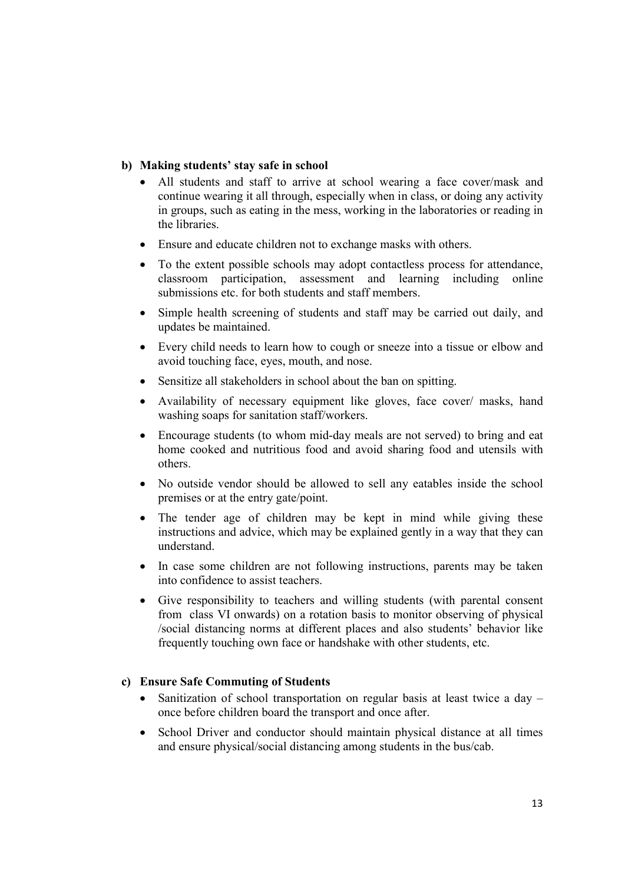**b) Making students' stay safe in school**

- All students and staff to arrive at school wearing a face cover/mask and continue wearing it all through, especially when in class, or doing any activity in groups, such as eating in the mess, working in the laboratories or reading in the libraries.
- Ensure and educate children not to exchange masks with others.
- To the extent possible schools may adopt contactless process for attendance, classroom participation, assessment and learning including online submissions etc. for both students and staff members.
- Simple health screening of students and staff may be carried out daily, and updates be maintained.
- Every child needs to learn how to cough or sneeze into a tissue or elbow and avoid touching face, eyes, mouth, and nose.
- Sensitize all stakeholders in school about the ban on spitting.
- Availability of necessary equipment like gloves, face cover/ masks, hand washing soaps for sanitation staff/workers.
- Encourage students (to whom mid-day meals are not served) to bring and eat home cooked and nutritious food and avoid sharing food and utensils with others.
- No outside vendor should be allowed to sell any eatables inside the school premises or at the entry gate/point.
- The tender age of children may be kept in mind while giving these instructions and advice, which may be explained gently in a way that they can understand.
- In case some children are not following instructions, parents may be taken into confidence to assist teachers.
- Give responsibility to teachers and willing students (with parental consent from class VI onwards) on a rotation basis to monitor observing of physical /social distancing norms at different places and also students' behavior like frequently touching own face or handshake with other students, etc.

**c) Ensure Safe Commuting of Students**

- Sanitization of school transportation on regular basis at least twice a day – once before children board the transport and once after.
- School Driver and conductor should maintain physical distance at all times and ensure physical/social distancing among students in the bus/cab.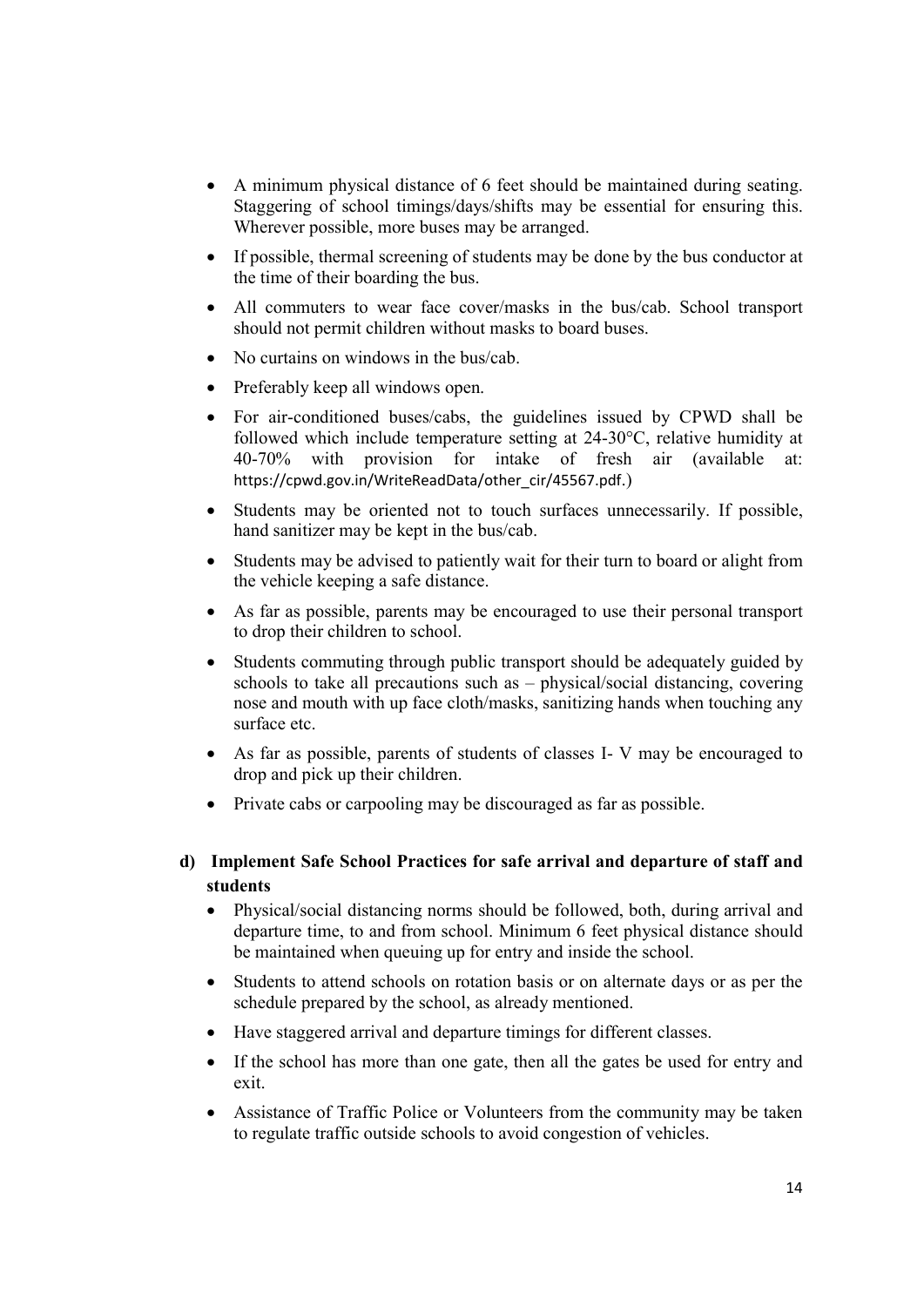- A minimum physical distance of 6 feet should be maintained during seating. Staggering of school timings/days/shifts may be essential for ensuring this. Wherever possible, more buses may be arranged.
- If possible, thermal screening of students may be done by the bus conductor at the time of their boarding the bus.
- All commuters to wear face cover/masks in the bus/cab. School transport should not permit children without masks to board buses.
- No curtains on windows in the bus/cab.
- Preferably keep all windows open.
- For air-conditioned buses/cabs, the guidelines issued by CPWD shall be followed which include temperature setting at 24-30°C, relative humidity at 40-70% with provision for intake of fresh air (available at: https://cpwd.gov.in/WriteReadData/other_cir/45567.pdf.)
- Students may be oriented not to touch surfaces unnecessarily. If possible, hand sanitizer may be kept in the bus/cab.
- Students may be advised to patiently wait for their turn to board or alight from the vehicle keeping a safe distance.
- As far as possible, parents may be encouraged to use their personal transport to drop their children to school.
- Students commuting through public transport should be adequately guided by schools to take all precautions such as – physical/social distancing, covering nose and mouth with up face cloth/masks, sanitizing hands when touching any surface etc.
- As far as possible, parents of students of classes I- V may be encouraged to drop and pick up their children.
- Private cabs or carpooling may be discouraged as far as possible.

**d) Implement Safe School Practices for safe arrival and departure of staff and students**

- Physical/social distancing norms should be followed, both, during arrival and departure time, to and from school. Minimum 6 feet physical distance should be maintained when queuing up for entry and inside the school.
- Students to attend schools on rotation basis or on alternate days or as per the schedule prepared by the school, as already mentioned.
- Have staggered arrival and departure timings for different classes.
- If the school has more than one gate, then all the gates be used for entry and exit.
- Assistance of Traffic Police or Volunteers from the community may be taken to regulate traffic outside schools to avoid congestion of vehicles.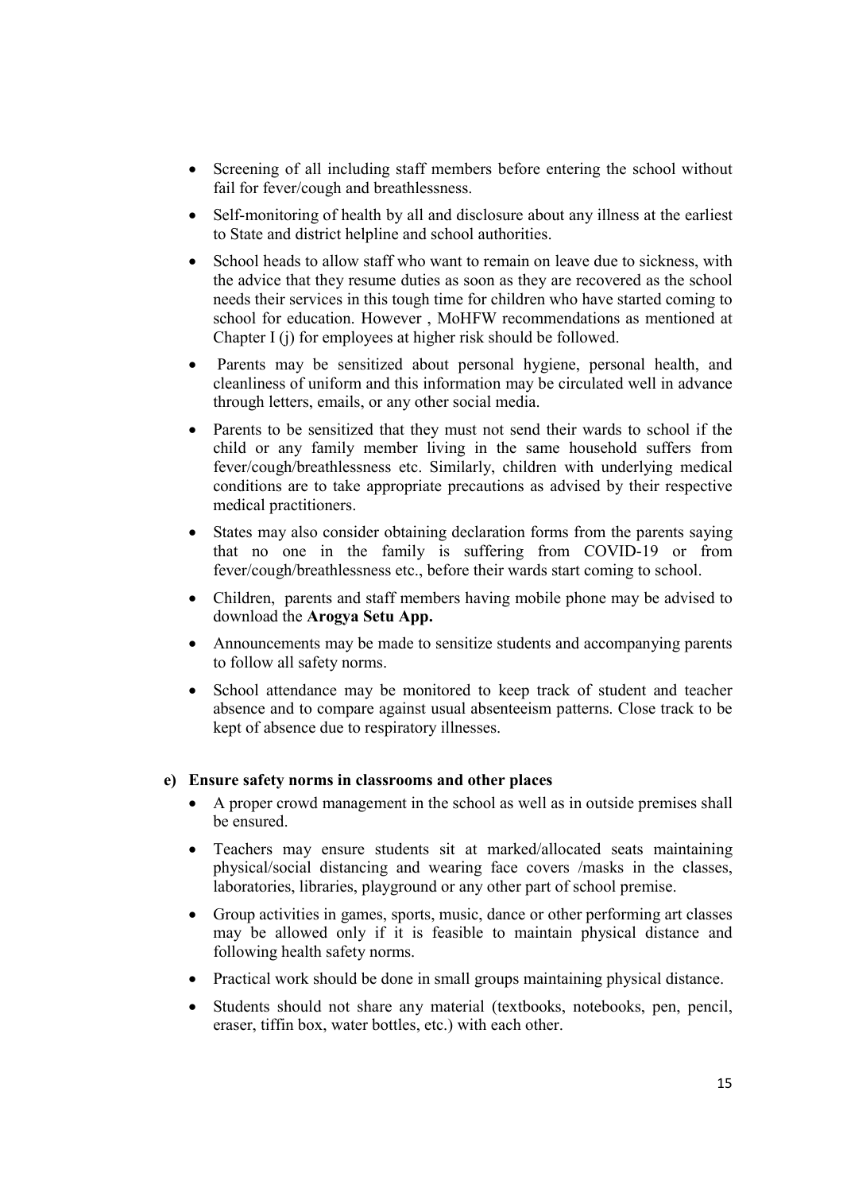- Screening of all including staff members before entering the school without fail for fever/cough and breathlessness.
- Self-monitoring of health by all and disclosure about any illness at the earliest to State and district helpline and school authorities.
- School heads to allow staff who want to remain on leave due to sickness, with the advice that they resume duties as soon as they are recovered as the school needs their services in this tough time for children who have started coming to school for education. However , MoHFW recommendations as mentioned at Chapter I (j) for employees at higher risk should be followed.
- Parents may be sensitized about personal hygiene, personal health, and cleanliness of uniform and this information may be circulated well in advance through letters, emails, or any other social media.
- Parents to be sensitized that they must not send their wards to school if the child or any family member living in the same household suffers from fever/cough/breathlessness etc. Similarly, children with underlying medical conditions are to take appropriate precautions as advised by their respective medical practitioners.
- States may also consider obtaining declaration forms from the parents saying that no one in the family is suffering from COVID-19 or from fever/cough/breathlessness etc., before their wards start coming to school.
- Children, parents and staff members having mobile phone may be advised to download the **Arogya Setu App.**
- Announcements may be made to sensitize students and accompanying parents to follow all safety norms.
- School attendance may be monitored to keep track of student and teacher absence and to compare against usual absenteeism patterns. Close track to be kept of absence due to respiratory illnesses.

**e) Ensure safety norms in classrooms and other places**

- A proper crowd management in the school as well as in outside premises shall be ensured.
- Teachers may ensure students sit at marked/allocated seats maintaining physical/social distancing and wearing face covers /masks in the classes, laboratories, libraries, playground or any other part of school premise.
- Group activities in games, sports, music, dance or other performing art classes may be allowed only if it is feasible to maintain physical distance and following health safety norms.
- Practical work should be done in small groups maintaining physical distance.
- Students should not share any material (textbooks, notebooks, pen, pencil, eraser, tiffin box, water bottles, etc.) with each other.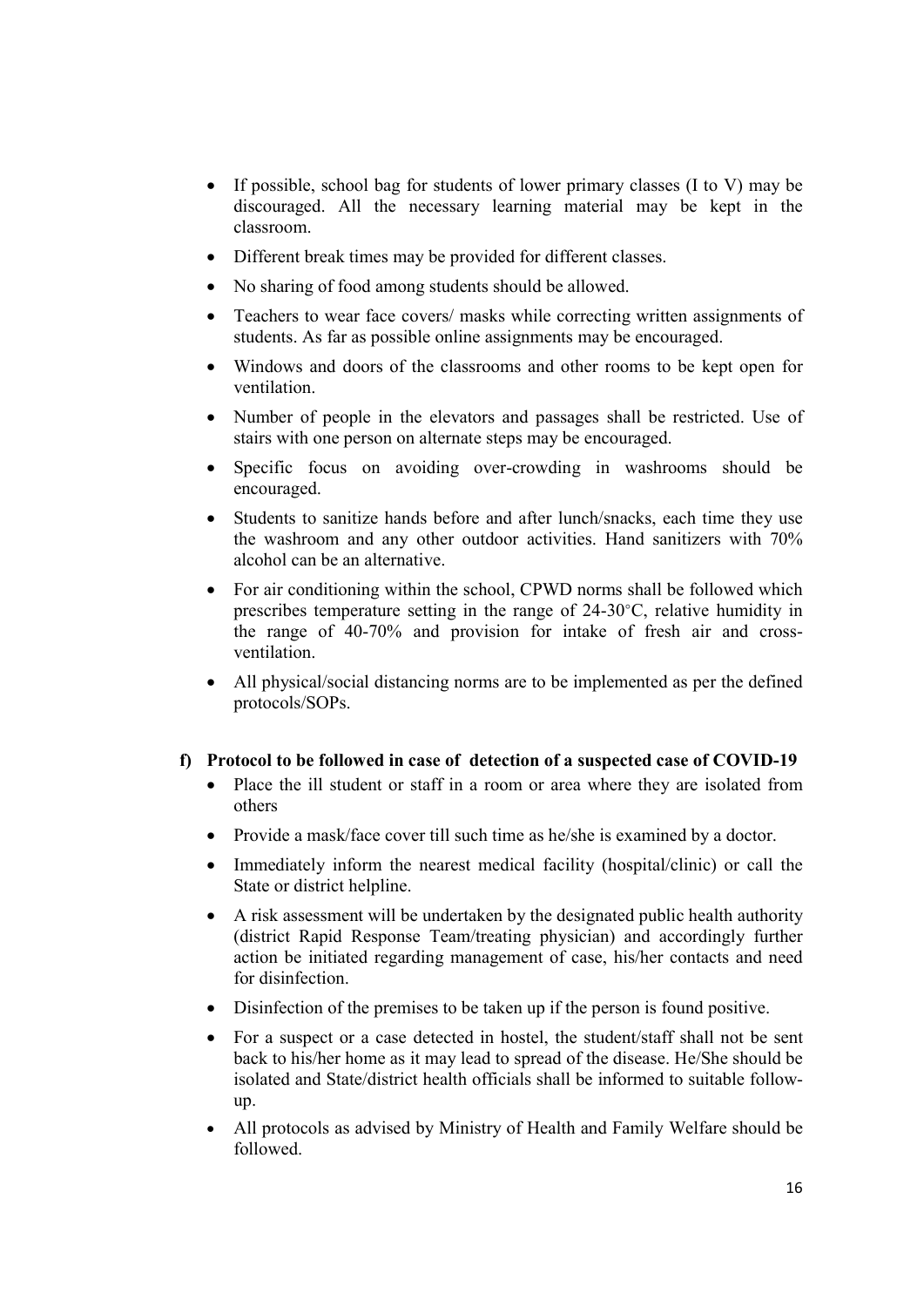- If possible, school bag for students of lower primary classes (I to V) may be discouraged. All the necessary learning material may be kept in the classroom.
- Different break times may be provided for different classes.
- No sharing of food among students should be allowed.
- Teachers to wear face covers/ masks while correcting written assignments of students. As far as possible online assignments may be encouraged.
- Windows and doors of the classrooms and other rooms to be kept open for ventilation.
- Number of people in the elevators and passages shall be restricted. Use of stairs with one person on alternate steps may be encouraged.
- Specific focus on avoiding over-crowding in washrooms should be encouraged.
- Students to sanitize hands before and after lunch/snacks, each time they use the washroom and any other outdoor activities. Hand sanitizers with 70% alcohol can be an alternative.
- For air conditioning within the school, CPWD norms shall be followed which prescribes temperature setting in the range of 24-30°C, relative humidity in the range of 40-70% and provision for intake of fresh air and cross-ventilation.
- All physical/social distancing norms are to be implemented as per the defined protocols/SOPs.

**f) Protocol to be followed in case of detection of a suspected case of COVID-19**

- Place the ill student or staff in a room or area where they are isolated from others
- Provide a mask/face cover till such time as he/she is examined by a doctor.
- Immediately inform the nearest medical facility (hospital/clinic) or call the State or district helpline.
- A risk assessment will be undertaken by the designated public health authority (district Rapid Response Team/treating physician) and accordingly further action be initiated regarding management of case, his/her contacts and need for disinfection.
- Disinfection of the premises to be taken up if the person is found positive.
- For a suspect or a case detected in hostel, the student/staff shall not be sent back to his/her home as it may lead to spread of the disease. He/She should be isolated and State/district health officials shall be informed to suitable follow-up.
- All protocols as advised by Ministry of Health and Family Welfare should be followed.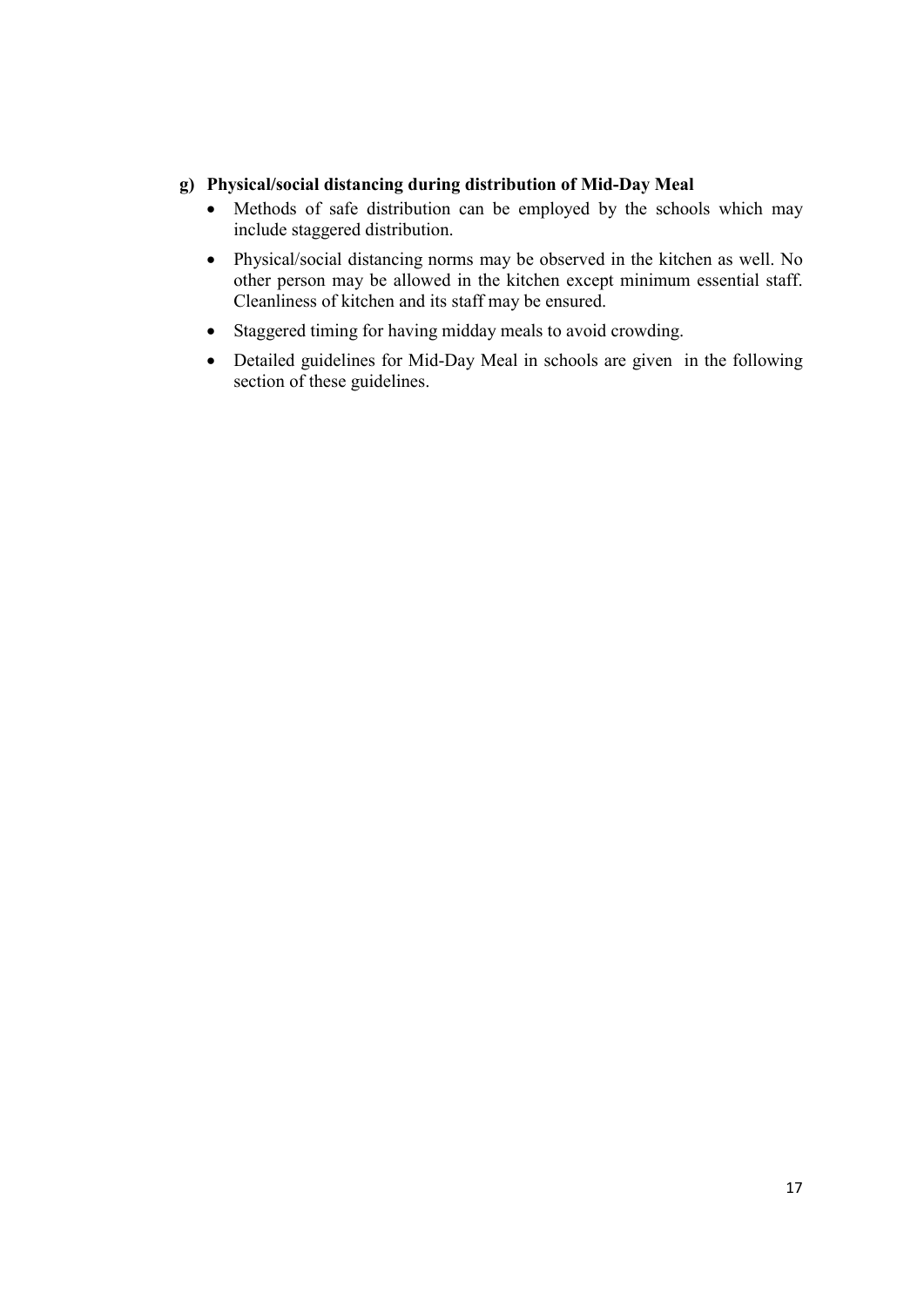**g) Physical/social distancing during distribution of Mid-Day Meal**

- Methods of safe distribution can be employed by the schools which may include staggered distribution.
- Physical/social distancing norms may be observed in the kitchen as well. No other person may be allowed in the kitchen except minimum essential staff. Cleanliness of kitchen and its staff may be ensured.
- Staggered timing for having midday meals to avoid crowding.
- Detailed guidelines for Mid-Day Meal in schools are given in the following section of these guidelines.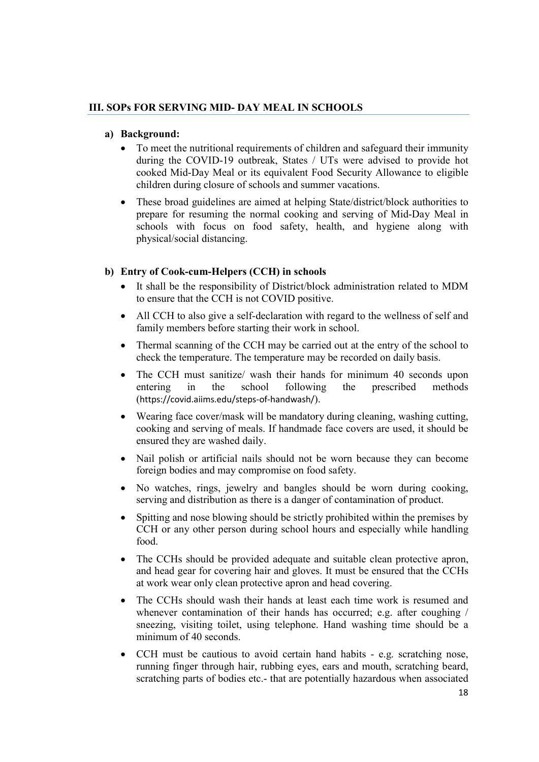## III. SOPs FOR SERVING MID- DAY MEAL IN SCHOOLS

**a) Background:**

- To meet the nutritional requirements of children and safeguard their immunity during the COVID-19 outbreak, States / UTs were advised to provide hot cooked Mid-Day Meal or its equivalent Food Security Allowance to eligible children during closure of schools and summer vacations.
- These broad guidelines are aimed at helping State/district/block authorities to prepare for resuming the normal cooking and serving of Mid-Day Meal in schools with focus on food safety, health, and hygiene along with physical/social distancing.

**b) Entry of Cook-cum-Helpers (CCH) in schools**

- It shall be the responsibility of District/block administration related to MDM to ensure that the CCH is not COVID positive.
- All CCH to also give a self-declaration with regard to the wellness of self and family members before starting their work in school.
- Thermal scanning of the CCH may be carried out at the entry of the school to check the temperature. The temperature may be recorded on daily basis.
- The CCH must sanitize/ wash their hands for minimum 40 seconds upon entering in the school following the prescribed methods (https://covid.aiims.edu/steps-of-handwash/).
- Wearing face cover/mask will be mandatory during cleaning, washing cutting, cooking and serving of meals. If handmade face covers are used, it should be ensured they are washed daily.
- Nail polish or artificial nails should not be worn because they can become foreign bodies and may compromise on food safety.
- No watches, rings, jewelry and bangles should be worn during cooking, serving and distribution as there is a danger of contamination of product.
- Spitting and nose blowing should be strictly prohibited within the premises by CCH or any other person during school hours and especially while handling food.
- The CCHs should be provided adequate and suitable clean protective apron, and head gear for covering hair and gloves. It must be ensured that the CCHs at work wear only clean protective apron and head covering.
- The CCHs should wash their hands at least each time work is resumed and whenever contamination of their hands has occurred; e.g. after coughing / sneezing, visiting toilet, using telephone. Hand washing time should be a minimum of 40 seconds.
- CCH must be cautious to avoid certain hand habits - e.g. scratching nose, running finger through hair, rubbing eyes, ears and mouth, scratching beard, scratching parts of bodies etc.- that are potentially hazardous when associated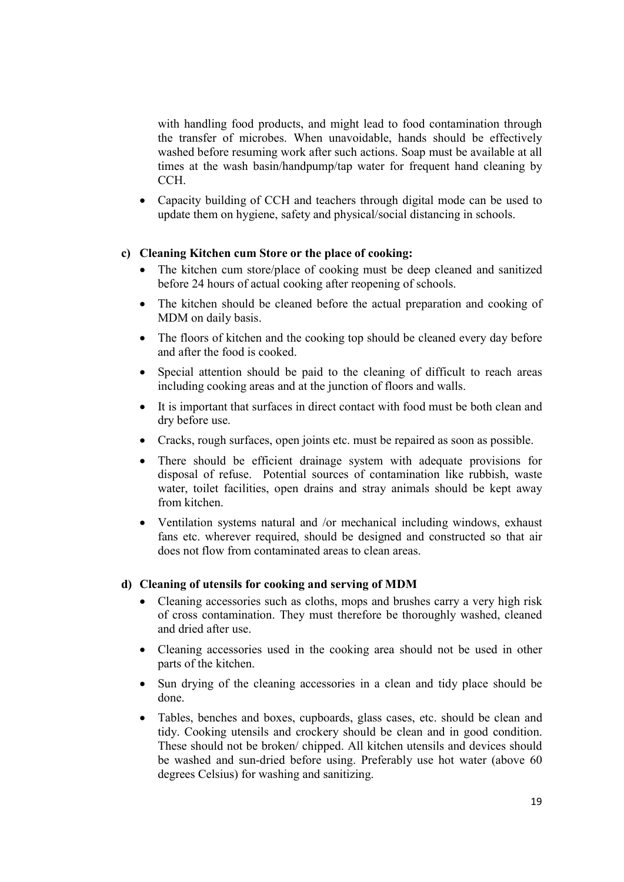with handling food products, and might lead to food contamination through the transfer of microbes. When unavoidable, hands should be effectively washed before resuming work after such actions. Soap must be available at all times at the wash basin/handpump/tap water for frequent hand cleaning by CCH.

- Capacity building of CCH and teachers through digital mode can be used to update them on hygiene, safety and physical/social distancing in schools.

**c) Cleaning Kitchen cum Store or the place of cooking:**

- The kitchen cum store/place of cooking must be deep cleaned and sanitized before 24 hours of actual cooking after reopening of schools.
- The kitchen should be cleaned before the actual preparation and cooking of MDM on daily basis.
- The floors of kitchen and the cooking top should be cleaned every day before and after the food is cooked.
- Special attention should be paid to the cleaning of difficult to reach areas including cooking areas and at the junction of floors and walls.
- It is important that surfaces in direct contact with food must be both clean and dry before use.
- Cracks, rough surfaces, open joints etc. must be repaired as soon as possible.
- There should be efficient drainage system with adequate provisions for disposal of refuse. Potential sources of contamination like rubbish, waste water, toilet facilities, open drains and stray animals should be kept away from kitchen.
- Ventilation systems natural and /or mechanical including windows, exhaust fans etc. wherever required, should be designed and constructed so that air does not flow from contaminated areas to clean areas.

**d) Cleaning of utensils for cooking and serving of MDM**

- Cleaning accessories such as cloths, mops and brushes carry a very high risk of cross contamination. They must therefore be thoroughly washed, cleaned and dried after use.
- Cleaning accessories used in the cooking area should not be used in other parts of the kitchen.
- Sun drying of the cleaning accessories in a clean and tidy place should be done.
- Tables, benches and boxes, cupboards, glass cases, etc. should be clean and tidy. Cooking utensils and crockery should be clean and in good condition. These should not be broken/ chipped. All kitchen utensils and devices should be washed and sun-dried before using. Preferably use hot water (above 60 degrees Celsius) for washing and sanitizing.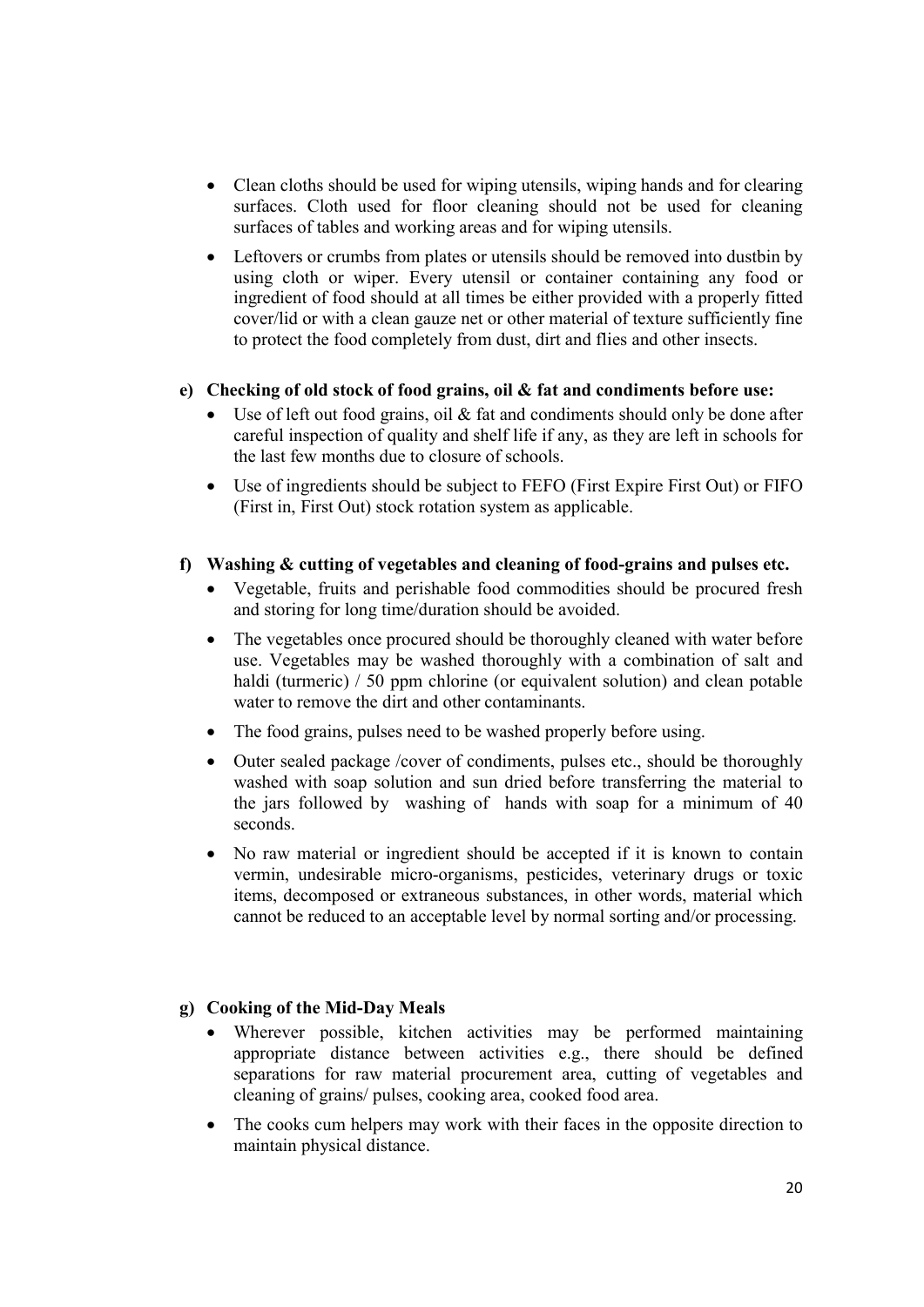- Clean cloths should be used for wiping utensils, wiping hands and for clearing surfaces. Cloth used for floor cleaning should not be used for cleaning surfaces of tables and working areas and for wiping utensils.
- Leftovers or crumbs from plates or utensils should be removed into dustbin by using cloth or wiper. Every utensil or container containing any food or ingredient of food should at all times be either provided with a properly fitted cover/lid or with a clean gauze net or other material of texture sufficiently fine to protect the food completely from dust, dirt and flies and other insects.

**e) Checking of old stock of food grains, oil & fat and condiments before use:**

- Use of left out food grains, oil & fat and condiments should only be done after careful inspection of quality and shelf life if any, as they are left in schools for the last few months due to closure of schools.
- Use of ingredients should be subject to FEFO (First Expire First Out) or FIFO (First in, First Out) stock rotation system as applicable.

**f) Washing & cutting of vegetables and cleaning of food-grains and pulses etc.**

- Vegetable, fruits and perishable food commodities should be procured fresh and storing for long time/duration should be avoided.
- The vegetables once procured should be thoroughly cleaned with water before use. Vegetables may be washed thoroughly with a combination of salt and haldi (turmeric) / 50 ppm chlorine (or equivalent solution) and clean potable water to remove the dirt and other contaminants.
- The food grains, pulses need to be washed properly before using.
- Outer sealed package /cover of condiments, pulses etc., should be thoroughly washed with soap solution and sun dried before transferring the material to the jars followed by washing of hands with soap for a minimum of 40 seconds.
- No raw material or ingredient should be accepted if it is known to contain vermin, undesirable micro-organisms, pesticides, veterinary drugs or toxic items, decomposed or extraneous substances, in other words, material which cannot be reduced to an acceptable level by normal sorting and/or processing.

**g) Cooking of the Mid-Day Meals**

- Wherever possible, kitchen activities may be performed maintaining appropriate distance between activities e.g., there should be defined separations for raw material procurement area, cutting of vegetables and cleaning of grains/ pulses, cooking area, cooked food area.
- The cooks cum helpers may work with their faces in the opposite direction to maintain physical distance.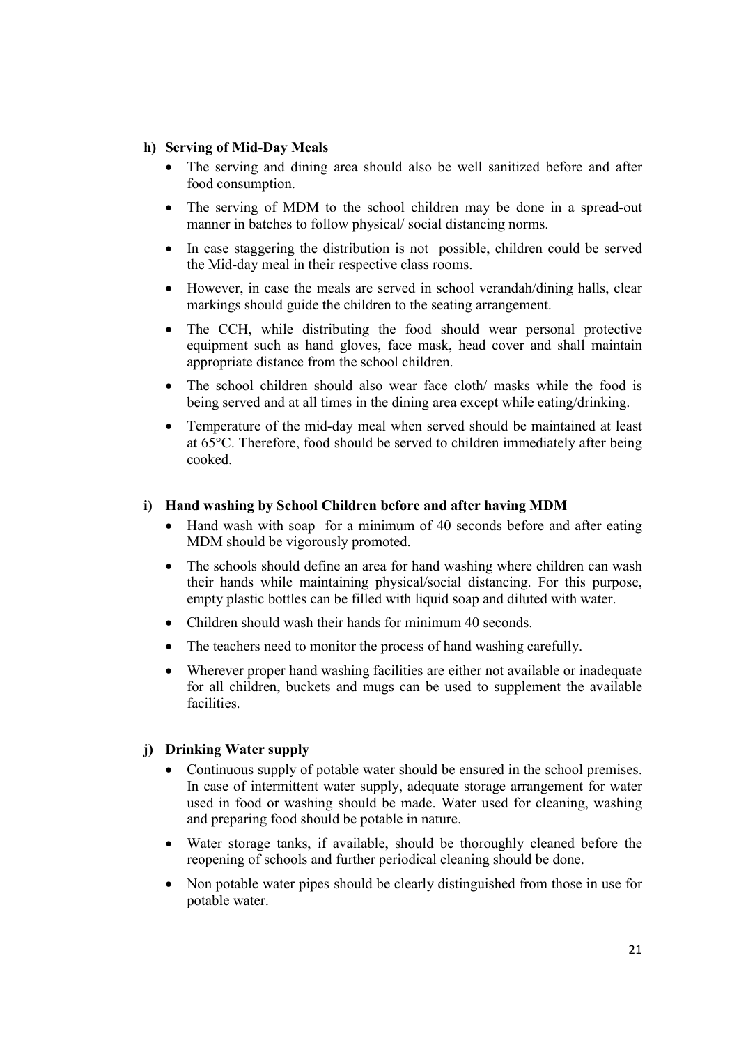#### h) Serving of Mid-Day Meals

- The serving and dining area should also be well sanitized before and after food consumption.
- The serving of MDM to the school children may be done in a spread-out manner in batches to follow physical/ social distancing norms.
- In case staggering the distribution is not possible, children could be served the Mid-day meal in their respective class rooms.
- However, in case the meals are served in school verandah/dining halls, clear markings should guide the children to the seating arrangement.
- The CCH, while distributing the food should wear personal protective equipment such as hand gloves, face mask, head cover and shall maintain appropriate distance from the school children.
- The school children should also wear face cloth/ masks while the food is being served and at all times in the dining area except while eating/drinking.
- Temperature of the mid-day meal when served should be maintained at least at 65°C. Therefore, food should be served to children immediately after being cooked.

#### i) Hand washing by School Children before and after having MDM

- Hand wash with soap for a minimum of 40 seconds before and after eating MDM should be vigorously promoted.
- The schools should define an area for hand washing where children can wash their hands while maintaining physical/social distancing. For this purpose, empty plastic bottles can be filled with liquid soap and diluted with water.
- Children should wash their hands for minimum 40 seconds.
- The teachers need to monitor the process of hand washing carefully.
- Wherever proper hand washing facilities are either not available or inadequate for all children, buckets and mugs can be used to supplement the available facilities.

#### j) Drinking Water supply

- Continuous supply of potable water should be ensured in the school premises. In case of intermittent water supply, adequate storage arrangement for water used in food or washing should be made. Water used for cleaning, washing and preparing food should be potable in nature.
- Water storage tanks, if available, should be thoroughly cleaned before the reopening of schools and further periodical cleaning should be done.
- Non potable water pipes should be clearly distinguished from those in use for potable water.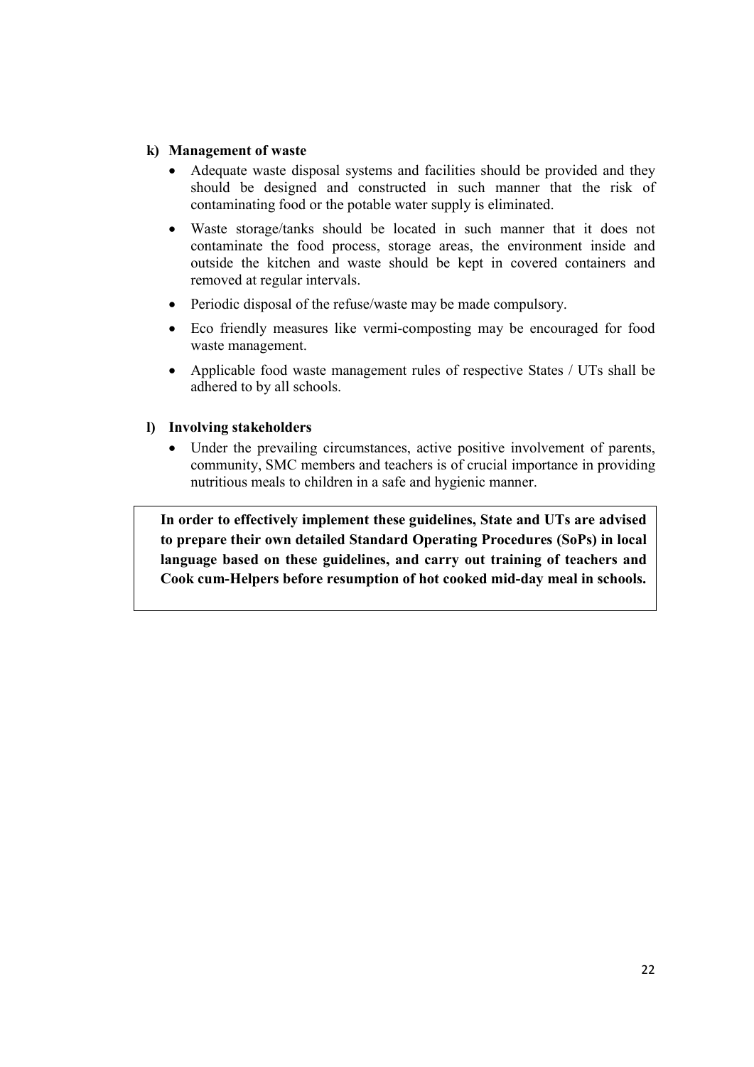**k) Management of waste**

- Adequate waste disposal systems and facilities should be provided and they should be designed and constructed in such manner that the risk of contaminating food or the potable water supply is eliminated.
- Waste storage/tanks should be located in such manner that it does not contaminate the food process, storage areas, the environment inside and outside the kitchen and waste should be kept in covered containers and removed at regular intervals.
- Periodic disposal of the refuse/waste may be made compulsory.
- Eco friendly measures like vermi-composting may be encouraged for food waste management.
- Applicable food waste management rules of respective States / UTs shall be adhered to by all schools.

**l) Involving stakeholders**

- Under the prevailing circumstances, active positive involvement of parents, community, SMC members and teachers is of crucial importance in providing nutritious meals to children in a safe and hygienic manner.

**In order to effectively implement these guidelines, State and UTs are advised to prepare their own detailed Standard Operating Procedures (SoPs) in local language based on these guidelines, and carry out training of teachers and Cook cum-Helpers before resumption of hot cooked mid-day meal in schools.**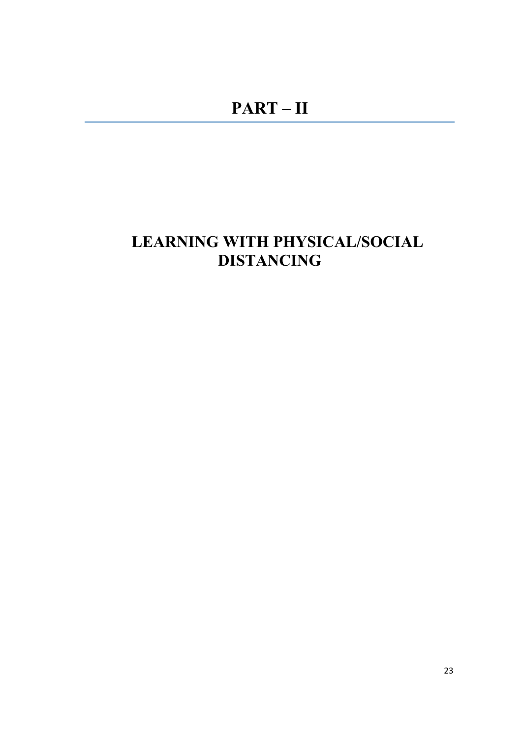# PART – II

## LEARNING WITH PHYSICAL/SOCIAL DISTANCING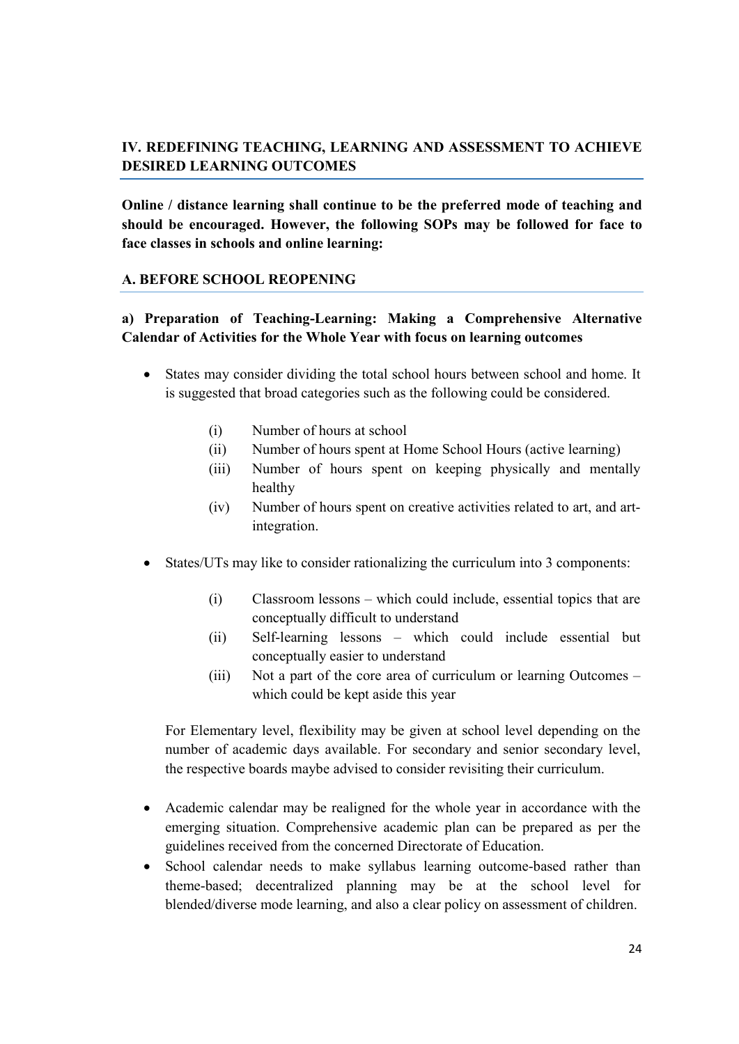## IV. REDEFINING TEACHING, LEARNING AND ASSESSMENT TO ACHIEVE DESIRED LEARNING OUTCOMES

**Online / distance learning shall continue to be the preferred mode of teaching and should be encouraged. However, the following SOPs may be followed for face to face classes in schools and online learning:**

### A. BEFORE SCHOOL REOPENING

#### a) Preparation of Teaching-Learning: Making a Comprehensive Alternative Calendar of Activities for the Whole Year with focus on learning outcomes

- States may consider dividing the total school hours between school and home. It is suggested that broad categories such as the following could be considered.
  - (i) Number of hours at school
  - (ii) Number of hours spent at Home School Hours (active learning)
  - (iii) Number of hours spent on keeping physically and mentally healthy
  - (iv) Number of hours spent on creative activities related to art, and art-integration.
- States/UTs may like to consider rationalizing the curriculum into 3 components:
  - (i) Classroom lessons – which could include, essential topics that are conceptually difficult to understand
  - (ii) Self-learning lessons – which could include essential but conceptually easier to understand
  - (iii) Not a part of the core area of curriculum or learning Outcomes – which could be kept aside this year

  For Elementary level, flexibility may be given at school level depending on the number of academic days available. For secondary and senior secondary level, the respective boards maybe advised to consider revisiting their curriculum.

- Academic calendar may be realigned for the whole year in accordance with the emerging situation. Comprehensive academic plan can be prepared as per the guidelines received from the concerned Directorate of Education.
- School calendar needs to make syllabus learning outcome-based rather than theme-based; decentralized planning may be at the school level for blended/diverse mode learning, and also a clear policy on assessment of children.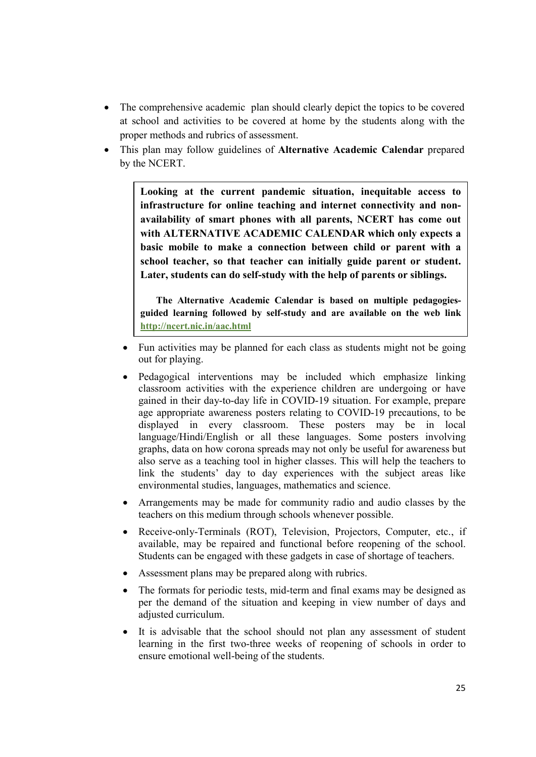- The comprehensive academic plan should clearly depict the topics to be covered at school and activities to be covered at home by the students along with the proper methods and rubrics of assessment.
- This plan may follow guidelines of **Alternative Academic Calendar** prepared by the NCERT.

> **Looking at the current pandemic situation, inequitable access to infrastructure for online teaching and internet connectivity and non-availability of smart phones with all parents, NCERT has come out with ALTERNATIVE ACADEMIC CALENDAR which only expects a basic mobile to make a connection between child or parent with a school teacher, so that teacher can initially guide parent or student. Later, students can do self-study with the help of parents or siblings.**
>
> **The Alternative Academic Calendar is based on multiple pedagogies-guided learning followed by self-study and are available on the web link http://ncert.nic.in/aac.html**

- Fun activities may be planned for each class as students might not be going out for playing.
- Pedagogical interventions may be included which emphasize linking classroom activities with the experience children are undergoing or have gained in their day-to-day life in COVID-19 situation. For example, prepare age appropriate awareness posters relating to COVID-19 precautions, to be displayed in every classroom. These posters may be in local language/Hindi/English or all these languages. Some posters involving graphs, data on how corona spreads may not only be useful for awareness but also serve as a teaching tool in higher classes. This will help the teachers to link the students' day to day experiences with the subject areas like environmental studies, languages, mathematics and science.
- Arrangements may be made for community radio and audio classes by the teachers on this medium through schools whenever possible.
- Receive-only-Terminals (ROT), Television, Projectors, Computer, etc., if available, may be repaired and functional before reopening of the school. Students can be engaged with these gadgets in case of shortage of teachers.
- Assessment plans may be prepared along with rubrics.
- The formats for periodic tests, mid-term and final exams may be designed as per the demand of the situation and keeping in view number of days and adjusted curriculum.
- It is advisable that the school should not plan any assessment of student learning in the first two-three weeks of reopening of schools in order to ensure emotional well-being of the students.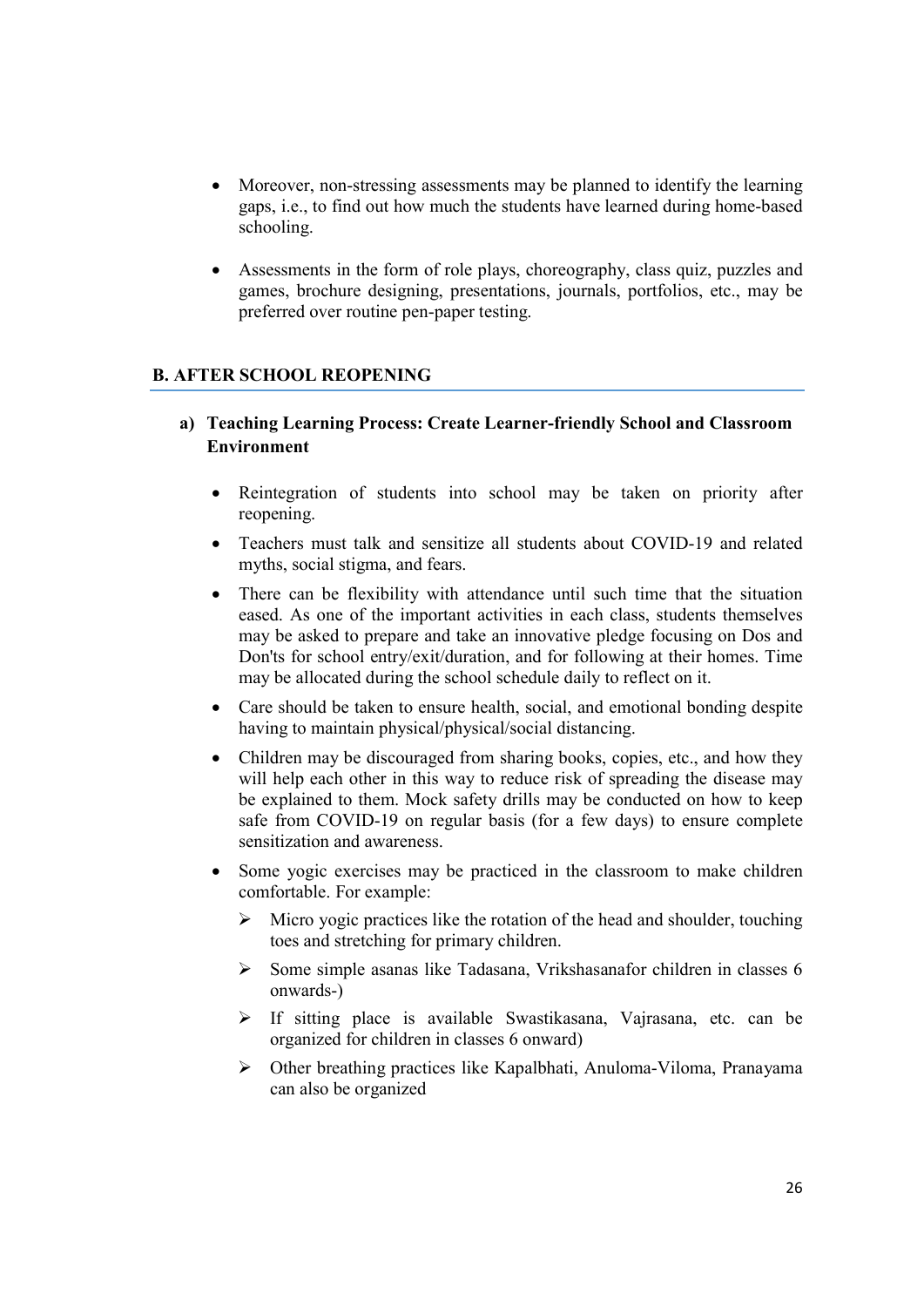- Moreover, non-stressing assessments may be planned to identify the learning gaps, i.e., to find out how much the students have learned during home-based schooling.

- Assessments in the form of role plays, choreography, class quiz, puzzles and games, brochure designing, presentations, journals, portfolios, etc., may be preferred over routine pen-paper testing.

## B. AFTER SCHOOL REOPENING

### a) Teaching Learning Process: Create Learner-friendly School and Classroom Environment

- Reintegration of students into school may be taken on priority after reopening.
- Teachers must talk and sensitize all students about COVID-19 and related myths, social stigma, and fears.
- There can be flexibility with attendance until such time that the situation eased. As one of the important activities in each class, students themselves may be asked to prepare and take an innovative pledge focusing on Dos and Don'ts for school entry/exit/duration, and for following at their homes. Time may be allocated during the school schedule daily to reflect on it.
- Care should be taken to ensure health, social, and emotional bonding despite having to maintain physical/physical/social distancing.
- Children may be discouraged from sharing books, copies, etc., and how they will help each other in this way to reduce risk of spreading the disease may be explained to them. Mock safety drills may be conducted on how to keep safe from COVID-19 on regular basis (for a few days) to ensure complete sensitization and awareness.
- Some yogic exercises may be practiced in the classroom to make children comfortable. For example:
  - Micro yogic practices like the rotation of the head and shoulder, touching toes and stretching for primary children.
  - Some simple asanas like Tadasana, Vrikshasanafor children in classes 6 onwards-)
  - If sitting place is available Swastikasana, Vajrasana, etc. can be organized for children in classes 6 onward)
  - Other breathing practices like Kapalbhati, Anuloma-Viloma, Pranayama can also be organized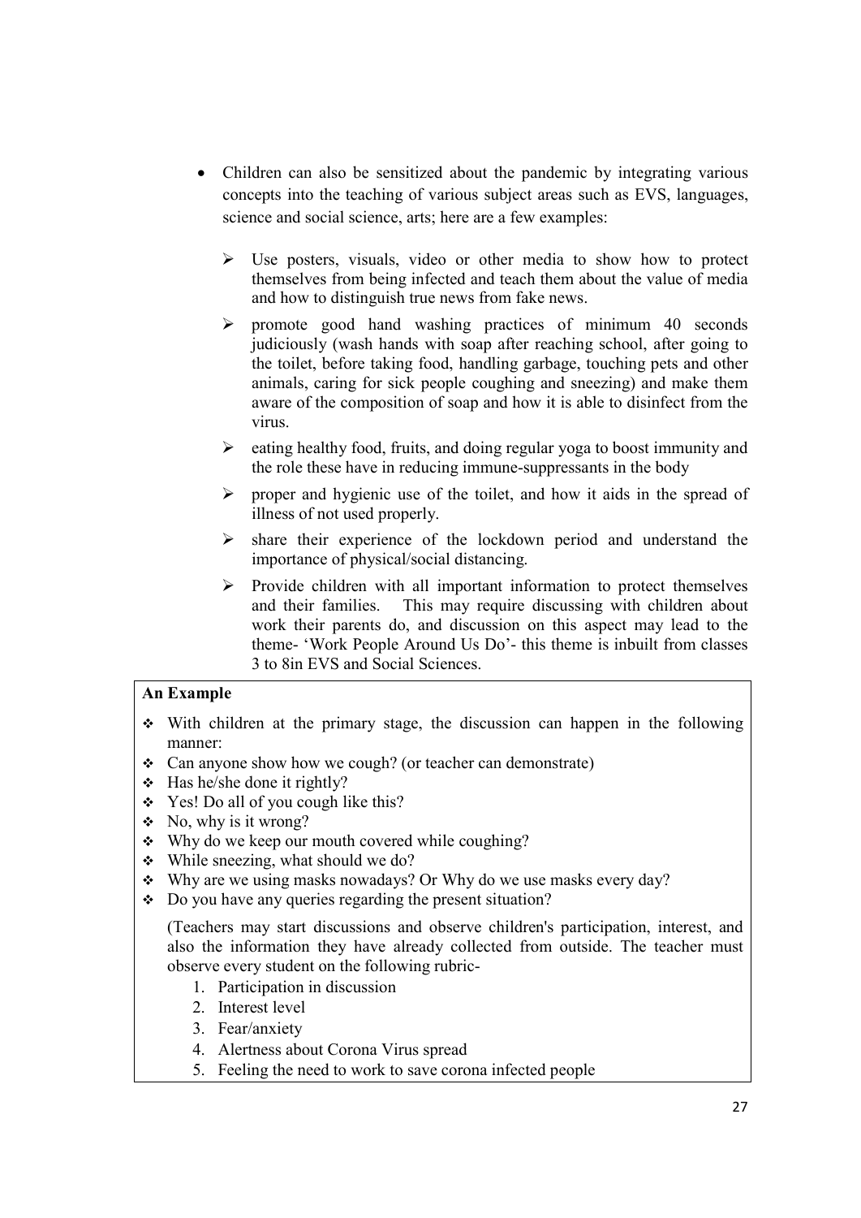- Children can also be sensitized about the pandemic by integrating various concepts into the teaching of various subject areas such as EVS, languages, science and social science, arts; here are a few examples:

  - Use posters, visuals, video or other media to show how to protect themselves from being infected and teach them about the value of media and how to distinguish true news from fake news.
  - promote good hand washing practices of minimum 40 seconds judiciously (wash hands with soap after reaching school, after going to the toilet, before taking food, handling garbage, touching pets and other animals, caring for sick people coughing and sneezing) and make them aware of the composition of soap and how it is able to disinfect from the virus.
  - eating healthy food, fruits, and doing regular yoga to boost immunity and the role these have in reducing immune-suppressants in the body
  - proper and hygienic use of the toilet, and how it aids in the spread of illness of not used properly.
  - share their experience of the lockdown period and understand the importance of physical/social distancing.
  - Provide children with all important information to protect themselves and their families. This may require discussing with children about work their parents do, and discussion on this aspect may lead to the theme- 'Work People Around Us Do'- this theme is inbuilt from classes 3 to 8in EVS and Social Sciences.

**An Example**

- With children at the primary stage, the discussion can happen in the following manner:
- Can anyone show how we cough? (or teacher can demonstrate)
- Has he/she done it rightly?
- Yes! Do all of you cough like this?
- No, why is it wrong?
- Why do we keep our mouth covered while coughing?
- While sneezing, what should we do?
- Why are we using masks nowadays? Or Why do we use masks every day?
- Do you have any queries regarding the present situation?

(Teachers may start discussions and observe children's participation, interest, and also the information they have already collected from outside. The teacher must observe every student on the following rubric-

1. Participation in discussion
2. Interest level
3. Fear/anxiety
4. Alertness about Corona Virus spread
5. Feeling the need to work to save corona infected people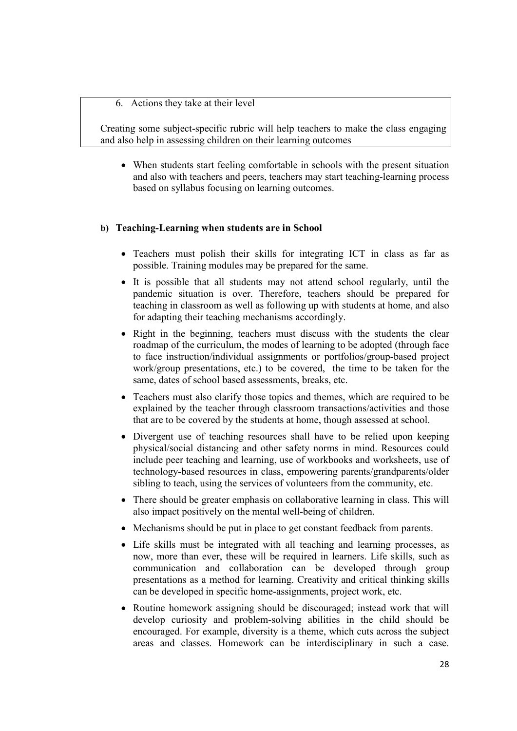6. Actions they take at their level

Creating some subject-specific rubric will help teachers to make the class engaging and also help in assessing children on their learning outcomes

- When students start feeling comfortable in schools with the present situation and also with teachers and peers, teachers may start teaching-learning process based on syllabus focusing on learning outcomes.

**b) Teaching-Learning when students are in School**

- Teachers must polish their skills for integrating ICT in class as far as possible. Training modules may be prepared for the same.
- It is possible that all students may not attend school regularly, until the pandemic situation is over. Therefore, teachers should be prepared for teaching in classroom as well as following up with students at home, and also for adapting their teaching mechanisms accordingly.
- Right in the beginning, teachers must discuss with the students the clear roadmap of the curriculum, the modes of learning to be adopted (through face to face instruction/individual assignments or portfolios/group-based project work/group presentations, etc.) to be covered, the time to be taken for the same, dates of school based assessments, breaks, etc.
- Teachers must also clarify those topics and themes, which are required to be explained by the teacher through classroom transactions/activities and those that are to be covered by the students at home, though assessed at school.
- Divergent use of teaching resources shall have to be relied upon keeping physical/social distancing and other safety norms in mind. Resources could include peer teaching and learning, use of workbooks and worksheets, use of technology-based resources in class, empowering parents/grandparents/older sibling to teach, using the services of volunteers from the community, etc.
- There should be greater emphasis on collaborative learning in class. This will also impact positively on the mental well-being of children.
- Mechanisms should be put in place to get constant feedback from parents.
- Life skills must be integrated with all teaching and learning processes, as now, more than ever, these will be required in learners. Life skills, such as communication and collaboration can be developed through group presentations as a method for learning. Creativity and critical thinking skills can be developed in specific home-assignments, project work, etc.
- Routine homework assigning should be discouraged; instead work that will develop curiosity and problem-solving abilities in the child should be encouraged. For example, diversity is a theme, which cuts across the subject areas and classes. Homework can be interdisciplinary in such a case.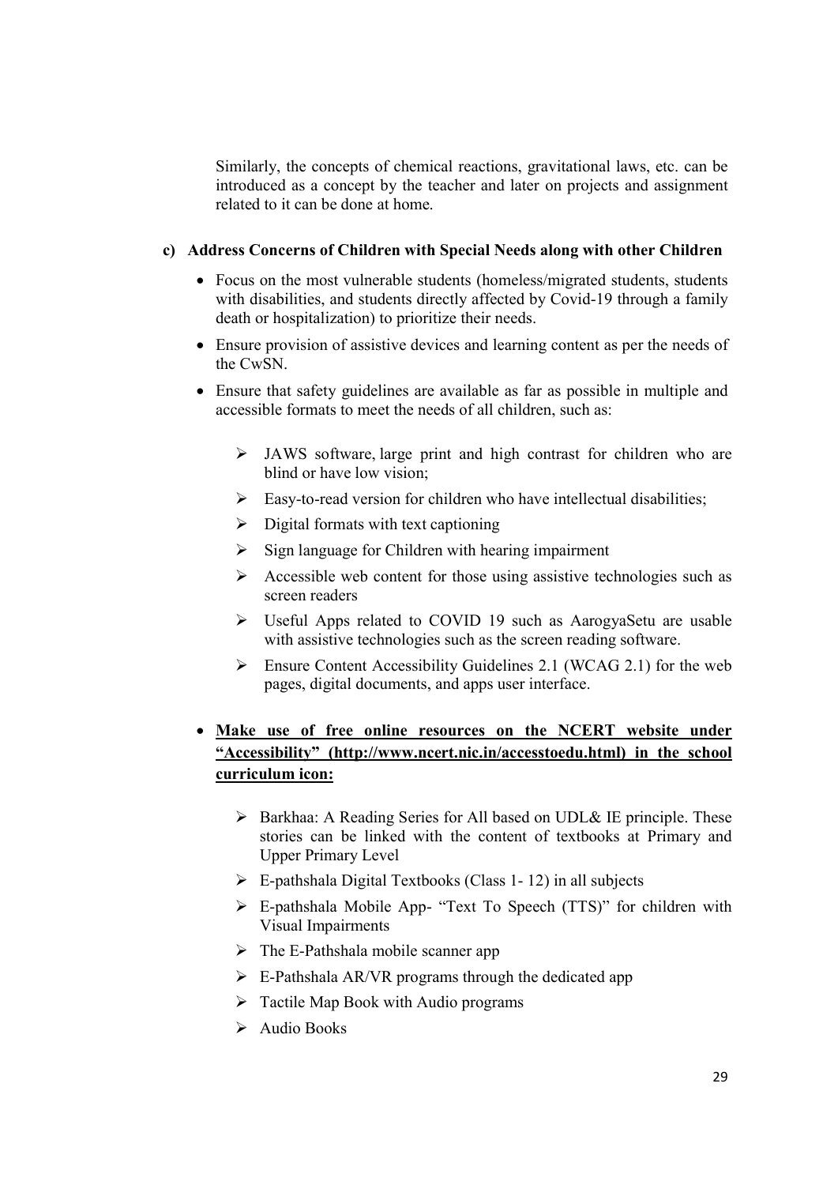Similarly, the concepts of chemical reactions, gravitational laws, etc. can be introduced as a concept by the teacher and later on projects and assignment related to it can be done at home.

**c) Address Concerns of Children with Special Needs along with other Children**

- Focus on the most vulnerable students (homeless/migrated students, students with disabilities, and students directly affected by Covid-19 through a family death or hospitalization) to prioritize their needs.
- Ensure provision of assistive devices and learning content as per the needs of the CwSN.
- Ensure that safety guidelines are available as far as possible in multiple and accessible formats to meet the needs of all children, such as:
  - JAWS software, large print and high contrast for children who are blind or have low vision;
  - Easy-to-read version for children who have intellectual disabilities;
  - Digital formats with text captioning
  - Sign language for Children with hearing impairment
  - Accessible web content for those using assistive technologies such as screen readers
  - Useful Apps related to COVID 19 such as AarogyaSetu are usable with assistive technologies such as the screen reading software.
  - Ensure Content Accessibility Guidelines 2.1 (WCAG 2.1) for the web pages, digital documents, and apps user interface.
- **Make use of free online resources on the NCERT website under "Accessibility" (http://www.ncert.nic.in/accesstoedu.html) in the school curriculum icon:**
  - Barkhaa: A Reading Series for All based on UDL& IE principle. These stories can be linked with the content of textbooks at Primary and Upper Primary Level
  - E-pathshala Digital Textbooks (Class 1- 12) in all subjects
  - E-pathshala Mobile App- "Text To Speech (TTS)" for children with Visual Impairments
  - The E-Pathshala mobile scanner app
  - E-Pathshala AR/VR programs through the dedicated app
  - Tactile Map Book with Audio programs
  - Audio Books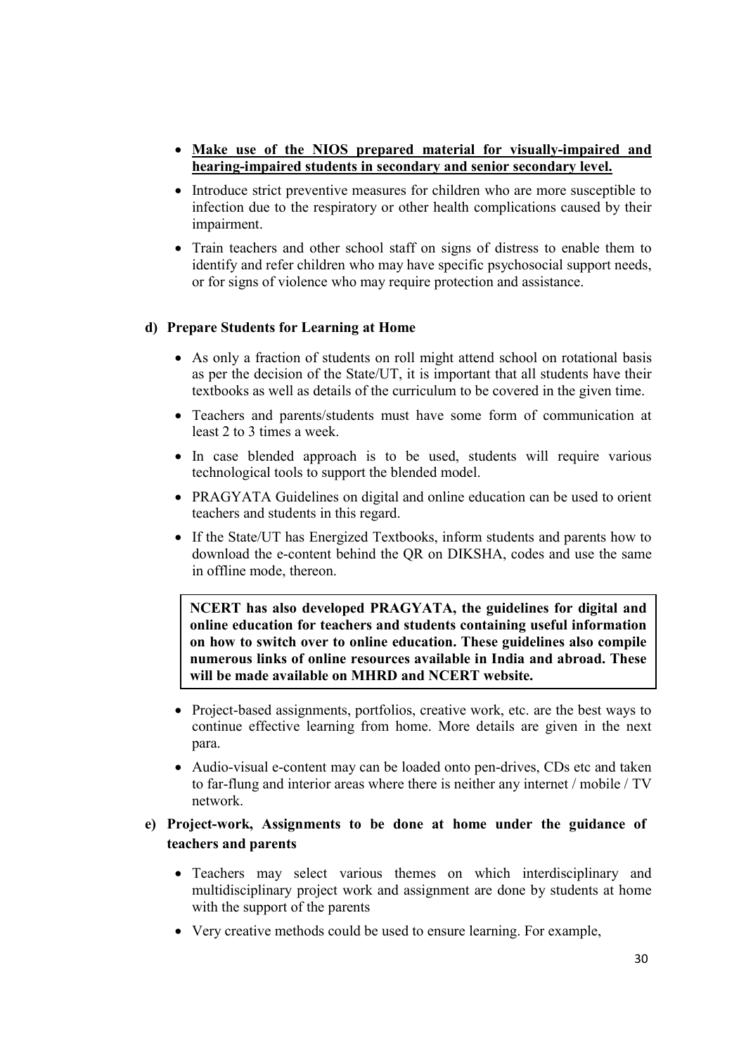- **Make use of the NIOS prepared material for visually-impaired and hearing-impaired students in secondary and senior secondary level.**
- Introduce strict preventive measures for children who are more susceptible to infection due to the respiratory or other health complications caused by their impairment.
- Train teachers and other school staff on signs of distress to enable them to identify and refer children who may have specific psychosocial support needs, or for signs of violence who may require protection and assistance.

**d) Prepare Students for Learning at Home**

- As only a fraction of students on roll might attend school on rotational basis as per the decision of the State/UT, it is important that all students have their textbooks as well as details of the curriculum to be covered in the given time.
- Teachers and parents/students must have some form of communication at least 2 to 3 times a week.
- In case blended approach is to be used, students will require various technological tools to support the blended model.
- PRAGYATA Guidelines on digital and online education can be used to orient teachers and students in this regard.
- If the State/UT has Energized Textbooks, inform students and parents how to download the e-content behind the QR on DIKSHA, codes and use the same in offline mode, thereon.

> **NCERT has also developed PRAGYATA, the guidelines for digital and online education for teachers and students containing useful information on how to switch over to online education. These guidelines also compile numerous links of online resources available in India and abroad. These will be made available on MHRD and NCERT website.**

- Project-based assignments, portfolios, creative work, etc. are the best ways to continue effective learning from home. More details are given in the next para.
- Audio-visual e-content may can be loaded onto pen-drives, CDs etc and taken to far-flung and interior areas where there is neither any internet / mobile / TV network.

**e) Project-work, Assignments to be done at home under the guidance of teachers and parents**

- Teachers may select various themes on which interdisciplinary and multidisciplinary project work and assignment are done by students at home with the support of the parents
- Very creative methods could be used to ensure learning. For example,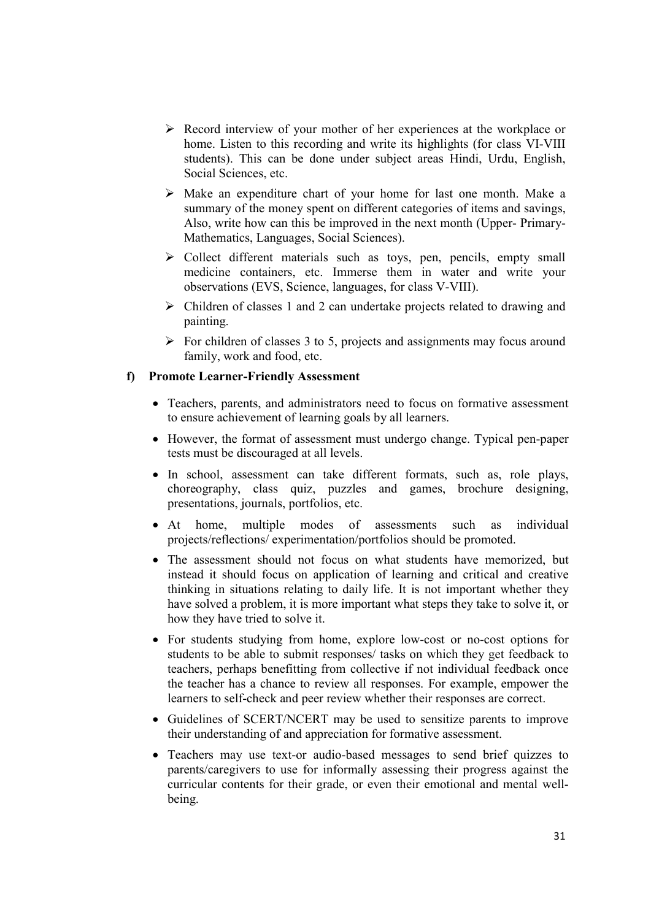- Record interview of your mother of her experiences at the workplace or home. Listen to this recording and write its highlights (for class VI-VIII students). This can be done under subject areas Hindi, Urdu, English, Social Sciences, etc.
- Make an expenditure chart of your home for last one month. Make a summary of the money spent on different categories of items and savings, Also, write how can this be improved in the next month (Upper- Primary-Mathematics, Languages, Social Sciences).
- Collect different materials such as toys, pen, pencils, empty small medicine containers, etc. Immerse them in water and write your observations (EVS, Science, languages, for class V-VIII).
- Children of classes 1 and 2 can undertake projects related to drawing and painting.
- For children of classes 3 to 5, projects and assignments may focus around family, work and food, etc.

**f) Promote Learner-Friendly Assessment**

- Teachers, parents, and administrators need to focus on formative assessment to ensure achievement of learning goals by all learners.
- However, the format of assessment must undergo change. Typical pen-paper tests must be discouraged at all levels.
- In school, assessment can take different formats, such as, role plays, choreography, class quiz, puzzles and games, brochure designing, presentations, journals, portfolios, etc.
- At home, multiple modes of assessments such as individual projects/reflections/ experimentation/portfolios should be promoted.
- The assessment should not focus on what students have memorized, but instead it should focus on application of learning and critical and creative thinking in situations relating to daily life. It is not important whether they have solved a problem, it is more important what steps they take to solve it, or how they have tried to solve it.
- For students studying from home, explore low-cost or no-cost options for students to be able to submit responses/ tasks on which they get feedback to teachers, perhaps benefitting from collective if not individual feedback once the teacher has a chance to review all responses. For example, empower the learners to self-check and peer review whether their responses are correct.
- Guidelines of SCERT/NCERT may be used to sensitize parents to improve their understanding of and appreciation for formative assessment.
- Teachers may use text-or audio-based messages to send brief quizzes to parents/caregivers to use for informally assessing their progress against the curricular contents for their grade, or even their emotional and mental well-being.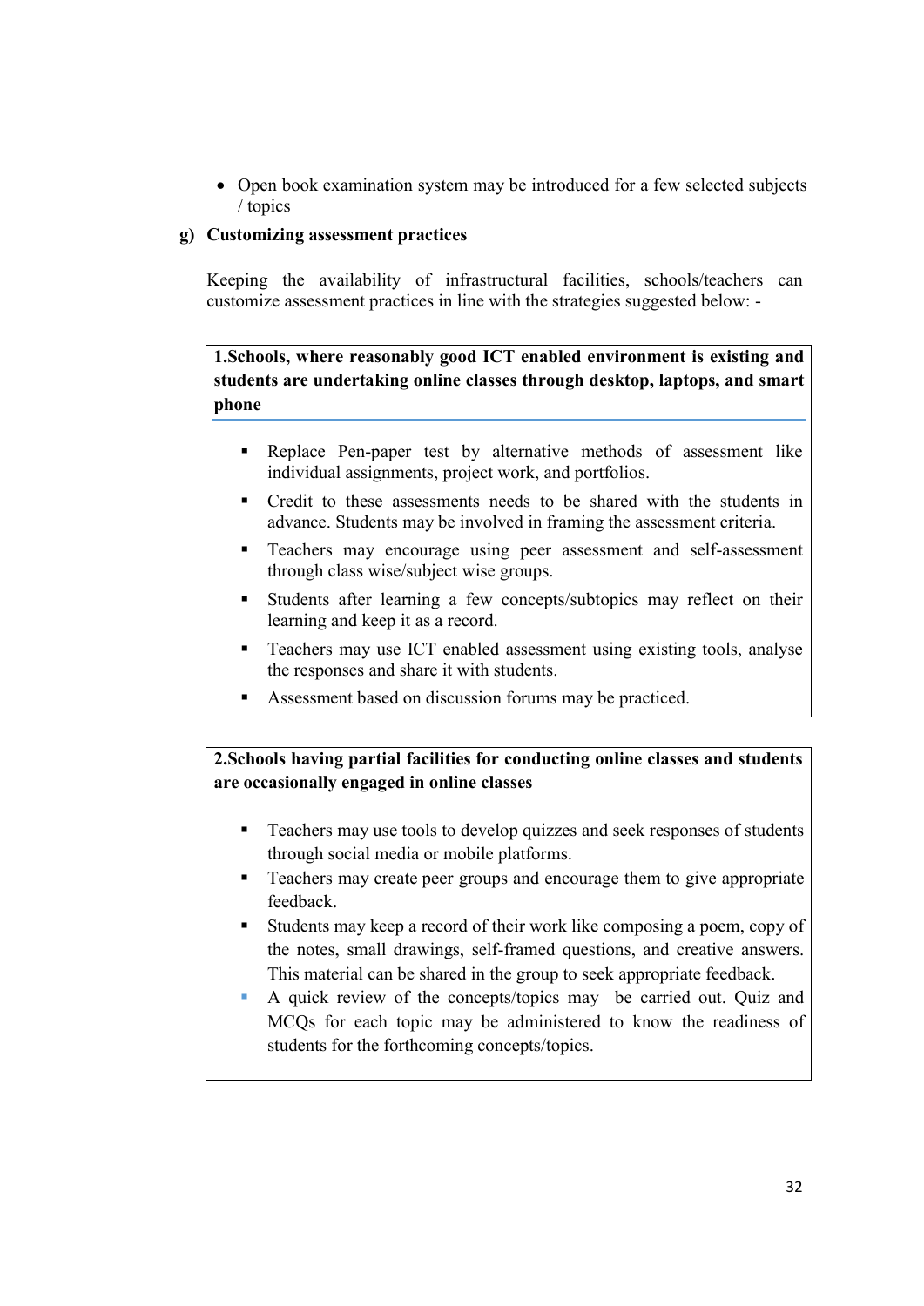- Open book examination system may be introduced for a few selected subjects / topics

**g) Customizing assessment practices**

Keeping the availability of infrastructural facilities, schools/teachers can customize assessment practices in line with the strategies suggested below: -

**1.Schools, where reasonably good ICT enabled environment is existing and students are undertaking online classes through desktop, laptops, and smart phone**

- Replace Pen-paper test by alternative methods of assessment like individual assignments, project work, and portfolios.
- Credit to these assessments needs to be shared with the students in advance. Students may be involved in framing the assessment criteria.
- Teachers may encourage using peer assessment and self-assessment through class wise/subject wise groups.
- Students after learning a few concepts/subtopics may reflect on their learning and keep it as a record.
- Teachers may use ICT enabled assessment using existing tools, analyse the responses and share it with students.
- Assessment based on discussion forums may be practiced.

**2.Schools having partial facilities for conducting online classes and students are occasionally engaged in online classes**

- Teachers may use tools to develop quizzes and seek responses of students through social media or mobile platforms.
- Teachers may create peer groups and encourage them to give appropriate feedback.
- Students may keep a record of their work like composing a poem, copy of the notes, small drawings, self-framed questions, and creative answers. This material can be shared in the group to seek appropriate feedback.
- A quick review of the concepts/topics may be carried out. Quiz and MCQs for each topic may be administered to know the readiness of students for the forthcoming concepts/topics.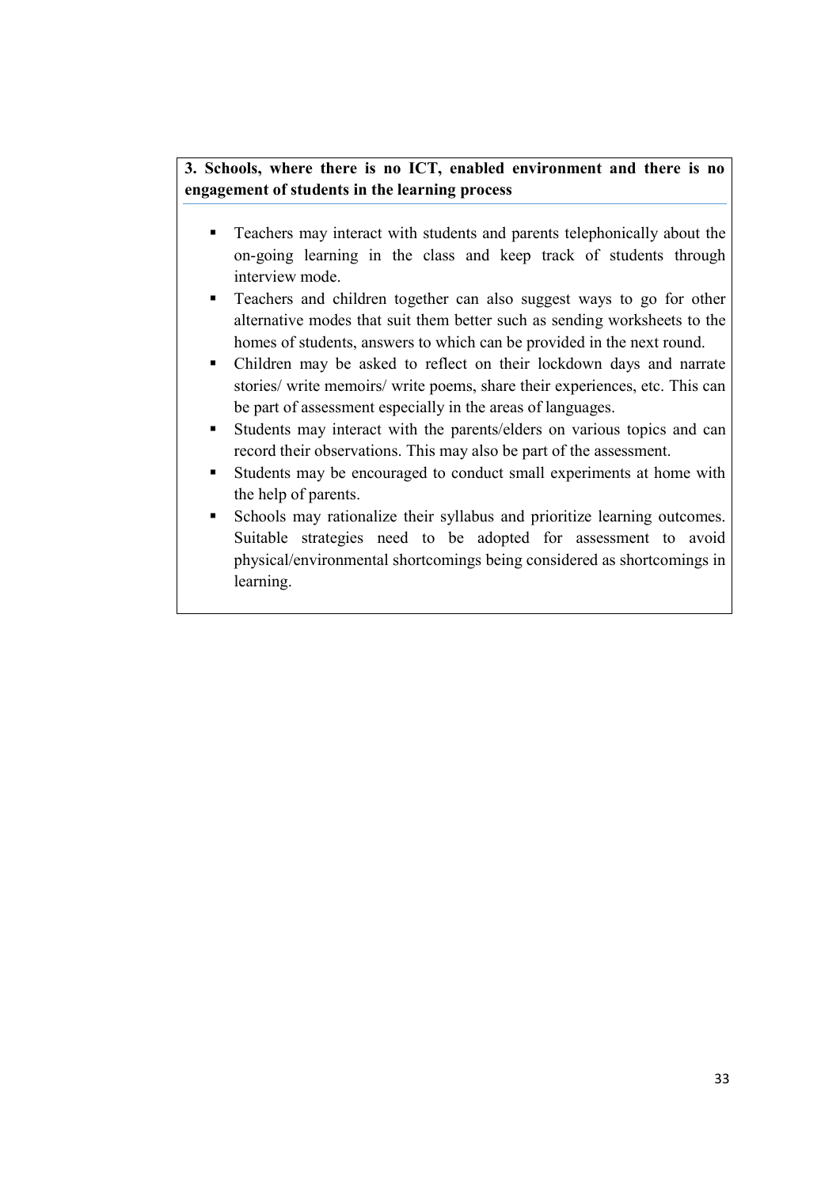**3. Schools, where there is no ICT, enabled environment and there is no engagement of students in the learning process**

- Teachers may interact with students and parents telephonically about the on-going learning in the class and keep track of students through interview mode.
- Teachers and children together can also suggest ways to go for other alternative modes that suit them better such as sending worksheets to the homes of students, answers to which can be provided in the next round.
- Children may be asked to reflect on their lockdown days and narrate stories/ write memoirs/ write poems, share their experiences, etc. This can be part of assessment especially in the areas of languages.
- Students may interact with the parents/elders on various topics and can record their observations. This may also be part of the assessment.
- Students may be encouraged to conduct small experiments at home with the help of parents.
- Schools may rationalize their syllabus and prioritize learning outcomes. Suitable strategies need to be adopted for assessment to avoid physical/environmental shortcomings being considered as shortcomings in learning.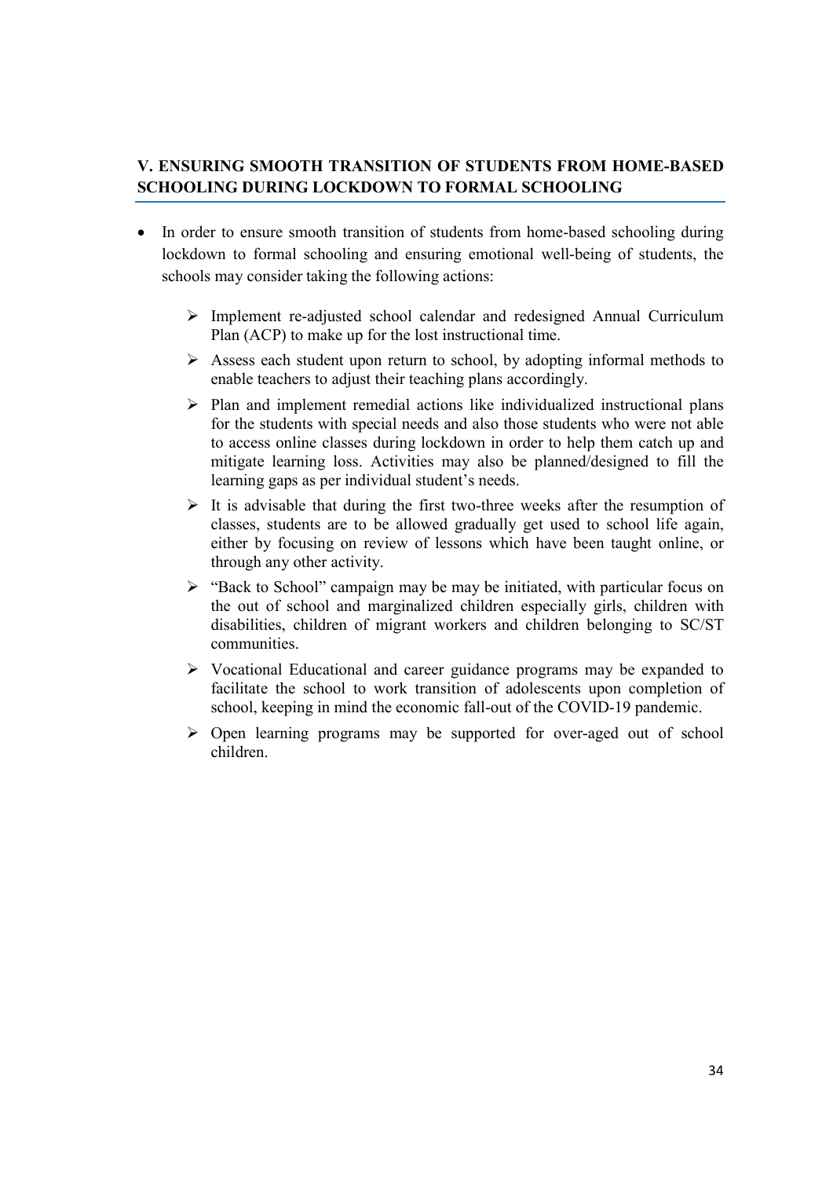## V. ENSURING SMOOTH TRANSITION OF STUDENTS FROM HOME-BASED SCHOOLING DURING LOCKDOWN TO FORMAL SCHOOLING

- In order to ensure smooth transition of students from home-based schooling during lockdown to formal schooling and ensuring emotional well-being of students, the schools may consider taking the following actions:
  - Implement re-adjusted school calendar and redesigned Annual Curriculum Plan (ACP) to make up for the lost instructional time.
  - Assess each student upon return to school, by adopting informal methods to enable teachers to adjust their teaching plans accordingly.
  - Plan and implement remedial actions like individualized instructional plans for the students with special needs and also those students who were not able to access online classes during lockdown in order to help them catch up and mitigate learning loss. Activities may also be planned/designed to fill the learning gaps as per individual student's needs.
  - It is advisable that during the first two-three weeks after the resumption of classes, students are to be allowed gradually get used to school life again, either by focusing on review of lessons which have been taught online, or through any other activity.
  - "Back to School" campaign may be may be initiated, with particular focus on the out of school and marginalized children especially girls, children with disabilities, children of migrant workers and children belonging to SC/ST communities.
  - Vocational Educational and career guidance programs may be expanded to facilitate the school to work transition of adolescents upon completion of school, keeping in mind the economic fall-out of the COVID-19 pandemic.
  - Open learning programs may be supported for over-aged out of school children.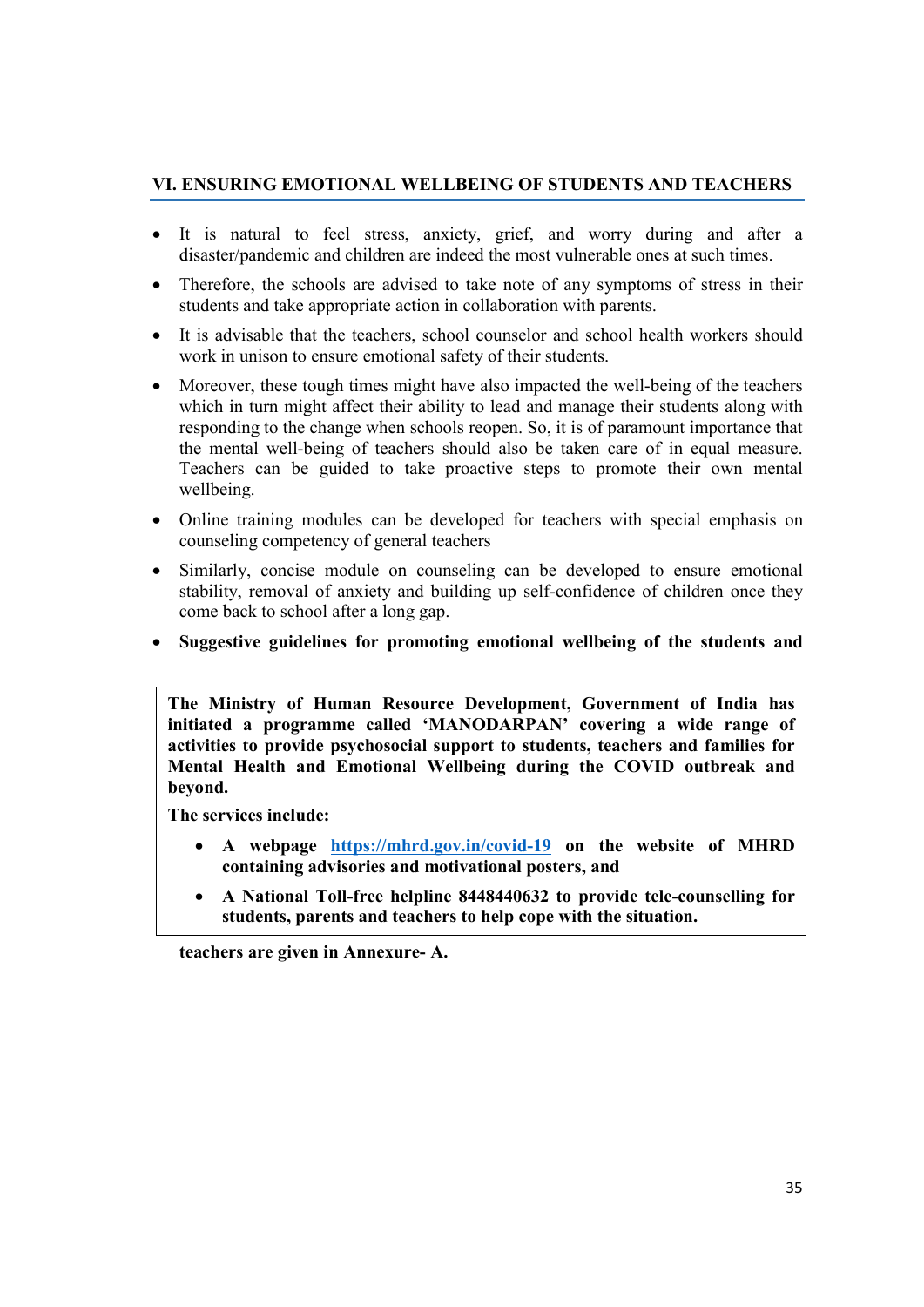## VI. ENSURING EMOTIONAL WELLBEING OF STUDENTS AND TEACHERS

- It is natural to feel stress, anxiety, grief, and worry during and after a disaster/pandemic and children are indeed the most vulnerable ones at such times.
- Therefore, the schools are advised to take note of any symptoms of stress in their students and take appropriate action in collaboration with parents.
- It is advisable that the teachers, school counselor and school health workers should work in unison to ensure emotional safety of their students.
- Moreover, these tough times might have also impacted the well-being of the teachers which in turn might affect their ability to lead and manage their students along with responding to the change when schools reopen. So, it is of paramount importance that the mental well-being of teachers should also be taken care of in equal measure. Teachers can be guided to take proactive steps to promote their own mental wellbeing.
- Online training modules can be developed for teachers with special emphasis on counseling competency of general teachers
- Similarly, concise module on counseling can be developed to ensure emotional stability, removal of anxiety and building up self-confidence of children once they come back to school after a long gap.
- **Suggestive guidelines for promoting emotional wellbeing of the students and teachers are given in Annexure- A.**

**The Ministry of Human Resource Development, Government of India has initiated a programme called 'MANODARPAN' covering a wide range of activities to provide psychosocial support to students, teachers and families for Mental Health and Emotional Wellbeing during the COVID outbreak and beyond.**

**The services include:**

- **A webpage https://mhrd.gov.in/covid-19 on the website of MHRD containing advisories and motivational posters, and**
- **A National Toll-free helpline 8448440632 to provide tele-counselling for students, parents and teachers to help cope with the situation.**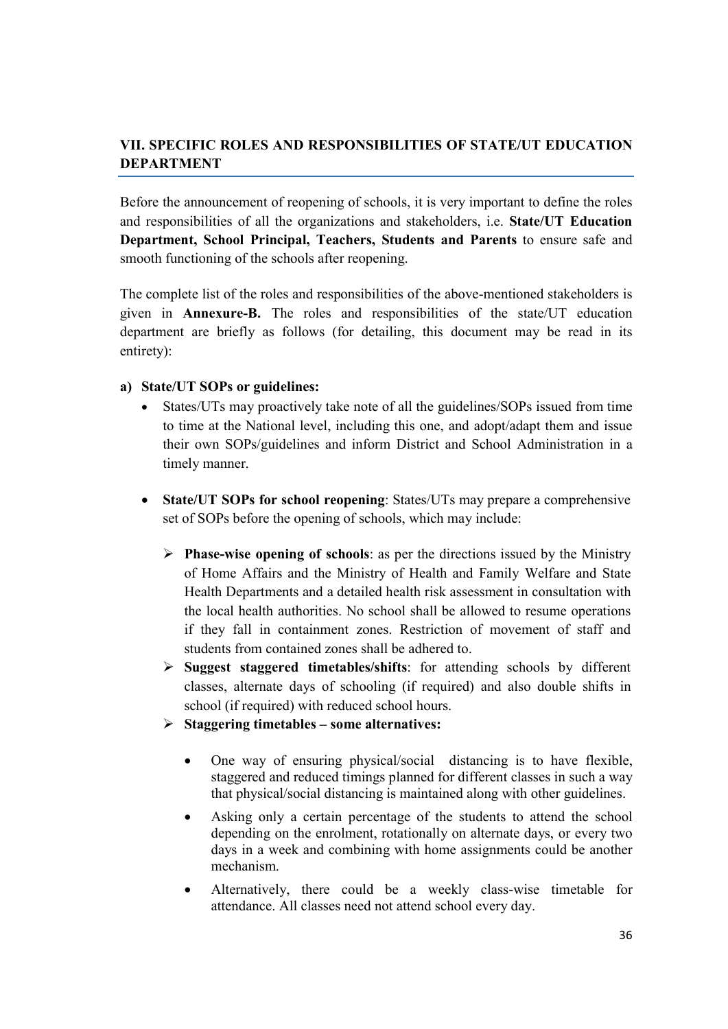## VII. SPECIFIC ROLES AND RESPONSIBILITIES OF STATE/UT EDUCATION DEPARTMENT

Before the announcement of reopening of schools, it is very important to define the roles and responsibilities of all the organizations and stakeholders, i.e. **State/UT Education Department, School Principal, Teachers, Students and Parents** to ensure safe and smooth functioning of the schools after reopening.

The complete list of the roles and responsibilities of the above-mentioned stakeholders is given in **Annexure-B.** The roles and responsibilities of the state/UT education department are briefly as follows (for detailing, this document may be read in its entirety):

**a) State/UT SOPs or guidelines:**

- States/UTs may proactively take note of all the guidelines/SOPs issued from time to time at the National level, including this one, and adopt/adapt them and issue their own SOPs/guidelines and inform District and School Administration in a timely manner.
- **State/UT SOPs for school reopening**: States/UTs may prepare a comprehensive set of SOPs before the opening of schools, which may include:
  - **Phase-wise opening of schools**: as per the directions issued by the Ministry of Home Affairs and the Ministry of Health and Family Welfare and State Health Departments and a detailed health risk assessment in consultation with the local health authorities. No school shall be allowed to resume operations if they fall in containment zones. Restriction of movement of staff and students from contained zones shall be adhered to.
  - **Suggest staggered timetables/shifts**: for attending schools by different classes, alternate days of schooling (if required) and also double shifts in school (if required) with reduced school hours.
  - **Staggering timetables – some alternatives:**
    - One way of ensuring physical/social distancing is to have flexible, staggered and reduced timings planned for different classes in such a way that physical/social distancing is maintained along with other guidelines.
    - Asking only a certain percentage of the students to attend the school depending on the enrolment, rotationally on alternate days, or every two days in a week and combining with home assignments could be another mechanism.
    - Alternatively, there could be a weekly class-wise timetable for attendance. All classes need not attend school every day.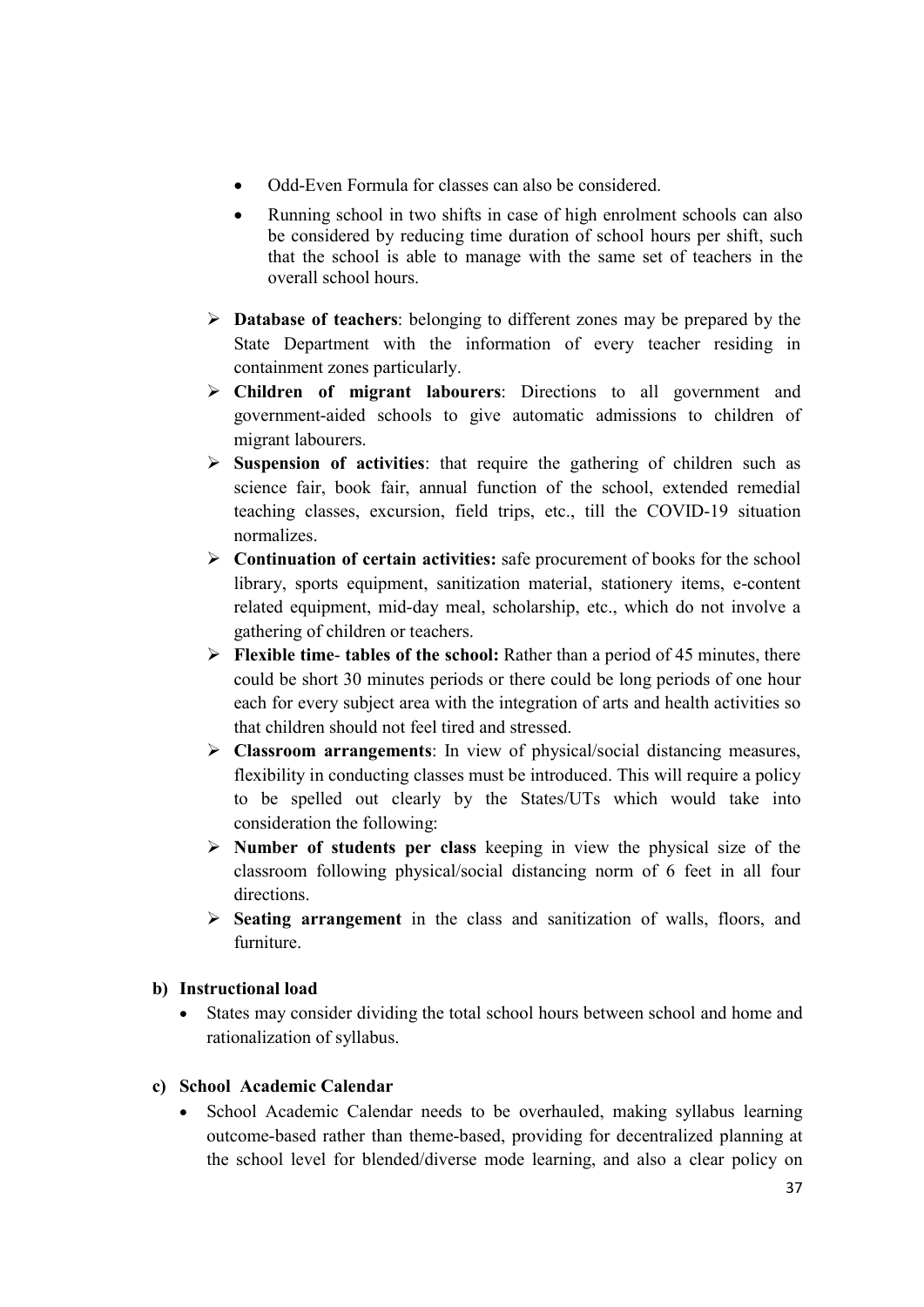- Odd-Even Formula for classes can also be considered.
- Running school in two shifts in case of high enrolment schools can also be considered by reducing time duration of school hours per shift, such that the school is able to manage with the same set of teachers in the overall school hours.

- **Database of teachers**: belonging to different zones may be prepared by the State Department with the information of every teacher residing in containment zones particularly.
- **Children of migrant labourers**: Directions to all government and government-aided schools to give automatic admissions to children of migrant labourers.
- **Suspension of activities**: that require the gathering of children such as science fair, book fair, annual function of the school, extended remedial teaching classes, excursion, field trips, etc., till the COVID-19 situation normalizes.
- **Continuation of certain activities:** safe procurement of books for the school library, sports equipment, sanitization material, stationery items, e-content related equipment, mid-day meal, scholarship, etc., which do not involve a gathering of children or teachers.
- **Flexible time- tables of the school:** Rather than a period of 45 minutes, there could be short 30 minutes periods or there could be long periods of one hour each for every subject area with the integration of arts and health activities so that children should not feel tired and stressed.
- **Classroom arrangements**: In view of physical/social distancing measures, flexibility in conducting classes must be introduced. This will require a policy to be spelled out clearly by the States/UTs which would take into consideration the following:
- **Number of students per class** keeping in view the physical size of the classroom following physical/social distancing norm of 6 feet in all four directions.
- **Seating arrangement** in the class and sanitization of walls, floors, and furniture.

**b) Instructional load**

- States may consider dividing the total school hours between school and home and rationalization of syllabus.

**c) School Academic Calendar**

- School Academic Calendar needs to be overhauled, making syllabus learning outcome-based rather than theme-based, providing for decentralized planning at the school level for blended/diverse mode learning, and also a clear policy on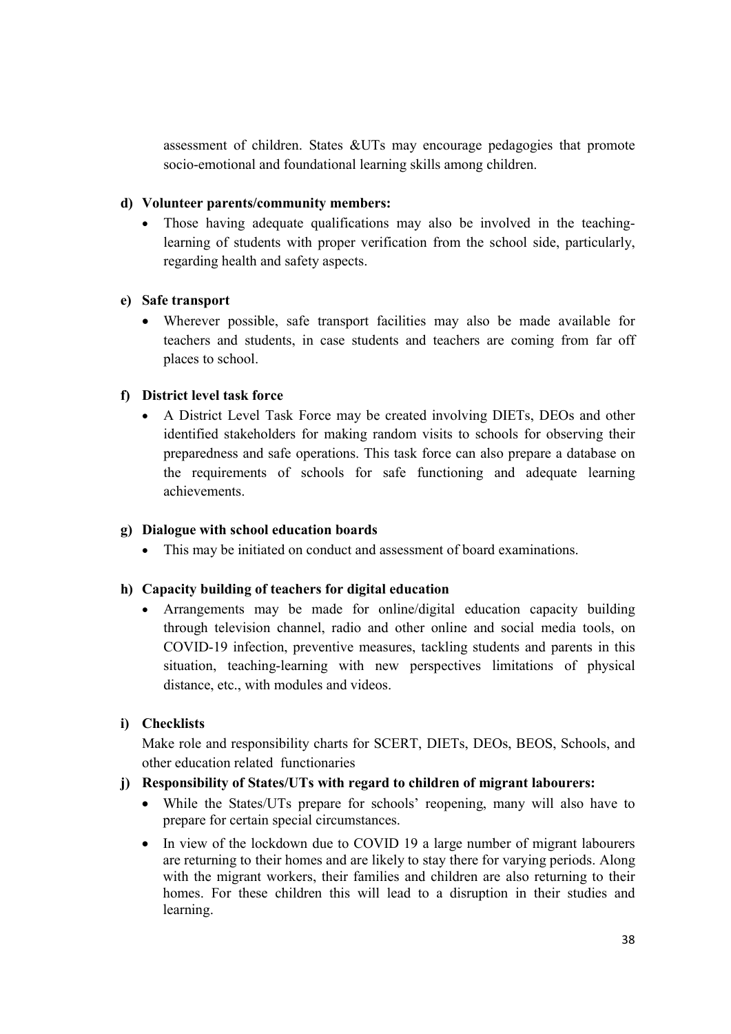assessment of children. States &UTs may encourage pedagogies that promote socio-emotional and foundational learning skills among children.

**d) Volunteer parents/community members:**

- Those having adequate qualifications may also be involved in the teaching-learning of students with proper verification from the school side, particularly, regarding health and safety aspects.

**e) Safe transport**

- Wherever possible, safe transport facilities may also be made available for teachers and students, in case students and teachers are coming from far off places to school.

**f) District level task force**

- A District Level Task Force may be created involving DIETs, DEOs and other identified stakeholders for making random visits to schools for observing their preparedness and safe operations. This task force can also prepare a database on the requirements of schools for safe functioning and adequate learning achievements.

**g) Dialogue with school education boards**

- This may be initiated on conduct and assessment of board examinations.

**h) Capacity building of teachers for digital education**

- Arrangements may be made for online/digital education capacity building through television channel, radio and other online and social media tools, on COVID-19 infection, preventive measures, tackling students and parents in this situation, teaching-learning with new perspectives limitations of physical distance, etc., with modules and videos.

**i) Checklists**

Make role and responsibility charts for SCERT, DIETs, DEOs, BEOS, Schools, and other education related functionaries

**j) Responsibility of States/UTs with regard to children of migrant labourers:**

- While the States/UTs prepare for schools' reopening, many will also have to prepare for certain special circumstances.
- In view of the lockdown due to COVID 19 a large number of migrant labourers are returning to their homes and are likely to stay there for varying periods. Along with the migrant workers, their families and children are also returning to their homes. For these children this will lead to a disruption in their studies and learning.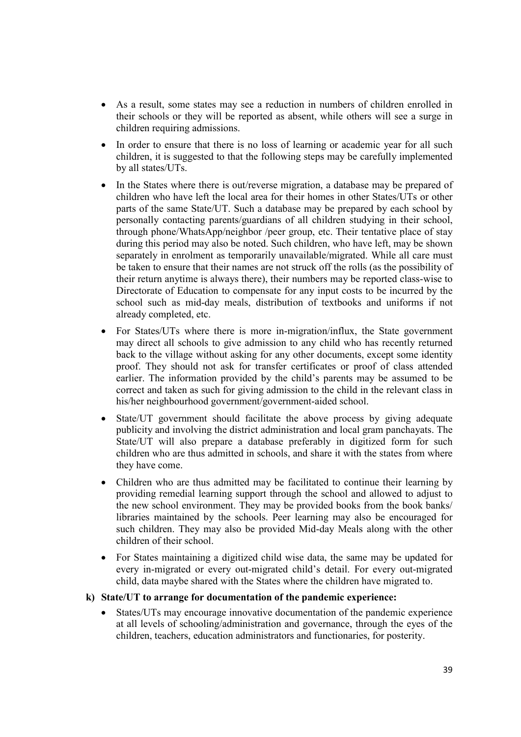- As a result, some states may see a reduction in numbers of children enrolled in their schools or they will be reported as absent, while others will see a surge in children requiring admissions.
- In order to ensure that there is no loss of learning or academic year for all such children, it is suggested to that the following steps may be carefully implemented by all states/UTs.
- In the States where there is out/reverse migration, a database may be prepared of children who have left the local area for their homes in other States/UTs or other parts of the same State/UT. Such a database may be prepared by each school by personally contacting parents/guardians of all children studying in their school, through phone/WhatsApp/neighbor /peer group, etc. Their tentative place of stay during this period may also be noted. Such children, who have left, may be shown separately in enrolment as temporarily unavailable/migrated. While all care must be taken to ensure that their names are not struck off the rolls (as the possibility of their return anytime is always there), their numbers may be reported class-wise to Directorate of Education to compensate for any input costs to be incurred by the school such as mid-day meals, distribution of textbooks and uniforms if not already completed, etc.
- For States/UTs where there is more in-migration/influx, the State government may direct all schools to give admission to any child who has recently returned back to the village without asking for any other documents, except some identity proof. They should not ask for transfer certificates or proof of class attended earlier. The information provided by the child's parents may be assumed to be correct and taken as such for giving admission to the child in the relevant class in his/her neighbourhood government/government-aided school.
- State/UT government should facilitate the above process by giving adequate publicity and involving the district administration and local gram panchayats. The State/UT will also prepare a database preferably in digitized form for such children who are thus admitted in schools, and share it with the states from where they have come.
- Children who are thus admitted may be facilitated to continue their learning by providing remedial learning support through the school and allowed to adjust to the new school environment. They may be provided books from the book banks/ libraries maintained by the schools. Peer learning may also be encouraged for such children. They may also be provided Mid-day Meals along with the other children of their school.
- For States maintaining a digitized child wise data, the same may be updated for every in-migrated or every out-migrated child's detail. For every out-migrated child, data maybe shared with the States where the children have migrated to.

**k) State/UT to arrange for documentation of the pandemic experience:**

- States/UTs may encourage innovative documentation of the pandemic experience at all levels of schooling/administration and governance, through the eyes of the children, teachers, education administrators and functionaries, for posterity.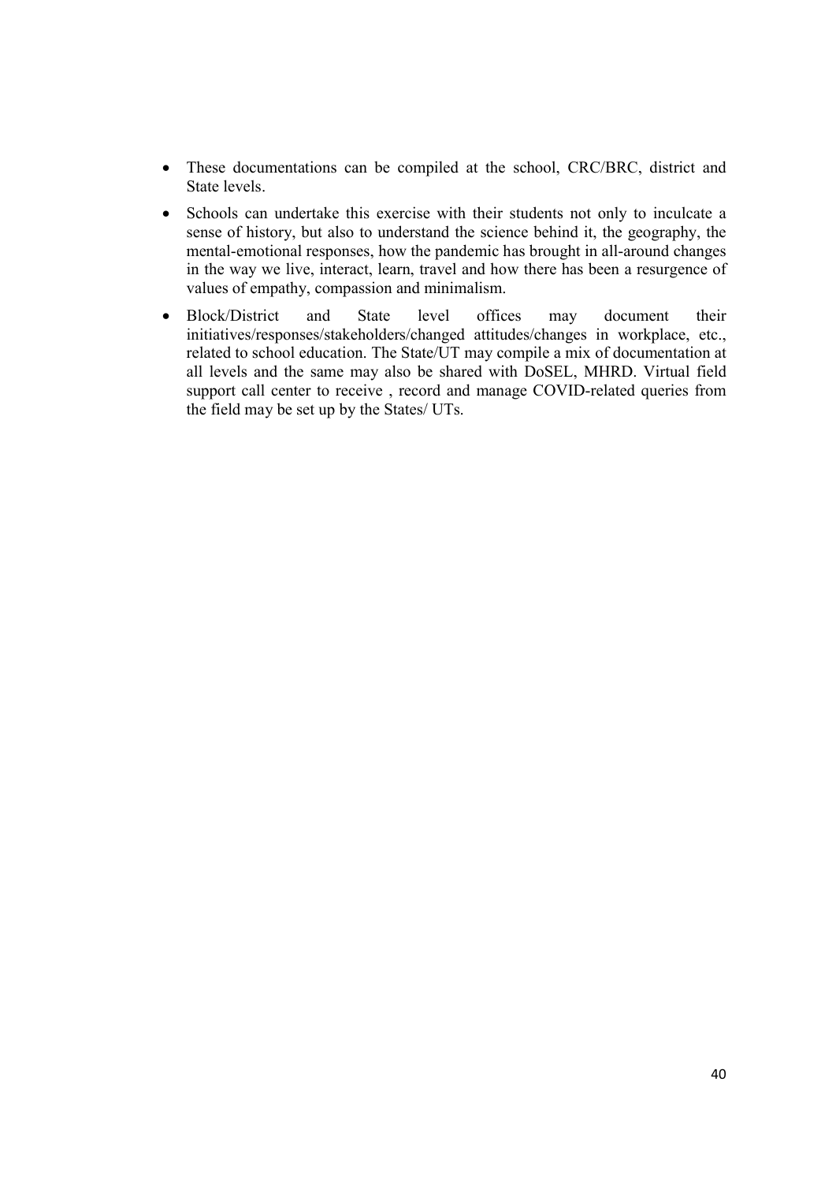- These documentations can be compiled at the school, CRC/BRC, district and State levels.
- Schools can undertake this exercise with their students not only to inculcate a sense of history, but also to understand the science behind it, the geography, the mental-emotional responses, how the pandemic has brought in all-around changes in the way we live, interact, learn, travel and how there has been a resurgence of values of empathy, compassion and minimalism.
- Block/District and State level offices may document their initiatives/responses/stakeholders/changed attitudes/changes in workplace, etc., related to school education. The State/UT may compile a mix of documentation at all levels and the same may also be shared with DoSEL, MHRD. Virtual field support call center to receive , record and manage COVID-related queries from the field may be set up by the States/ UTs.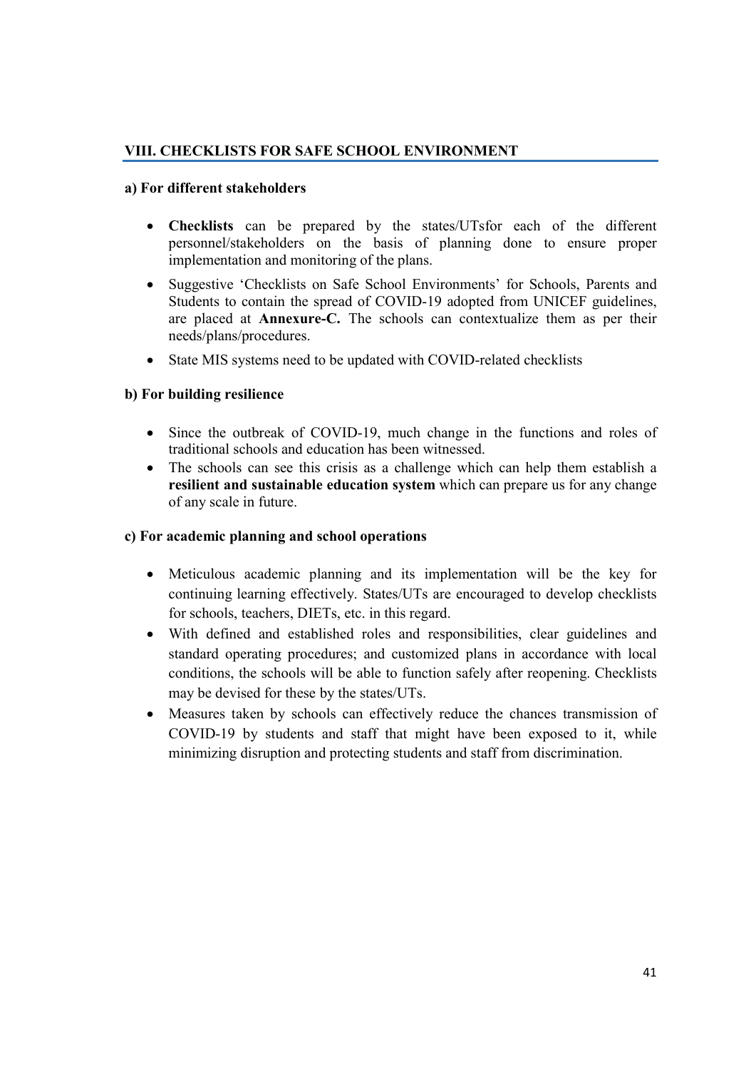## VIII. CHECKLISTS FOR SAFE SCHOOL ENVIRONMENT

### a) For different stakeholders

- **Checklists** can be prepared by the states/UTsfor each of the different personnel/stakeholders on the basis of planning done to ensure proper implementation and monitoring of the plans.
- Suggestive 'Checklists on Safe School Environments' for Schools, Parents and Students to contain the spread of COVID-19 adopted from UNICEF guidelines, are placed at **Annexure-C.** The schools can contextualize them as per their needs/plans/procedures.
- State MIS systems need to be updated with COVID-related checklists

### b) For building resilience

- Since the outbreak of COVID-19, much change in the functions and roles of traditional schools and education has been witnessed.
- The schools can see this crisis as a challenge which can help them establish a **resilient and sustainable education system** which can prepare us for any change of any scale in future.

### c) For academic planning and school operations

- Meticulous academic planning and its implementation will be the key for continuing learning effectively. States/UTs are encouraged to develop checklists for schools, teachers, DIETs, etc. in this regard.
- With defined and established roles and responsibilities, clear guidelines and standard operating procedures; and customized plans in accordance with local conditions, the schools will be able to function safely after reopening. Checklists may be devised for these by the states/UTs.
- Measures taken by schools can effectively reduce the chances transmission of COVID-19 by students and staff that might have been exposed to it, while minimizing disruption and protecting students and staff from discrimination.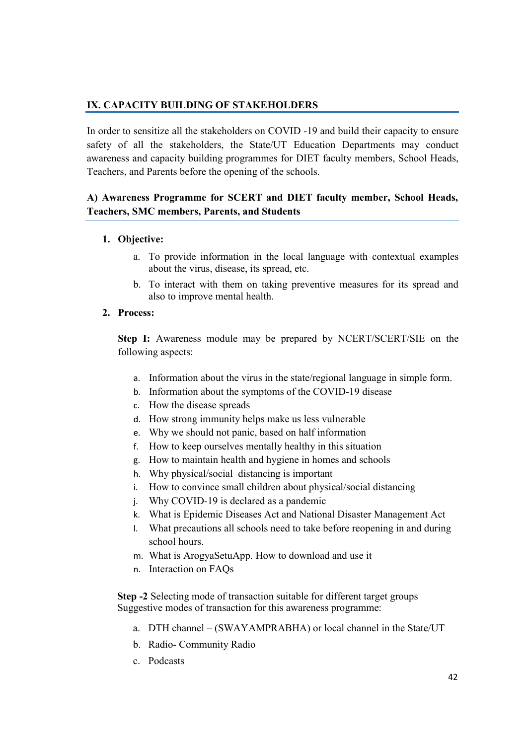## IX. CAPACITY BUILDING OF STAKEHOLDERS

In order to sensitize all the stakeholders on COVID -19 and build their capacity to ensure safety of all the stakeholders, the State/UT Education Departments may conduct awareness and capacity building programmes for DIET faculty members, School Heads, Teachers, and Parents before the opening of the schools.

### A) Awareness Programme for SCERT and DIET faculty member, School Heads, Teachers, SMC members, Parents, and Students

1. **Objective:**
   a. To provide information in the local language with contextual examples about the virus, disease, its spread, etc.
   b. To interact with them on taking preventive measures for its spread and also to improve mental health.

2. **Process:**

   **Step I:** Awareness module may be prepared by NCERT/SCERT/SIE on the following aspects:

   a. Information about the virus in the state/regional language in simple form.
   b. Information about the symptoms of the COVID-19 disease
   c. How the disease spreads
   d. How strong immunity helps make us less vulnerable
   e. Why we should not panic, based on half information
   f. How to keep ourselves mentally healthy in this situation
   g. How to maintain health and hygiene in homes and schools
   h. Why physical/social distancing is important
   i. How to convince small children about physical/social distancing
   j. Why COVID-19 is declared as a pandemic
   k. What is Epidemic Diseases Act and National Disaster Management Act
   l. What precautions all schools need to take before reopening in and during school hours.
   m. What is ArogyaSetuApp. How to download and use it
   n. Interaction on FAQs

   **Step -2** Selecting mode of transaction suitable for different target groups
   Suggestive modes of transaction for this awareness programme:

   a. DTH channel – (SWAYAMPRABHA) or local channel in the State/UT
   b. Radio- Community Radio
   c. Podcasts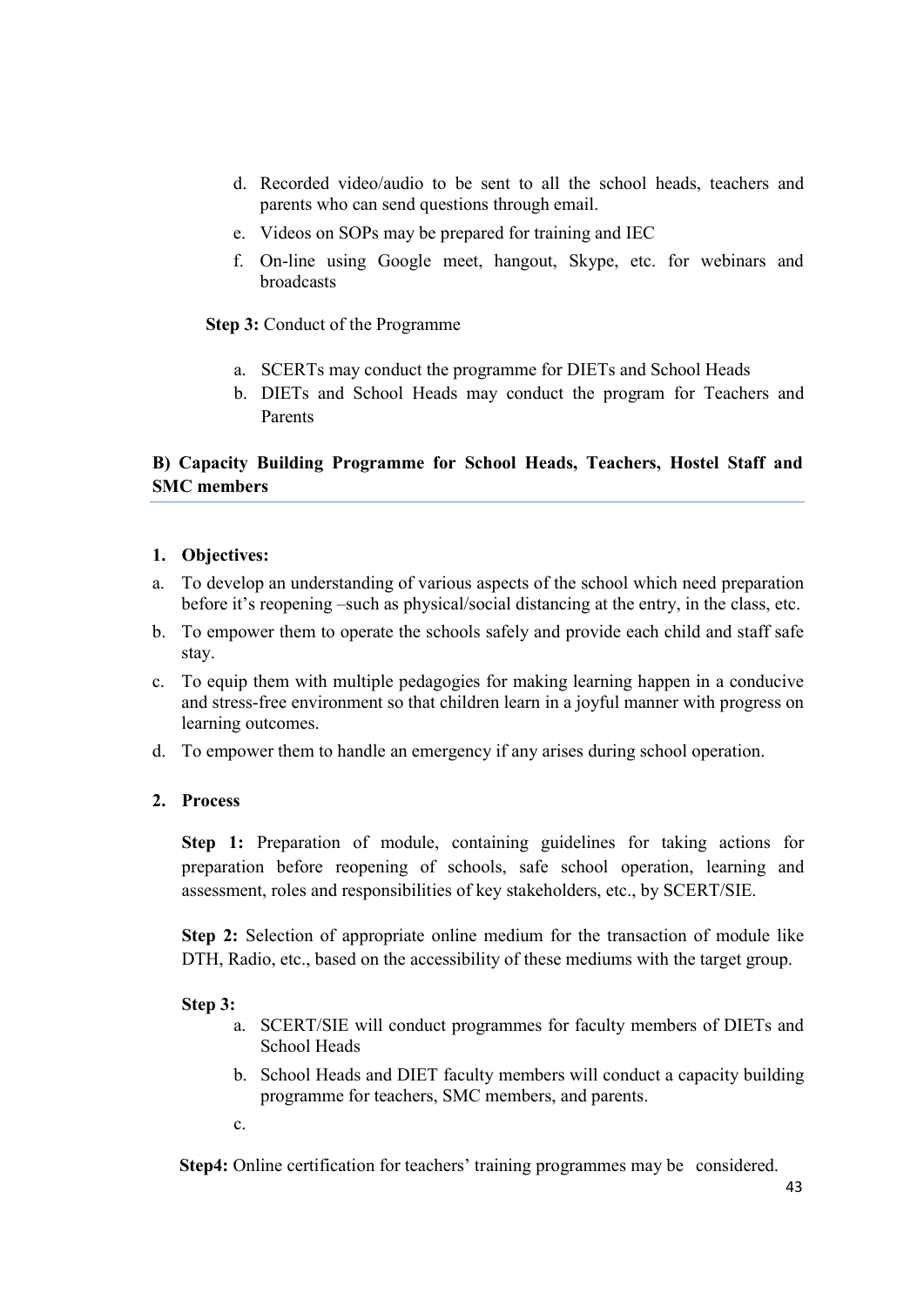d. Recorded video/audio to be sent to all the school heads, teachers and parents who can send questions through email.
e. Videos on SOPs may be prepared for training and IEC
f. On-line using Google meet, hangout, Skype, etc. for webinars and broadcasts

**Step 3:** Conduct of the Programme

a. SCERTs may conduct the programme for DIETs and School Heads
b. DIETs and School Heads may conduct the program for Teachers and Parents

## B) Capacity Building Programme for School Heads, Teachers, Hostel Staff and SMC members

**1. Objectives:**

a. To develop an understanding of various aspects of the school which need preparation before it's reopening –such as physical/social distancing at the entry, in the class, etc.
b. To empower them to operate the schools safely and provide each child and staff safe stay.
c. To equip them with multiple pedagogies for making learning happen in a conducive and stress-free environment so that children learn in a joyful manner with progress on learning outcomes.
d. To empower them to handle an emergency if any arises during school operation.

**2. Process**

**Step 1:** Preparation of module, containing guidelines for taking actions for preparation before reopening of schools, safe school operation, learning and assessment, roles and responsibilities of key stakeholders, etc., by SCERT/SIE.

**Step 2:** Selection of appropriate online medium for the transaction of module like DTH, Radio, etc., based on the accessibility of these mediums with the target group.

**Step 3:**

a. SCERT/SIE will conduct programmes for faculty members of DIETs and School Heads
b. School Heads and DIET faculty members will conduct a capacity building programme for teachers, SMC members, and parents.
c.

**Step4:** Online certification for teachers' training programmes may be considered.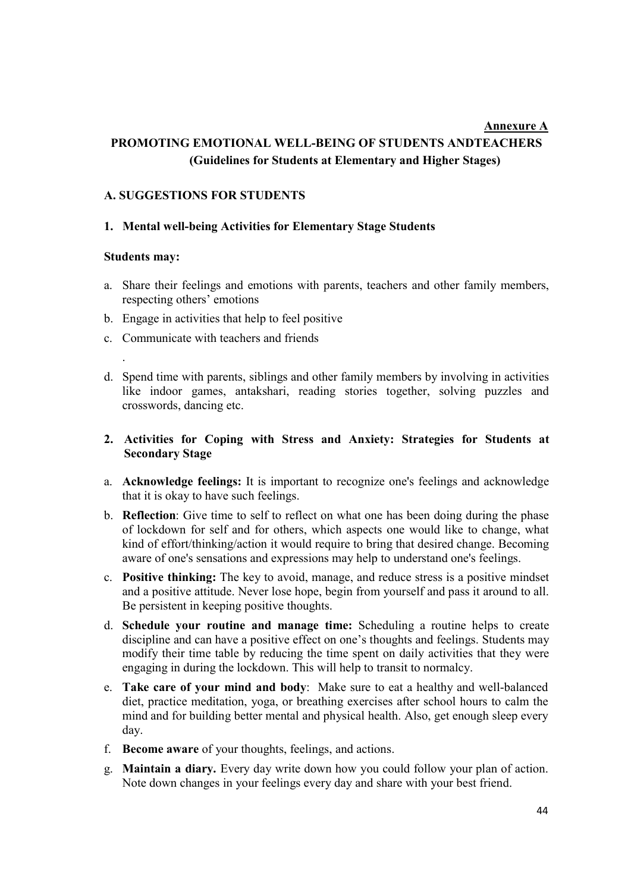**Annexure A**

# PROMOTING EMOTIONAL WELL-BEING OF STUDENTS ANDTEACHERS

## (Guidelines for Students at Elementary and Higher Stages)

### A. SUGGESTIONS FOR STUDENTS

#### 1. Mental well-being Activities for Elementary Stage Students

**Students may:**

a. Share their feelings and emotions with parents, teachers and other family members, respecting others' emotions

b. Engage in activities that help to feel positive

c. Communicate with teachers and friends

.

d. Spend time with parents, siblings and other family members by involving in activities like indoor games, antakshari, reading stories together, solving puzzles and crosswords, dancing etc.

#### 2. Activities for Coping with Stress and Anxiety: Strategies for Students at Secondary Stage

a. **Acknowledge feelings:** It is important to recognize one's feelings and acknowledge that it is okay to have such feelings.

b. **Reflection**: Give time to self to reflect on what one has been doing during the phase of lockdown for self and for others, which aspects one would like to change, what kind of effort/thinking/action it would require to bring that desired change. Becoming aware of one's sensations and expressions may help to understand one's feelings.

c. **Positive thinking:** The key to avoid, manage, and reduce stress is a positive mindset and a positive attitude. Never lose hope, begin from yourself and pass it around to all. Be persistent in keeping positive thoughts.

d. **Schedule your routine and manage time:** Scheduling a routine helps to create discipline and can have a positive effect on one's thoughts and feelings. Students may modify their time table by reducing the time spent on daily activities that they were engaging in during the lockdown. This will help to transit to normalcy.

e. **Take care of your mind and body**: Make sure to eat a healthy and well-balanced diet, practice meditation, yoga, or breathing exercises after school hours to calm the mind and for building better mental and physical health. Also, get enough sleep every day.

f. **Become aware** of your thoughts, feelings, and actions.

g. **Maintain a diary.** Every day write down how you could follow your plan of action. Note down changes in your feelings every day and share with your best friend.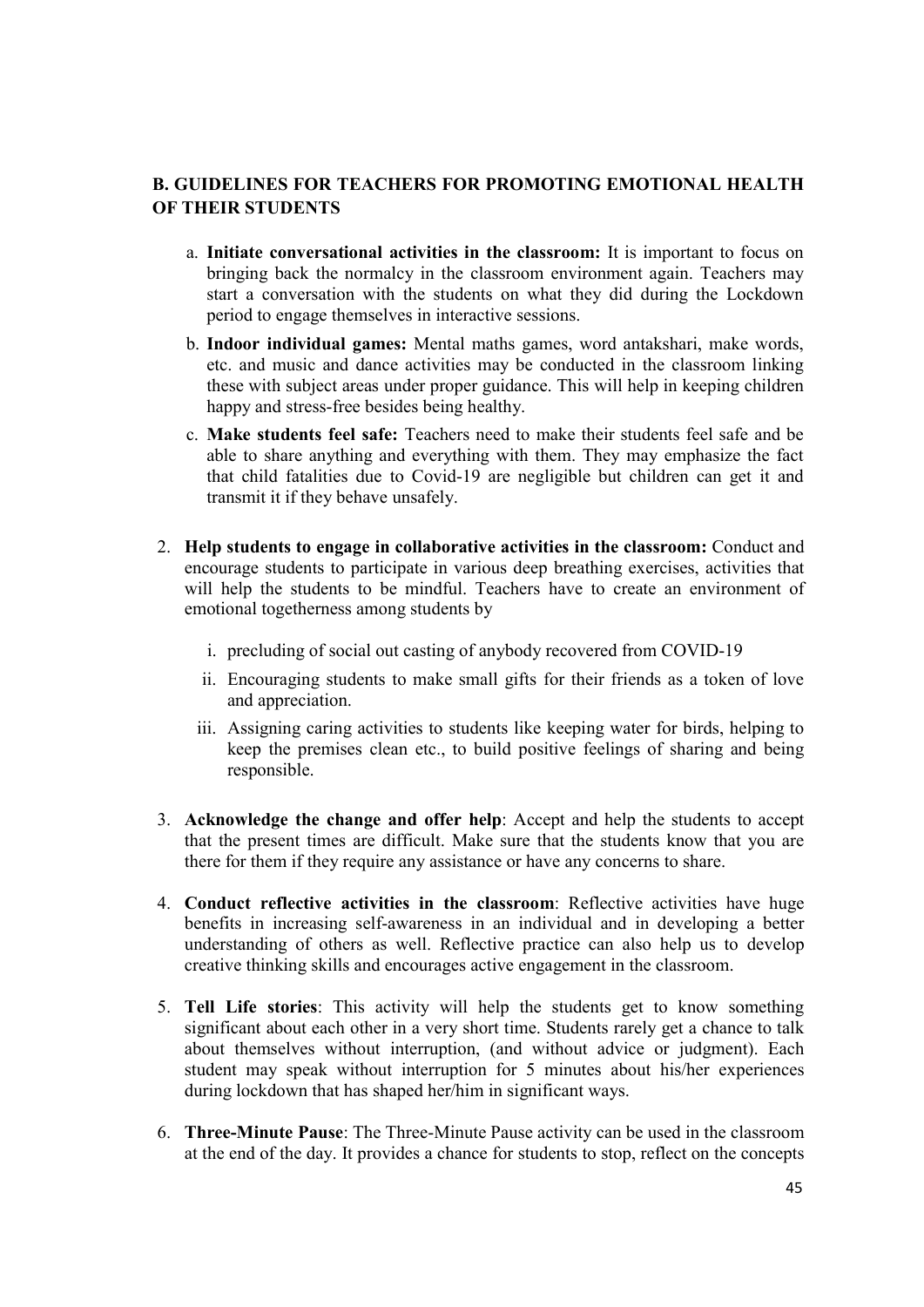## B. GUIDELINES FOR TEACHERS FOR PROMOTING EMOTIONAL HEALTH OF THEIR STUDENTS

a. **Initiate conversational activities in the classroom:** It is important to focus on bringing back the normalcy in the classroom environment again. Teachers may start a conversation with the students on what they did during the Lockdown period to engage themselves in interactive sessions.

b. **Indoor individual games:** Mental maths games, word antakshari, make words, etc. and music and dance activities may be conducted in the classroom linking these with subject areas under proper guidance. This will help in keeping children happy and stress-free besides being healthy.

c. **Make students feel safe:** Teachers need to make their students feel safe and be able to share anything and everything with them. They may emphasize the fact that child fatalities due to Covid-19 are negligible but children can get it and transmit it if they behave unsafely.

2. **Help students to engage in collaborative activities in the classroom:** Conduct and encourage students to participate in various deep breathing exercises, activities that will help the students to be mindful. Teachers have to create an environment of emotional togetherness among students by

   i. precluding of social out casting of anybody recovered from COVID-19

   ii. Encouraging students to make small gifts for their friends as a token of love and appreciation.

   iii. Assigning caring activities to students like keeping water for birds, helping to keep the premises clean etc., to build positive feelings of sharing and being responsible.

3. **Acknowledge the change and offer help**: Accept and help the students to accept that the present times are difficult. Make sure that the students know that you are there for them if they require any assistance or have any concerns to share.

4. **Conduct reflective activities in the classroom**: Reflective activities have huge benefits in increasing self-awareness in an individual and in developing a better understanding of others as well. Reflective practice can also help us to develop creative thinking skills and encourages active engagement in the classroom.

5. **Tell Life stories**: This activity will help the students get to know something significant about each other in a very short time. Students rarely get a chance to talk about themselves without interruption, (and without advice or judgment). Each student may speak without interruption for 5 minutes about his/her experiences during lockdown that has shaped her/him in significant ways.

6. **Three-Minute Pause**: The Three-Minute Pause activity can be used in the classroom at the end of the day. It provides a chance for students to stop, reflect on the concepts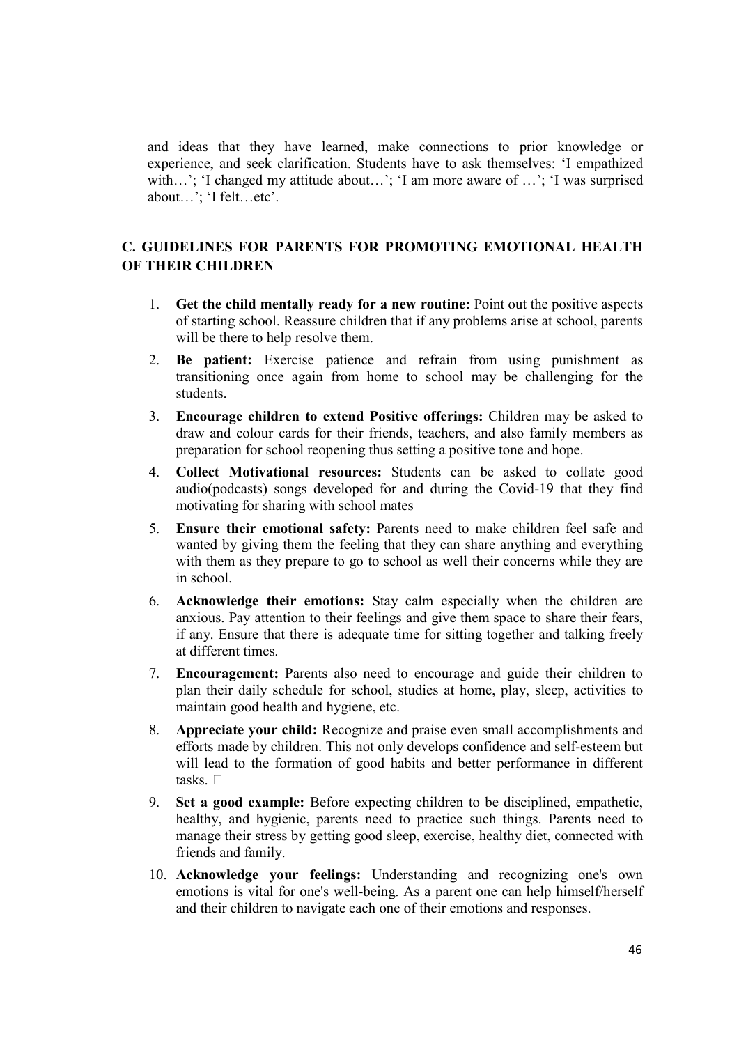and ideas that they have learned, make connections to prior knowledge or experience, and seek clarification. Students have to ask themselves: 'I empathized with…'; 'I changed my attitude about…'; 'I am more aware of …'; 'I was surprised about…'; 'I felt…etc'.

## C. GUIDELINES FOR PARENTS FOR PROMOTING EMOTIONAL HEALTH OF THEIR CHILDREN

1. **Get the child mentally ready for a new routine:** Point out the positive aspects of starting school. Reassure children that if any problems arise at school, parents will be there to help resolve them.
2. **Be patient:** Exercise patience and refrain from using punishment as transitioning once again from home to school may be challenging for the students.
3. **Encourage children to extend Positive offerings:** Children may be asked to draw and colour cards for their friends, teachers, and also family members as preparation for school reopening thus setting a positive tone and hope.
4. **Collect Motivational resources:** Students can be asked to collate good audio(podcasts) songs developed for and during the Covid-19 that they find motivating for sharing with school mates
5. **Ensure their emotional safety:** Parents need to make children feel safe and wanted by giving them the feeling that they can share anything and everything with them as they prepare to go to school as well their concerns while they are in school.
6. **Acknowledge their emotions:** Stay calm especially when the children are anxious. Pay attention to their feelings and give them space to share their fears, if any. Ensure that there is adequate time for sitting together and talking freely at different times.
7. **Encouragement:** Parents also need to encourage and guide their children to plan their daily schedule for school, studies at home, play, sleep, activities to maintain good health and hygiene, etc.
8. **Appreciate your child:** Recognize and praise even small accomplishments and efforts made by children. This not only develops confidence and self-esteem but will lead to the formation of good habits and better performance in different tasks. 
9. **Set a good example:** Before expecting children to be disciplined, empathetic, healthy, and hygienic, parents need to practice such things. Parents need to manage their stress by getting good sleep, exercise, healthy diet, connected with friends and family.
10. **Acknowledge your feelings:** Understanding and recognizing one's own emotions is vital for one's well-being. As a parent one can help himself/herself and their children to navigate each one of their emotions and responses.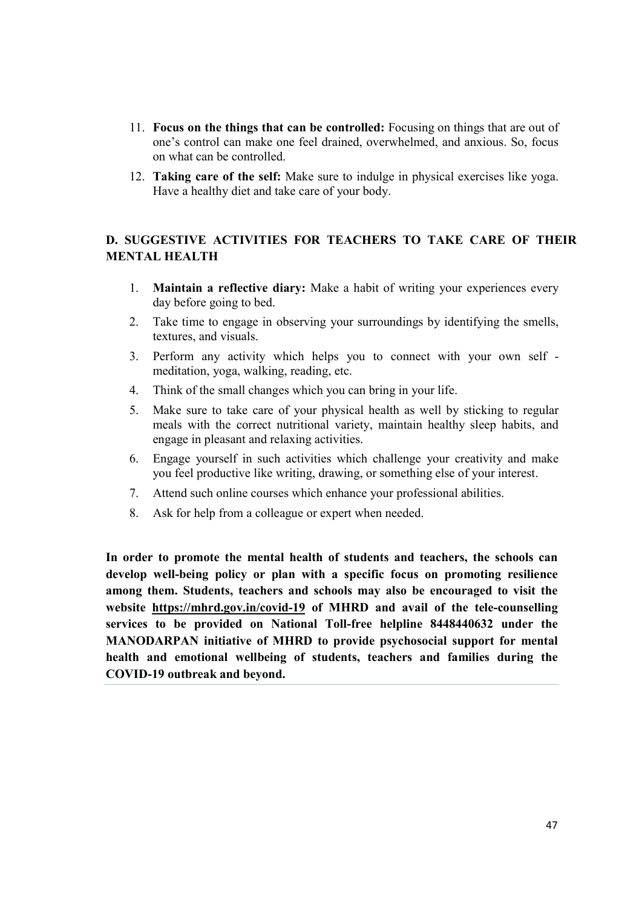11. **Focus on the things that can be controlled:** Focusing on things that are out of one's control can make one feel drained, overwhelmed, and anxious. So, focus on what can be controlled.
12. **Taking care of the self:** Make sure to indulge in physical exercises like yoga. Have a healthy diet and take care of your body.

## D. SUGGESTIVE ACTIVITIES FOR TEACHERS TO TAKE CARE OF THEIR MENTAL HEALTH

1. **Maintain a reflective diary:** Make a habit of writing your experiences every day before going to bed.
2. Take time to engage in observing your surroundings by identifying the smells, textures, and visuals.
3. Perform any activity which helps you to connect with your own self - meditation, yoga, walking, reading, etc.
4. Think of the small changes which you can bring in your life.
5. Make sure to take care of your physical health as well by sticking to regular meals with the correct nutritional variety, maintain healthy sleep habits, and engage in pleasant and relaxing activities.
6. Engage yourself in such activities which challenge your creativity and make you feel productive like writing, drawing, or something else of your interest.
7. Attend such online courses which enhance your professional abilities.
8. Ask for help from a colleague or expert when needed.

**In order to promote the mental health of students and teachers, the schools can develop well-being policy or plan with a specific focus on promoting resilience among them. Students, teachers and schools may also be encouraged to visit the website https://mhrd.gov.in/covid-19 of MHRD and avail of the tele-counselling services to be provided on National Toll-free helpline 8448440632 under the MANODARPAN initiative of MHRD to provide psychosocial support for mental health and emotional wellbeing of students, teachers and families during the COVID-19 outbreak and beyond.**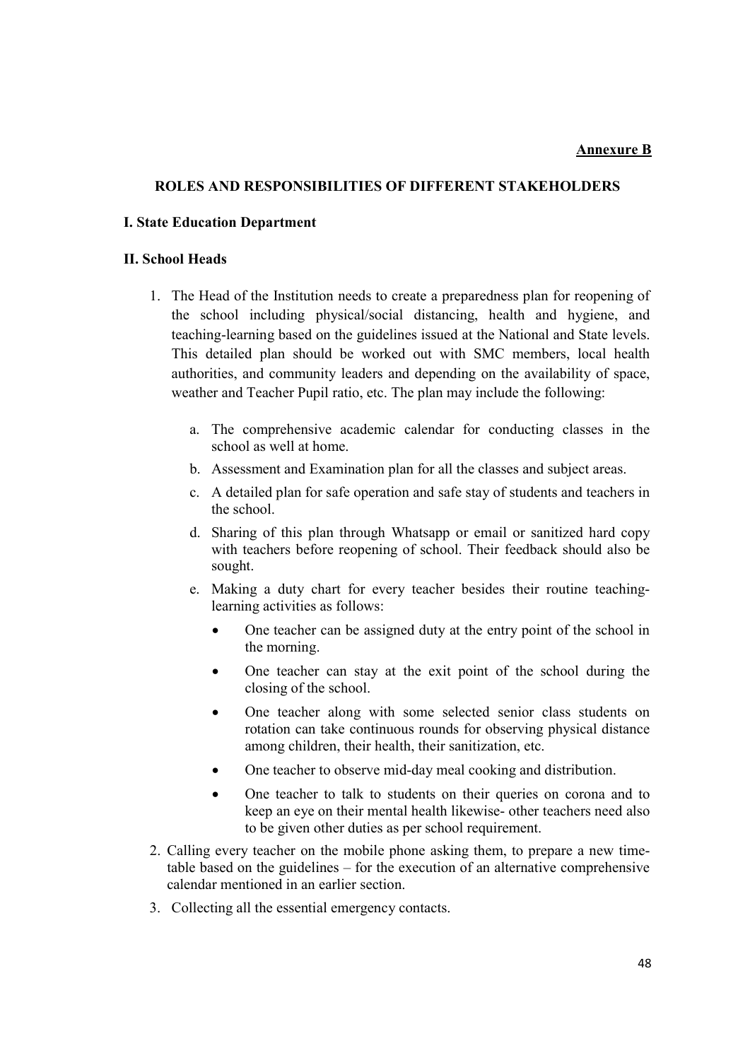**Annexure B**

## ROLES AND RESPONSIBILITIES OF DIFFERENT STAKEHOLDERS

### I. State Education Department

### II. School Heads

1. The Head of the Institution needs to create a preparedness plan for reopening of the school including physical/social distancing, health and hygiene, and teaching-learning based on the guidelines issued at the National and State levels. This detailed plan should be worked out with SMC members, local health authorities, and community leaders and depending on the availability of space, weather and Teacher Pupil ratio, etc. The plan may include the following:

   a. The comprehensive academic calendar for conducting classes in the school as well at home.

   b. Assessment and Examination plan for all the classes and subject areas.

   c. A detailed plan for safe operation and safe stay of students and teachers in the school.

   d. Sharing of this plan through Whatsapp or email or sanitized hard copy with teachers before reopening of school. Their feedback should also be sought.

   e. Making a duty chart for every teacher besides their routine teaching-learning activities as follows:

      - One teacher can be assigned duty at the entry point of the school in the morning.
      - One teacher can stay at the exit point of the school during the closing of the school.
      - One teacher along with some selected senior class students on rotation can take continuous rounds for observing physical distance among children, their health, their sanitization, etc.
      - One teacher to observe mid-day meal cooking and distribution.
      - One teacher to talk to students on their queries on corona and to keep an eye on their mental health likewise- other teachers need also to be given other duties as per school requirement.

2. Calling every teacher on the mobile phone asking them, to prepare a new time-table based on the guidelines – for the execution of an alternative comprehensive calendar mentioned in an earlier section.

3. Collecting all the essential emergency contacts.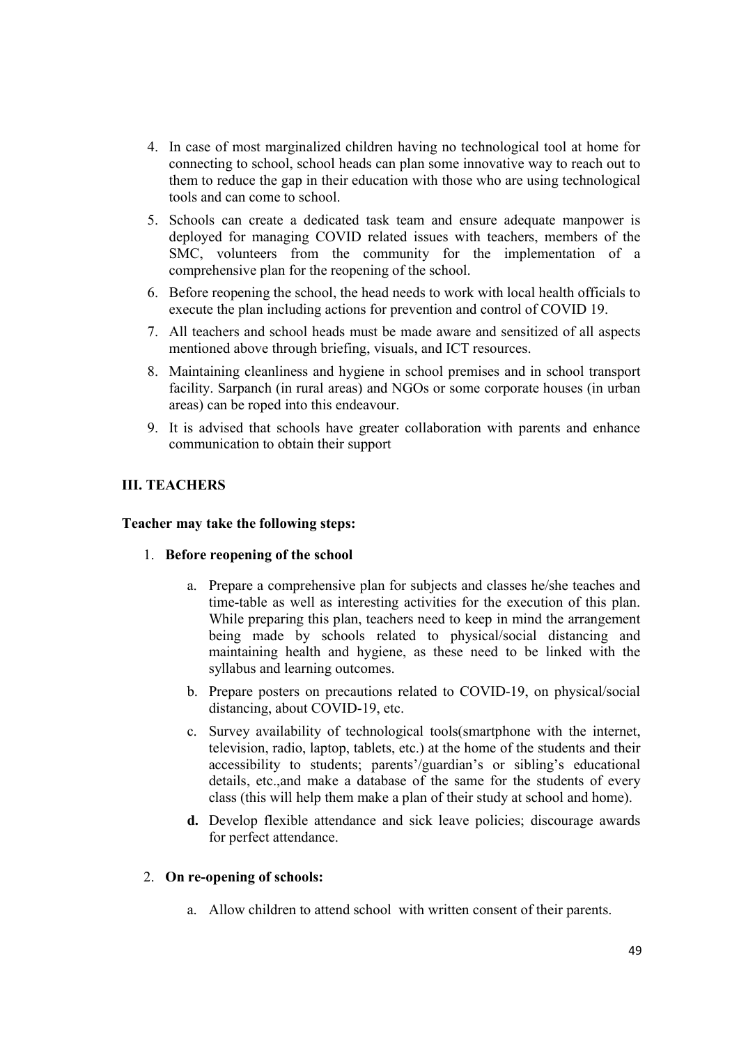4. In case of most marginalized children having no technological tool at home for connecting to school, school heads can plan some innovative way to reach out to them to reduce the gap in their education with those who are using technological tools and can come to school.
5. Schools can create a dedicated task team and ensure adequate manpower is deployed for managing COVID related issues with teachers, members of the SMC, volunteers from the community for the implementation of a comprehensive plan for the reopening of the school.
6. Before reopening the school, the head needs to work with local health officials to execute the plan including actions for prevention and control of COVID 19.
7. All teachers and school heads must be made aware and sensitized of all aspects mentioned above through briefing, visuals, and ICT resources.
8. Maintaining cleanliness and hygiene in school premises and in school transport facility. Sarpanch (in rural areas) and NGOs or some corporate houses (in urban areas) can be roped into this endeavour.
9. It is advised that schools have greater collaboration with parents and enhance communication to obtain their support

### III. TEACHERS

**Teacher may take the following steps:**

1. **Before reopening of the school**

   a. Prepare a comprehensive plan for subjects and classes he/she teaches and time-table as well as interesting activities for the execution of this plan. While preparing this plan, teachers need to keep in mind the arrangement being made by schools related to physical/social distancing and maintaining health and hygiene, as these need to be linked with the syllabus and learning outcomes.

   b. Prepare posters on precautions related to COVID-19, on physical/social distancing, about COVID-19, etc.

   c. Survey availability of technological tools(smartphone with the internet, television, radio, laptop, tablets, etc.) at the home of the students and their accessibility to students; parents'/guardian's or sibling's educational details, etc.,and make a database of the same for the students of every class (this will help them make a plan of their study at school and home).

   **d.** Develop flexible attendance and sick leave policies; discourage awards for perfect attendance.

2. **On re-opening of schools:**

   a. Allow children to attend school with written consent of their parents.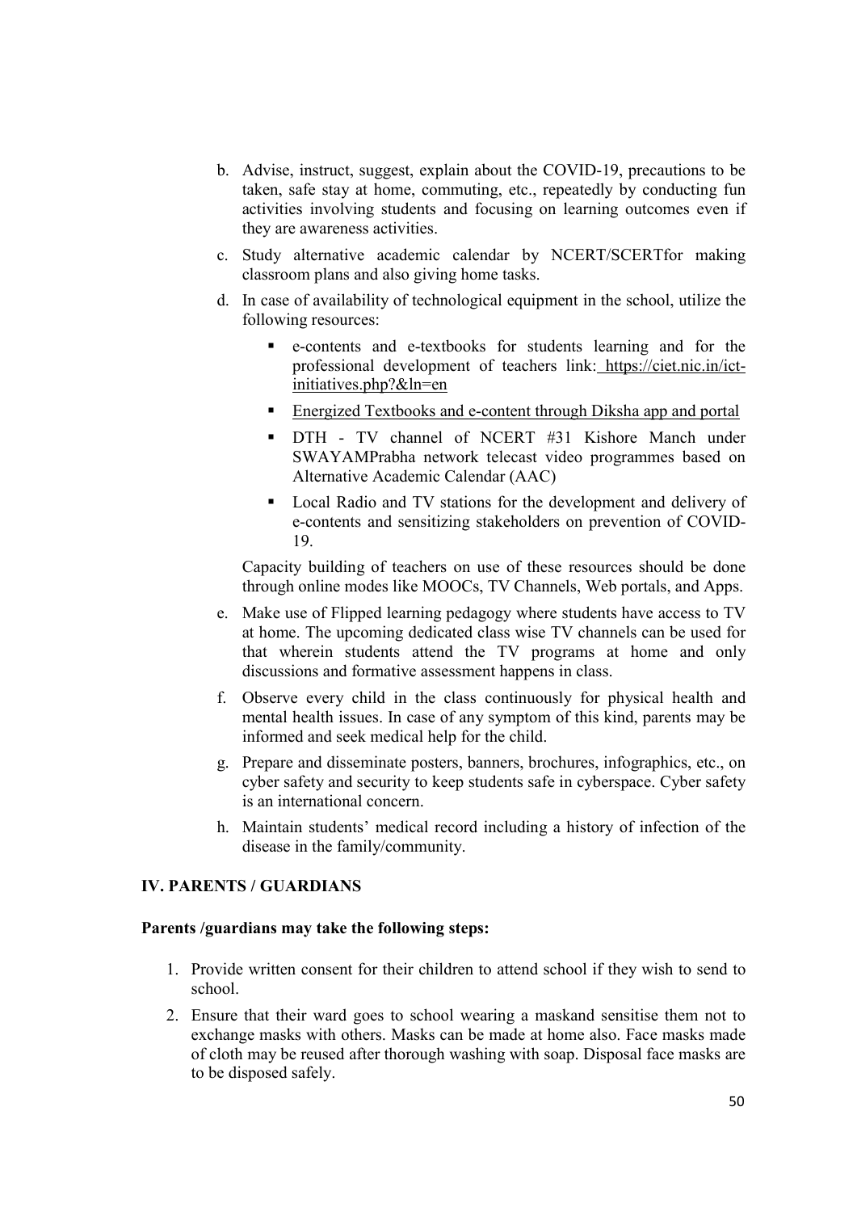b. Advise, instruct, suggest, explain about the COVID-19, precautions to be taken, safe stay at home, commuting, etc., repeatedly by conducting fun activities involving students and focusing on learning outcomes even if they are awareness activities.

c. Study alternative academic calendar by NCERT/SCERTfor making classroom plans and also giving home tasks.

d. In case of availability of technological equipment in the school, utilize the following resources:

   - e-contents and e-textbooks for students learning and for the professional development of teachers link: https://ciet.nic.in/ict-initiatives.php?&ln=en
   - Energized Textbooks and e-content through Diksha app and portal
   - DTH - TV channel of NCERT #31 Kishore Manch under SWAYAMPrabha network telecast video programmes based on Alternative Academic Calendar (AAC)
   - Local Radio and TV stations for the development and delivery of e-contents and sensitizing stakeholders on prevention of COVID-19.

   Capacity building of teachers on use of these resources should be done through online modes like MOOCs, TV Channels, Web portals, and Apps.

e. Make use of Flipped learning pedagogy where students have access to TV at home. The upcoming dedicated class wise TV channels can be used for that wherein students attend the TV programs at home and only discussions and formative assessment happens in class.

f. Observe every child in the class continuously for physical health and mental health issues. In case of any symptom of this kind, parents may be informed and seek medical help for the child.

g. Prepare and disseminate posters, banners, brochures, infographics, etc., on cyber safety and security to keep students safe in cyberspace. Cyber safety is an international concern.

h. Maintain students' medical record including a history of infection of the disease in the family/community.

## IV. PARENTS / GUARDIANS

**Parents /guardians may take the following steps:**

1. Provide written consent for their children to attend school if they wish to send to school.
2. Ensure that their ward goes to school wearing a maskand sensitise them not to exchange masks with others. Masks can be made at home also. Face masks made of cloth may be reused after thorough washing with soap. Disposal face masks are to be disposed safely.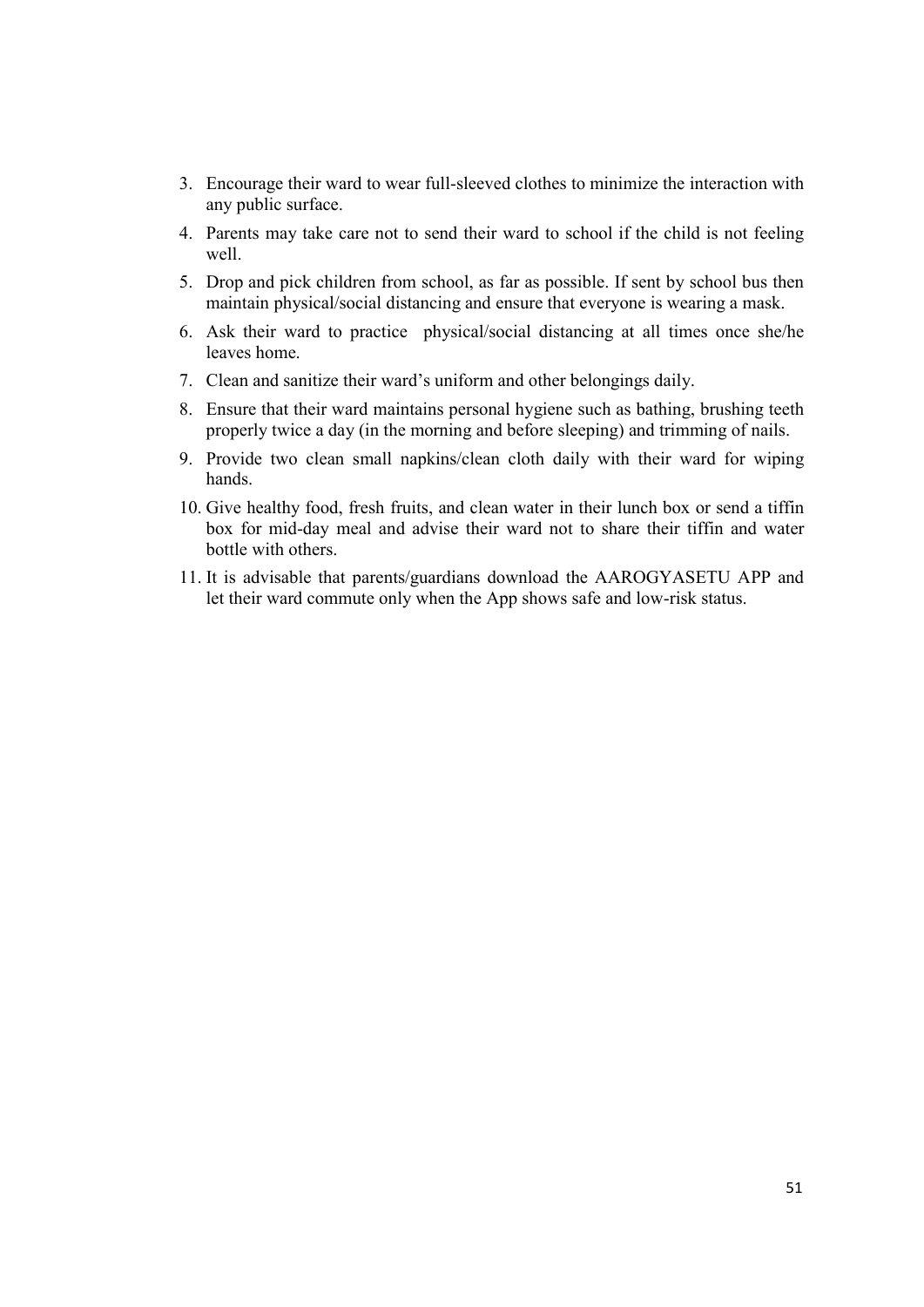3. Encourage their ward to wear full-sleeved clothes to minimize the interaction with any public surface.
4. Parents may take care not to send their ward to school if the child is not feeling well.
5. Drop and pick children from school, as far as possible. If sent by school bus then maintain physical/social distancing and ensure that everyone is wearing a mask.
6. Ask their ward to practice physical/social distancing at all times once she/he leaves home.
7. Clean and sanitize their ward's uniform and other belongings daily.
8. Ensure that their ward maintains personal hygiene such as bathing, brushing teeth properly twice a day (in the morning and before sleeping) and trimming of nails.
9. Provide two clean small napkins/clean cloth daily with their ward for wiping hands.
10. Give healthy food, fresh fruits, and clean water in their lunch box or send a tiffin box for mid-day meal and advise their ward not to share their tiffin and water bottle with others.
11. It is advisable that parents/guardians download the AAROGYASETU APP and let their ward commute only when the App shows safe and low-risk status.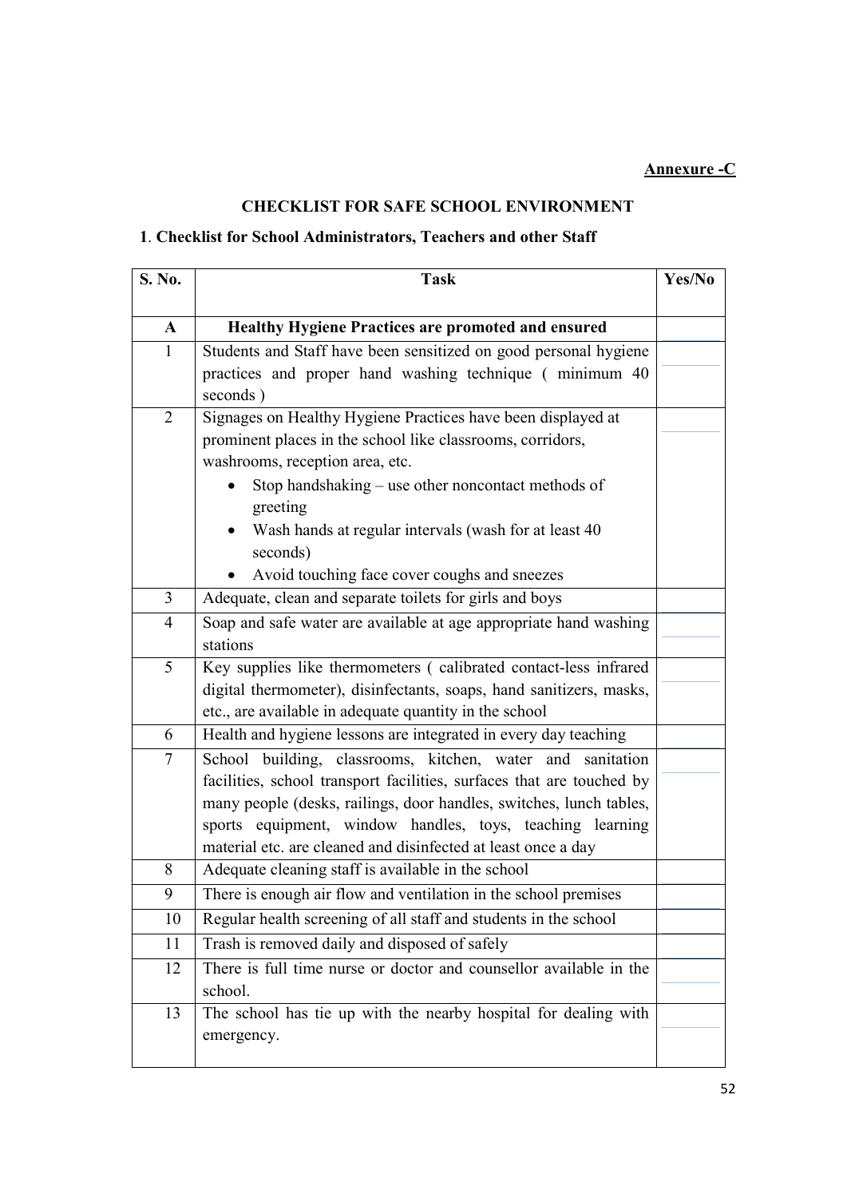**Annexure -C**

## CHECKLIST FOR SAFE SCHOOL ENVIRONMENT

### 1. Checklist for School Administrators, Teachers and other Staff

| S. No. | Task | Yes/No |
|---|---|---|
| **A** | **Healthy Hygiene Practices are promoted and ensured** | |
| 1 | Students and Staff have been sensitized on good personal hygiene practices and proper hand washing technique ( minimum 40 seconds ) | |
| 2 | Signages on Healthy Hygiene Practices have been displayed at prominent places in the school like classrooms, corridors, washrooms, reception area, etc.<br>• Stop handshaking – use other noncontact methods of greeting<br>• Wash hands at regular intervals (wash for at least 40 seconds)<br>• Avoid touching face cover coughs and sneezes | |
| 3 | Adequate, clean and separate toilets for girls and boys | |
| 4 | Soap and safe water are available at age appropriate hand washing stations | |
| 5 | Key supplies like thermometers ( calibrated contact-less infrared digital thermometer), disinfectants, soaps, hand sanitizers, masks, etc., are available in adequate quantity in the school | |
| 6 | Health and hygiene lessons are integrated in every day teaching | |
| 7 | School building, classrooms, kitchen, water and sanitation facilities, school transport facilities, surfaces that are touched by many people (desks, railings, door handles, switches, lunch tables, sports equipment, window handles, toys, teaching learning material etc. are cleaned and disinfected at least once a day | |
| 8 | Adequate cleaning staff is available in the school | |
| 9 | There is enough air flow and ventilation in the school premises | |
| 10 | Regular health screening of all staff and students in the school | |
| 11 | Trash is removed daily and disposed of safely | |
| 12 | There is full time nurse or doctor and counsellor available in the school. | |
| 13 | The school has tie up with the nearby hospital for dealing with emergency. | |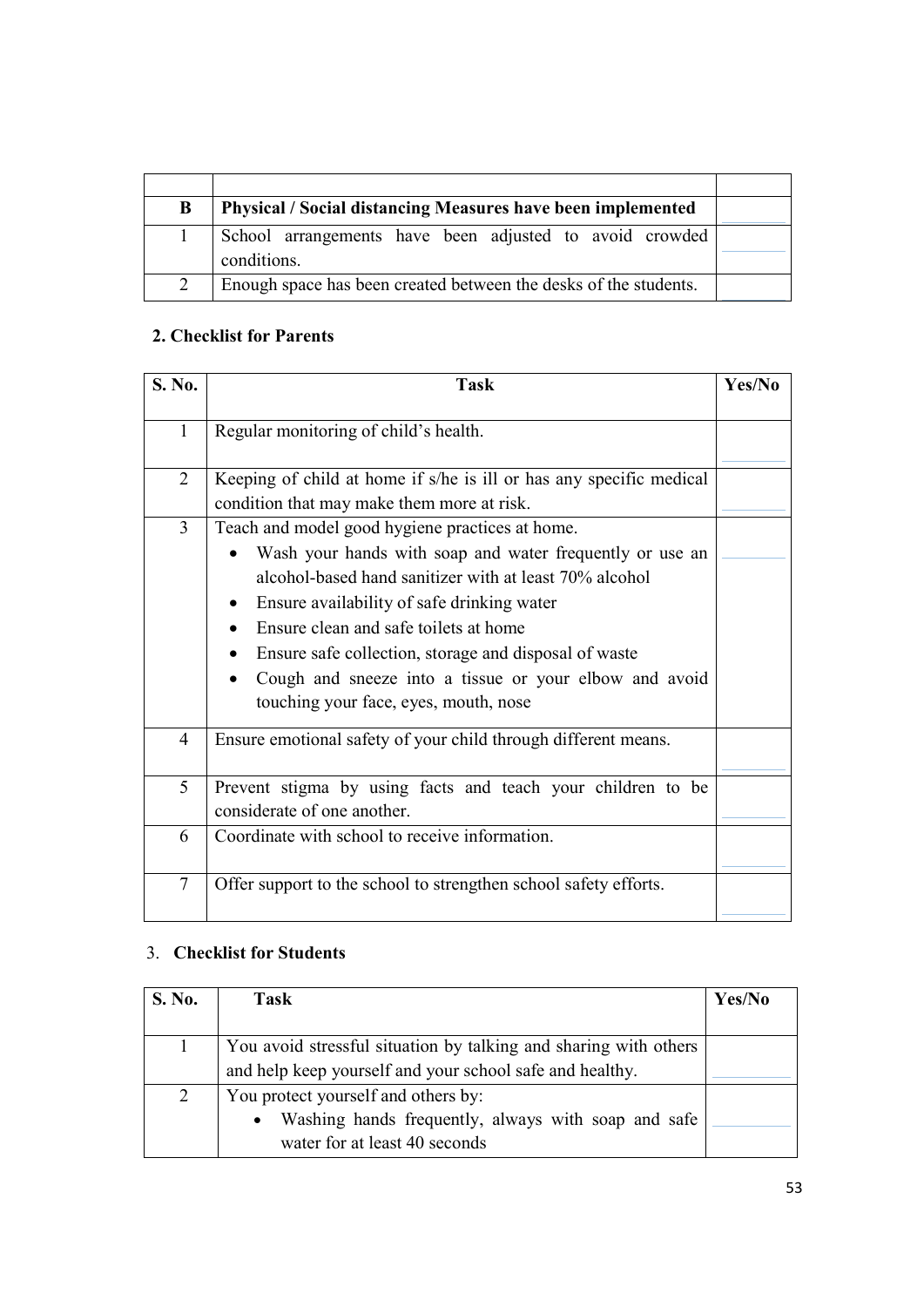| | | |
|---|---|---|
| **B** | **Physical / Social distancing Measures have been implemented** | |
| 1 | School arrangements have been adjusted to avoid crowded conditions. | |
| 2 | Enough space has been created between the desks of the students. | |

**2. Checklist for Parents**

| S. No. | Task | Yes/No |
|---|---|---|
| 1 | Regular monitoring of child's health. | |
| 2 | Keeping of child at home if s/he is ill or has any specific medical condition that may make them more at risk. | |
| 3 | Teach and model good hygiene practices at home.<br>• Wash your hands with soap and water frequently or use an alcohol-based hand sanitizer with at least 70% alcohol<br>• Ensure availability of safe drinking water<br>• Ensure clean and safe toilets at home<br>• Ensure safe collection, storage and disposal of waste<br>• Cough and sneeze into a tissue or your elbow and avoid touching your face, eyes, mouth, nose | |
| 4 | Ensure emotional safety of your child through different means. | |
| 5 | Prevent stigma by using facts and teach your children to be considerate of one another. | |
| 6 | Coordinate with school to receive information. | |
| 7 | Offer support to the school to strengthen school safety efforts. | |

3. **Checklist for Students**

| S. No. | Task | Yes/No |
|---|---|---|
| 1 | You avoid stressful situation by talking and sharing with others and help keep yourself and your school safe and healthy. | |
| 2 | You protect yourself and others by:<br>• Washing hands frequently, always with soap and safe water for at least 40 seconds | |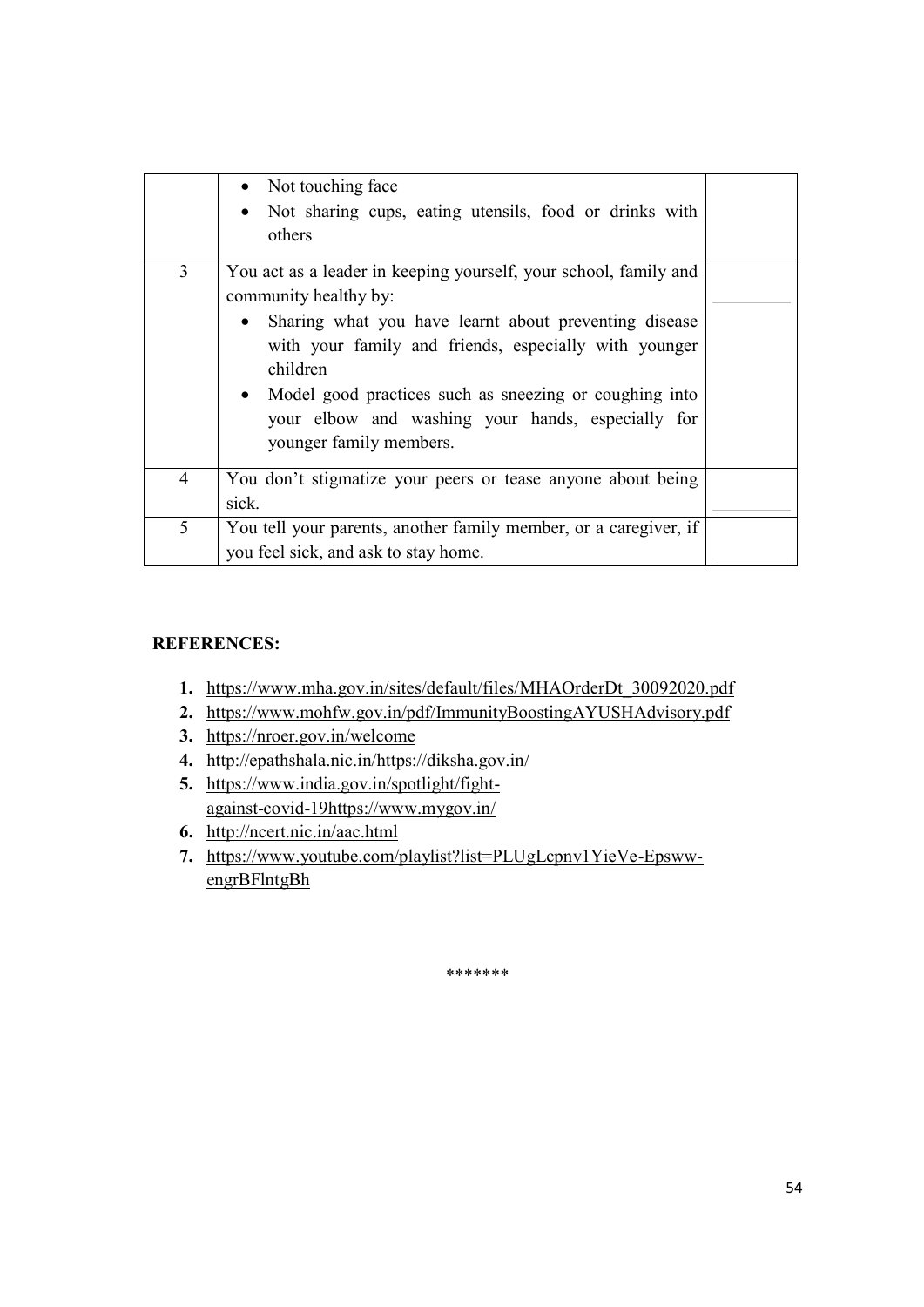| | | |
|---|---|---|
| | • Not touching face<br>• Not sharing cups, eating utensils, food or drinks with others | |
| 3 | You act as a leader in keeping yourself, your school, family and community healthy by:<br>• Sharing what you have learnt about preventing disease with your family and friends, especially with younger children<br>• Model good practices such as sneezing or coughing into your elbow and washing your hands, especially for younger family members. | |
| 4 | You don't stigmatize your peers or tease anyone about being sick. | |
| 5 | You tell your parents, another family member, or a caregiver, if you feel sick, and ask to stay home. | |

**REFERENCES:**

1. https://www.mha.gov.in/sites/default/files/MHAOrderDt_30092020.pdf
2. https://www.mohfw.gov.in/pdf/ImmunityBoostingAYUSHAdvisory.pdf
3. https://nroer.gov.in/welcome
4. http://epathshala.nic.in/https://diksha.gov.in/
5. https://www.india.gov.in/spotlight/fight-against-covid-19https://www.mygov.in/
6. http://ncert.nic.in/aac.html
7. https://www.youtube.com/playlist?list=PLUgLcpnv1YieVe-Epsww-engrBFlntgBh

*******